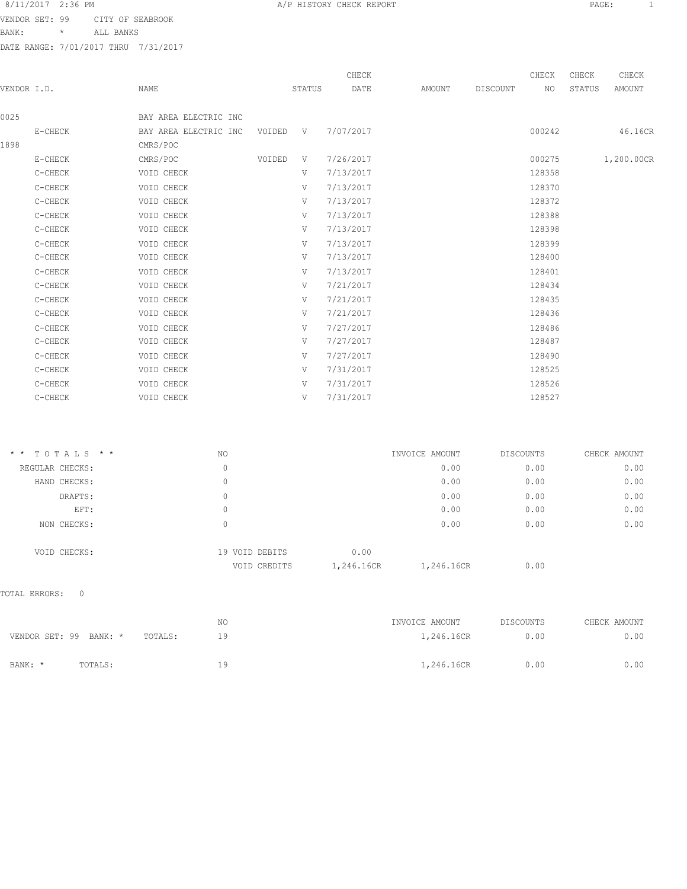8/11/2017 2:36 PM

# A/P HISTORY CHECK REPORT

VENDOR SET: 99 CITY OF SEABROOK
BANK: * ALL BANKS
DATE RANGE: 7/01/2017 THRU 7/31/2017

| VENDOR I.D. | NAME | STATUS | | CHECK DATE | AMOUNT | DISCOUNT | CHECK NO | CHECK STATUS | CHECK AMOUNT |
|---|---|---|---|---|---|---|---|---|---|
| 0025 | BAY AREA ELECTRIC INC | | | | | | | | |
| E-CHECK | BAY AREA ELECTRIC INC | VOIDED | V | 7/07/2017 | | | 000242 | | 46.16CR |
| 1898 | CMRS/POC | | | | | | | | |
| E-CHECK | CMRS/POC | VOIDED | V | 7/26/2017 | | | 000275 | | 1,200.00CR |
| C-CHECK | VOID CHECK | | V | 7/13/2017 | | | 128358 | | |
| C-CHECK | VOID CHECK | | V | 7/13/2017 | | | 128370 | | |
| C-CHECK | VOID CHECK | | V | 7/13/2017 | | | 128372 | | |
| C-CHECK | VOID CHECK | | V | 7/13/2017 | | | 128388 | | |
| C-CHECK | VOID CHECK | | V | 7/13/2017 | | | 128398 | | |
| C-CHECK | VOID CHECK | | V | 7/13/2017 | | | 128399 | | |
| C-CHECK | VOID CHECK | | V | 7/13/2017 | | | 128400 | | |
| C-CHECK | VOID CHECK | | V | 7/13/2017 | | | 128401 | | |
| C-CHECK | VOID CHECK | | V | 7/21/2017 | | | 128434 | | |
| C-CHECK | VOID CHECK | | V | 7/21/2017 | | | 128435 | | |
| C-CHECK | VOID CHECK | | V | 7/21/2017 | | | 128436 | | |
| C-CHECK | VOID CHECK | | V | 7/27/2017 | | | 128486 | | |
| C-CHECK | VOID CHECK | | V | 7/27/2017 | | | 128487 | | |
| C-CHECK | VOID CHECK | | V | 7/27/2017 | | | 128490 | | |
| C-CHECK | VOID CHECK | | V | 7/31/2017 | | | 128525 | | |
| C-CHECK | VOID CHECK | | V | 7/31/2017 | | | 128526 | | |
| C-CHECK | VOID CHECK | | V | 7/31/2017 | | | 128527 | | |

| * * T O T A L S * * | NO | | | INVOICE AMOUNT | DISCOUNTS | CHECK AMOUNT |
|---|---|---|---|---|---|---|
| REGULAR CHECKS: | 0 | | | 0.00 | 0.00 | 0.00 |
| HAND CHECKS: | 0 | | | 0.00 | 0.00 | 0.00 |
| DRAFTS: | 0 | | | 0.00 | 0.00 | 0.00 |
| EFT: | 0 | | | 0.00 | 0.00 | 0.00 |
| NON CHECKS: | 0 | | | 0.00 | 0.00 | 0.00 |
| VOID CHECKS: | 19 | VOID DEBITS | 0.00 | | | |
| | | VOID CREDITS | 1,246.16CR | 1,246.16CR | 0.00 | |

TOTAL ERRORS: 0

| | NO | INVOICE AMOUNT | DISCOUNTS | CHECK AMOUNT |
|---|---|---|---|---|
| VENDOR SET: 99 BANK: * TOTALS: | 19 | 1,246.16CR | 0.00 | 0.00 |
| BANK: * TOTALS: | 19 | 1,246.16CR | 0.00 | 0.00 |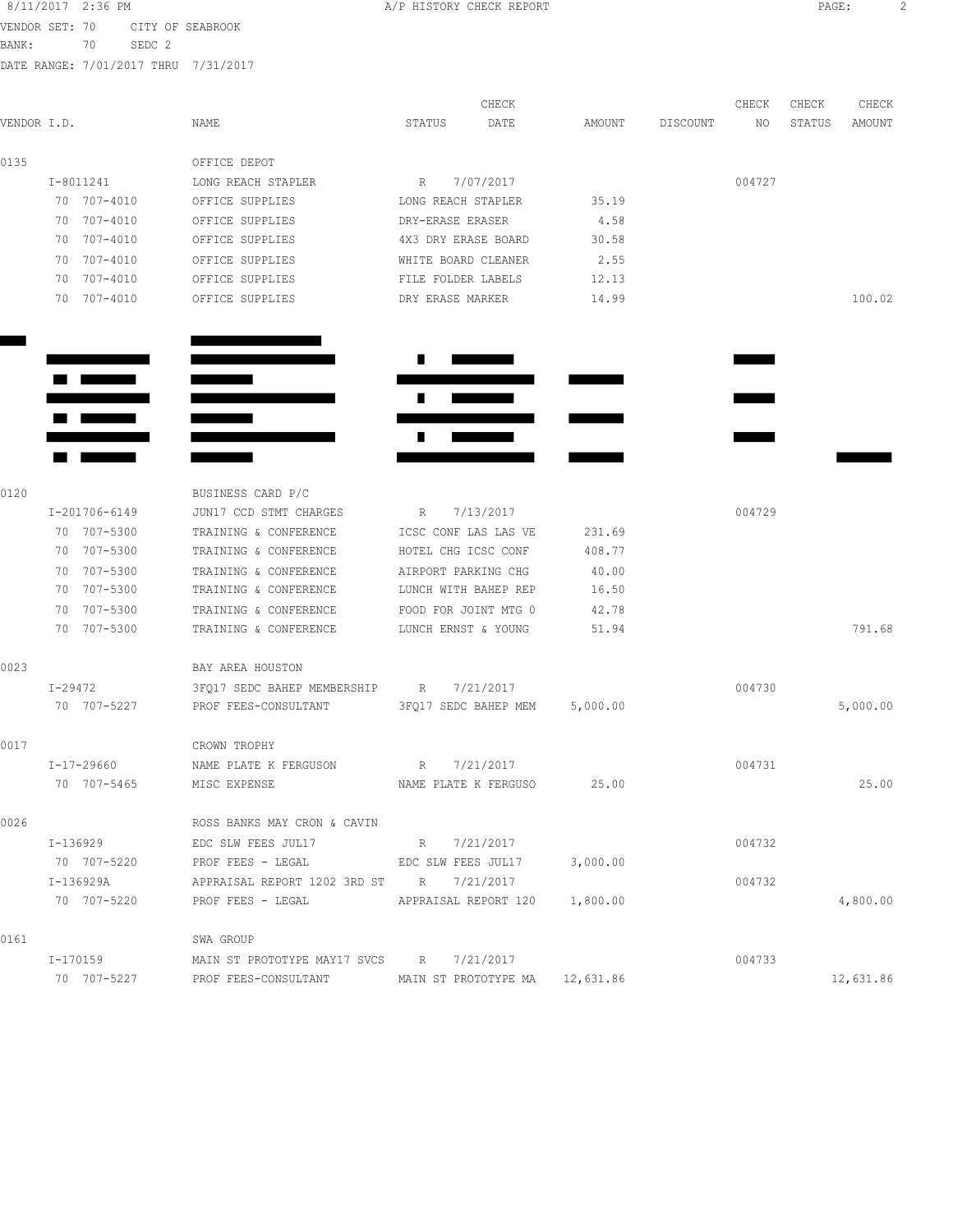8/11/2017 2:36 PM A/P HISTORY CHECK REPORT

VENDOR SET: 70 CITY OF SEABROOK
BANK: 70 SEDC 2
DATE RANGE: 7/01/2017 THRU 7/31/2017

| VENDOR I.D. | NAME | STATUS | CHECK DATE | AMOUNT | DISCOUNT | CHECK NO | CHECK STATUS | CHECK AMOUNT |
|---|---|---|---|---|---|---|---|---|
| 0135 | OFFICE DEPOT | | | | | | | |
| I-8011241 | LONG REACH STAPLER | R | 7/07/2017 | | | 004727 | | |
| 70 707-4010 | OFFICE SUPPLIES | LONG REACH STAPLER | | 35.19 | | | | |
| 70 707-4010 | OFFICE SUPPLIES | DRY-ERASE ERASER | | 4.58 | | | | |
| 70 707-4010 | OFFICE SUPPLIES | 4X3 DRY ERASE BOARD | | 30.58 | | | | |
| 70 707-4010 | OFFICE SUPPLIES | WHITE BOARD CLEANER | | 2.55 | | | | |
| 70 707-4010 | OFFICE SUPPLIES | FILE FOLDER LABELS | | 12.13 | | | | |
| 70 707-4010 | OFFICE SUPPLIES | DRY ERASE MARKER | | 14.99 | | | | 100.02 |
| 0120 | BUSINESS CARD P/C | | | | | | | |
| I-201706-6149 | JUN17 CCD STMT CHARGES | R | 7/13/2017 | | | 004729 | | |
| 70 707-5300 | TRAINING & CONFERENCE | ICSC CONF LAS LAS VE | | 231.69 | | | | |
| 70 707-5300 | TRAINING & CONFERENCE | HOTEL CHG ICSC CONF | | 408.77 | | | | |
| 70 707-5300 | TRAINING & CONFERENCE | AIRPORT PARKING CHG | | 40.00 | | | | |
| 70 707-5300 | TRAINING & CONFERENCE | LUNCH WITH BAHEP REP | | 16.50 | | | | |
| 70 707-5300 | TRAINING & CONFERENCE | FOOD FOR JOINT MTG 0 | | 42.78 | | | | |
| 70 707-5300 | TRAINING & CONFERENCE | LUNCH ERNST & YOUNG | | 51.94 | | | | 791.68 |
| 0023 | BAY AREA HOUSTON | | | | | | | |
| I-29472 | 3FQ17 SEDC BAHEP MEMBERSHIP | R | 7/21/2017 | | | 004730 | | |
| 70 707-5227 | PROF FEES-CONSULTANT | 3FQ17 SEDC BAHEP MEM | | 5,000.00 | | | | 5,000.00 |
| 0017 | CROWN TROPHY | | | | | | | |
| I-17-29660 | NAME PLATE K FERGUSON | R | 7/21/2017 | | | 004731 | | |
| 70 707-5465 | MISC EXPENSE | NAME PLATE K FERGUSO | | 25.00 | | | | 25.00 |
| 0026 | ROSS BANKS MAY CRON & CAVIN | | | | | | | |
| I-136929 | EDC SLW FEES JUL17 | R | 7/21/2017 | | | 004732 | | |
| 70 707-5220 | PROF FEES - LEGAL | EDC SLW FEES JUL17 | | 3,000.00 | | | | |
| I-136929A | APPRAISAL REPORT 1202 3RD ST | R | 7/21/2017 | | | 004732 | | |
| 70 707-5220 | PROF FEES - LEGAL | APPRAISAL REPORT 120 | | 1,800.00 | | | | 4,800.00 |
| 0161 | SWA GROUP | | | | | | | |
| I-170159 | MAIN ST PROTOTYPE MAY17 SVCS | R | 7/21/2017 | | | 004733 | | |
| 70 707-5227 | PROF FEES-CONSULTANT | MAIN ST PROTOTYPE MA | | 12,631.86 | | | | 12,631.86 |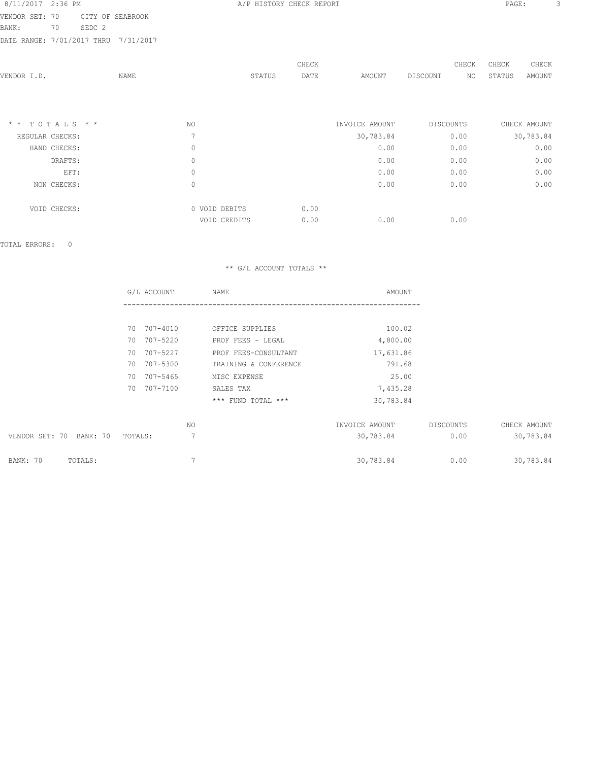8/11/2017 2:36 PM — A/P HISTORY CHECK REPORT

VENDOR SET: 70 CITY OF SEABROOK
BANK: 70 SEDC 2
DATE RANGE: 7/01/2017 THRU 7/31/2017

| VENDOR I.D. | NAME | STATUS | CHECK DATE | AMOUNT | DISCOUNT | CHECK NO | CHECK STATUS | CHECK AMOUNT |
|---|---|---|---|---|---|---|---|---|

| * * T O T A L S * * | NO | | | INVOICE AMOUNT | DISCOUNTS | CHECK AMOUNT |
|---|---|---|---|---|---|---|
| REGULAR CHECKS: | 7 | | | 30,783.84 | 0.00 | 30,783.84 |
| HAND CHECKS: | 0 | | | 0.00 | 0.00 | 0.00 |
| DRAFTS: | 0 | | | 0.00 | 0.00 | 0.00 |
| EFT: | 0 | | | 0.00 | 0.00 | 0.00 |
| NON CHECKS: | 0 | | | 0.00 | 0.00 | 0.00 |
| VOID CHECKS: | 0 | VOID DEBITS | 0.00 | | | |
| | | VOID CREDITS | 0.00 | 0.00 | 0.00 | |

TOTAL ERRORS: 0

** G/L ACCOUNT TOTALS **

| G/L ACCOUNT | NAME | AMOUNT |
|---|---|---|
| 70 707-4010 | OFFICE SUPPLIES | 100.02 |
| 70 707-5220 | PROF FEES - LEGAL | 4,800.00 |
| 70 707-5227 | PROF FEES-CONSULTANT | 17,631.86 |
| 70 707-5300 | TRAINING & CONFERENCE | 791.68 |
| 70 707-5465 | MISC EXPENSE | 25.00 |
| 70 707-7100 | SALES TAX | 7,435.28 |
| | *** FUND TOTAL *** | 30,783.84 |

| | NO | INVOICE AMOUNT | DISCOUNTS | CHECK AMOUNT |
|---|---|---|---|---|
| VENDOR SET: 70 BANK: 70 TOTALS: | 7 | 30,783.84 | 0.00 | 30,783.84 |
| BANK: 70 TOTALS: | 7 | 30,783.84 | 0.00 | 30,783.84 |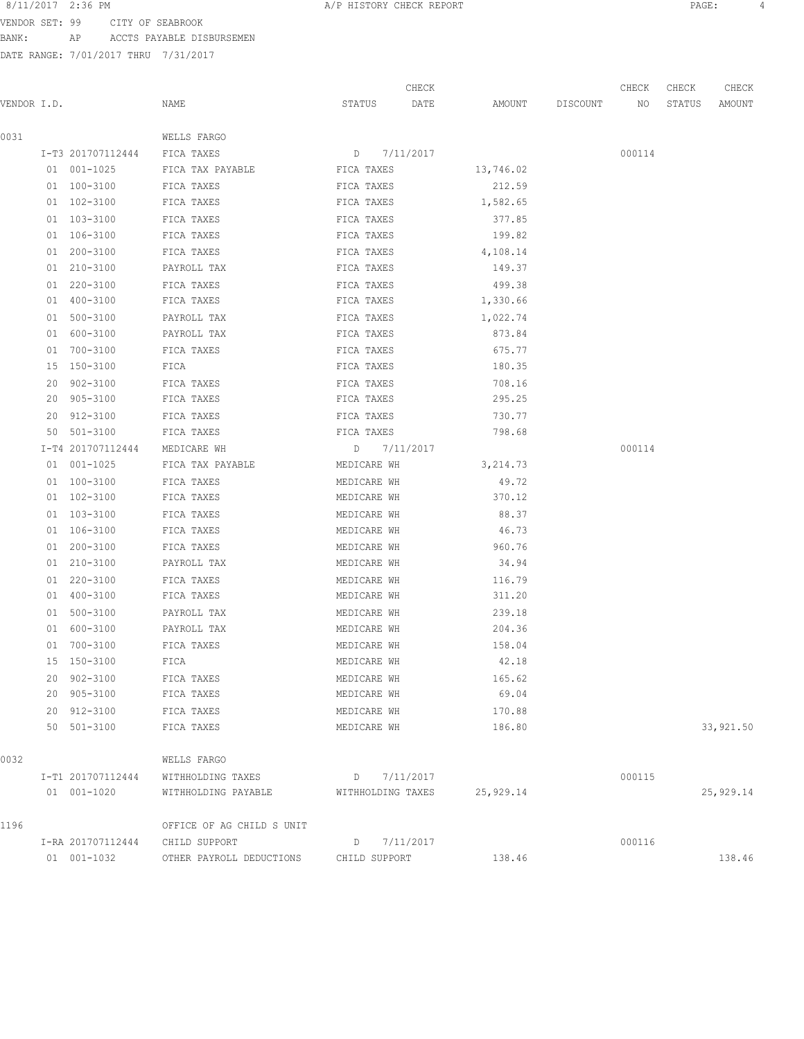VENDOR SET: 99 CITY OF SEABROOK
BANK: AP ACCTS PAYABLE DISBURSEMEN
DATE RANGE: 7/01/2017 THRU 7/31/2017

| VENDOR I.D. | | NAME | STATUS | CHECK DATE | AMOUNT | DISCOUNT | CHECK NO | CHECK STATUS | CHECK AMOUNT |
|---|---|---|---|---|---|---|---|---|---|
| 0031 | | WELLS FARGO | | | | | | | |
| | I-T3 201707112444 | FICA TAXES | D | 7/11/2017 | | | 000114 | | |
| | 01 001-1025 | FICA TAX PAYABLE | FICA TAXES | | 13,746.02 | | | | |
| | 01 100-3100 | FICA TAXES | FICA TAXES | | 212.59 | | | | |
| | 01 102-3100 | FICA TAXES | FICA TAXES | | 1,582.65 | | | | |
| | 01 103-3100 | FICA TAXES | FICA TAXES | | 377.85 | | | | |
| | 01 106-3100 | FICA TAXES | FICA TAXES | | 199.82 | | | | |
| | 01 200-3100 | FICA TAXES | FICA TAXES | | 4,108.14 | | | | |
| | 01 210-3100 | PAYROLL TAX | FICA TAXES | | 149.37 | | | | |
| | 01 220-3100 | FICA TAXES | FICA TAXES | | 499.38 | | | | |
| | 01 400-3100 | FICA TAXES | FICA TAXES | | 1,330.66 | | | | |
| | 01 500-3100 | PAYROLL TAX | FICA TAXES | | 1,022.74 | | | | |
| | 01 600-3100 | PAYROLL TAX | FICA TAXES | | 873.84 | | | | |
| | 01 700-3100 | FICA TAXES | FICA TAXES | | 675.77 | | | | |
| | 15 150-3100 | FICA | FICA TAXES | | 180.35 | | | | |
| | 20 902-3100 | FICA TAXES | FICA TAXES | | 708.16 | | | | |
| | 20 905-3100 | FICA TAXES | FICA TAXES | | 295.25 | | | | |
| | 20 912-3100 | FICA TAXES | FICA TAXES | | 730.77 | | | | |
| | 50 501-3100 | FICA TAXES | FICA TAXES | | 798.68 | | | | |
| | I-T4 201707112444 | MEDICARE WH | D | 7/11/2017 | | | 000114 | | |
| | 01 001-1025 | FICA TAX PAYABLE | MEDICARE WH | | 3,214.73 | | | | |
| | 01 100-3100 | FICA TAXES | MEDICARE WH | | 49.72 | | | | |
| | 01 102-3100 | FICA TAXES | MEDICARE WH | | 370.12 | | | | |
| | 01 103-3100 | FICA TAXES | MEDICARE WH | | 88.37 | | | | |
| | 01 106-3100 | FICA TAXES | MEDICARE WH | | 46.73 | | | | |
| | 01 200-3100 | FICA TAXES | MEDICARE WH | | 960.76 | | | | |
| | 01 210-3100 | PAYROLL TAX | MEDICARE WH | | 34.94 | | | | |
| | 01 220-3100 | FICA TAXES | MEDICARE WH | | 116.79 | | | | |
| | 01 400-3100 | FICA TAXES | MEDICARE WH | | 311.20 | | | | |
| | 01 500-3100 | PAYROLL TAX | MEDICARE WH | | 239.18 | | | | |
| | 01 600-3100 | PAYROLL TAX | MEDICARE WH | | 204.36 | | | | |
| | 01 700-3100 | FICA TAXES | MEDICARE WH | | 158.04 | | | | |
| | 15 150-3100 | FICA | MEDICARE WH | | 42.18 | | | | |
| | 20 902-3100 | FICA TAXES | MEDICARE WH | | 165.62 | | | | |
| | 20 905-3100 | FICA TAXES | MEDICARE WH | | 69.04 | | | | |
| | 20 912-3100 | FICA TAXES | MEDICARE WH | | 170.88 | | | | |
| | 50 501-3100 | FICA TAXES | MEDICARE WH | | 186.80 | | | | 33,921.50 |
| 0032 | | WELLS FARGO | | | | | | | |
| | I-T1 201707112444 | WITHHOLDING TAXES | D | 7/11/2017 | | | 000115 | | |
| | 01 001-1020 | WITHHOLDING PAYABLE | WITHHOLDING TAXES | | 25,929.14 | | | | 25,929.14 |
| 1196 | | OFFICE OF AG CHILD S UNIT | | | | | | | |
| | I-RA 201707112444 | CHILD SUPPORT | D | 7/11/2017 | | | 000116 | | |
| | 01 001-1032 | OTHER PAYROLL DEDUCTIONS | CHILD SUPPORT | | 138.46 | | | | 138.46 |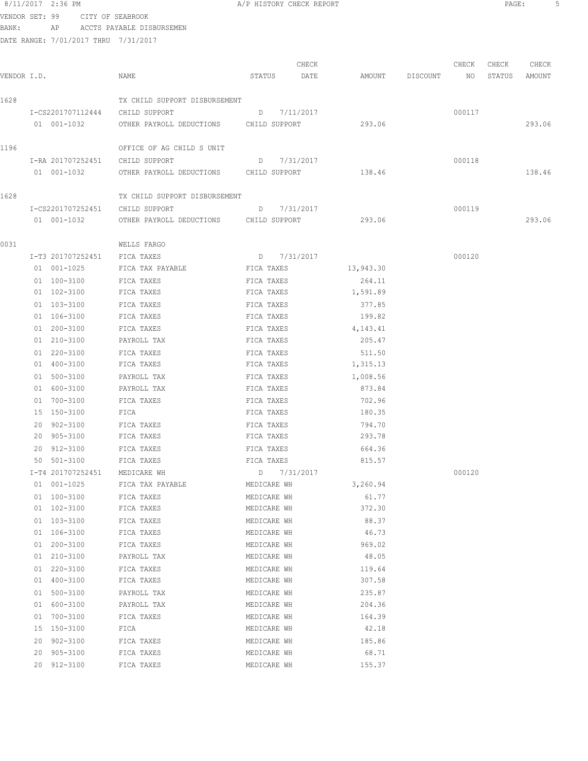8/11/2017 2:36 PM A/P HISTORY CHECK REPORT

VENDOR SET: 99 CITY OF SEABROOK
BANK: AP ACCTS PAYABLE DISBURSEMEN
DATE RANGE: 7/01/2017 THRU 7/31/2017

| VENDOR I.D. | NAME | STATUS | CHECK DATE | AMOUNT | DISCOUNT | CHECK NO | CHECK STATUS | CHECK AMOUNT |
|---|---|---|---|---|---|---|---|---|
| 1628 | TX CHILD SUPPORT DISBURSEMENT | | | | | | | |
| I-CS2201707112444 | CHILD SUPPORT | D | 7/11/2017 | | | 000117 | | |
| 01 001-1032 | OTHER PAYROLL DEDUCTIONS | CHILD SUPPORT | | 293.06 | | | | 293.06 |
| 1196 | OFFICE OF AG CHILD S UNIT | | | | | | | |
| I-RA 201707252451 | CHILD SUPPORT | D | 7/31/2017 | | | 000118 | | |
| 01 001-1032 | OTHER PAYROLL DEDUCTIONS | CHILD SUPPORT | | 138.46 | | | | 138.46 |
| 1628 | TX CHILD SUPPORT DISBURSEMENT | | | | | | | |
| I-CS2201707252451 | CHILD SUPPORT | D | 7/31/2017 | | | 000119 | | |
| 01 001-1032 | OTHER PAYROLL DEDUCTIONS | CHILD SUPPORT | | 293.06 | | | | 293.06 |
| 0031 | WELLS FARGO | | | | | | | |
| I-T3 201707252451 | FICA TAXES | D | 7/31/2017 | | | 000120 | | |
| 01 001-1025 | FICA TAX PAYABLE | FICA TAXES | | 13,943.30 | | | | |
| 01 100-3100 | FICA TAXES | FICA TAXES | | 264.11 | | | | |
| 01 102-3100 | FICA TAXES | FICA TAXES | | 1,591.89 | | | | |
| 01 103-3100 | FICA TAXES | FICA TAXES | | 377.85 | | | | |
| 01 106-3100 | FICA TAXES | FICA TAXES | | 199.82 | | | | |
| 01 200-3100 | FICA TAXES | FICA TAXES | | 4,143.41 | | | | |
| 01 210-3100 | PAYROLL TAX | FICA TAXES | | 205.47 | | | | |
| 01 220-3100 | FICA TAXES | FICA TAXES | | 511.50 | | | | |
| 01 400-3100 | FICA TAXES | FICA TAXES | | 1,315.13 | | | | |
| 01 500-3100 | PAYROLL TAX | FICA TAXES | | 1,008.56 | | | | |
| 01 600-3100 | PAYROLL TAX | FICA TAXES | | 873.84 | | | | |
| 01 700-3100 | FICA TAXES | FICA TAXES | | 702.96 | | | | |
| 15 150-3100 | FICA | FICA TAXES | | 180.35 | | | | |
| 20 902-3100 | FICA TAXES | FICA TAXES | | 794.70 | | | | |
| 20 905-3100 | FICA TAXES | FICA TAXES | | 293.78 | | | | |
| 20 912-3100 | FICA TAXES | FICA TAXES | | 664.36 | | | | |
| 50 501-3100 | FICA TAXES | FICA TAXES | | 815.57 | | | | |
| I-T4 201707252451 | MEDICARE WH | D | 7/31/2017 | | | 000120 | | |
| 01 001-1025 | FICA TAX PAYABLE | MEDICARE WH | | 3,260.94 | | | | |
| 01 100-3100 | FICA TAXES | MEDICARE WH | | 61.77 | | | | |
| 01 102-3100 | FICA TAXES | MEDICARE WH | | 372.30 | | | | |
| 01 103-3100 | FICA TAXES | MEDICARE WH | | 88.37 | | | | |
| 01 106-3100 | FICA TAXES | MEDICARE WH | | 46.73 | | | | |
| 01 200-3100 | FICA TAXES | MEDICARE WH | | 969.02 | | | | |
| 01 210-3100 | PAYROLL TAX | MEDICARE WH | | 48.05 | | | | |
| 01 220-3100 | FICA TAXES | MEDICARE WH | | 119.64 | | | | |
| 01 400-3100 | FICA TAXES | MEDICARE WH | | 307.58 | | | | |
| 01 500-3100 | PAYROLL TAX | MEDICARE WH | | 235.87 | | | | |
| 01 600-3100 | PAYROLL TAX | MEDICARE WH | | 204.36 | | | | |
| 01 700-3100 | FICA TAXES | MEDICARE WH | | 164.39 | | | | |
| 15 150-3100 | FICA | MEDICARE WH | | 42.18 | | | | |
| 20 902-3100 | FICA TAXES | MEDICARE WH | | 185.86 | | | | |
| 20 905-3100 | FICA TAXES | MEDICARE WH | | 68.71 | | | | |
| 20 912-3100 | FICA TAXES | MEDICARE WH | | 155.37 | | | | |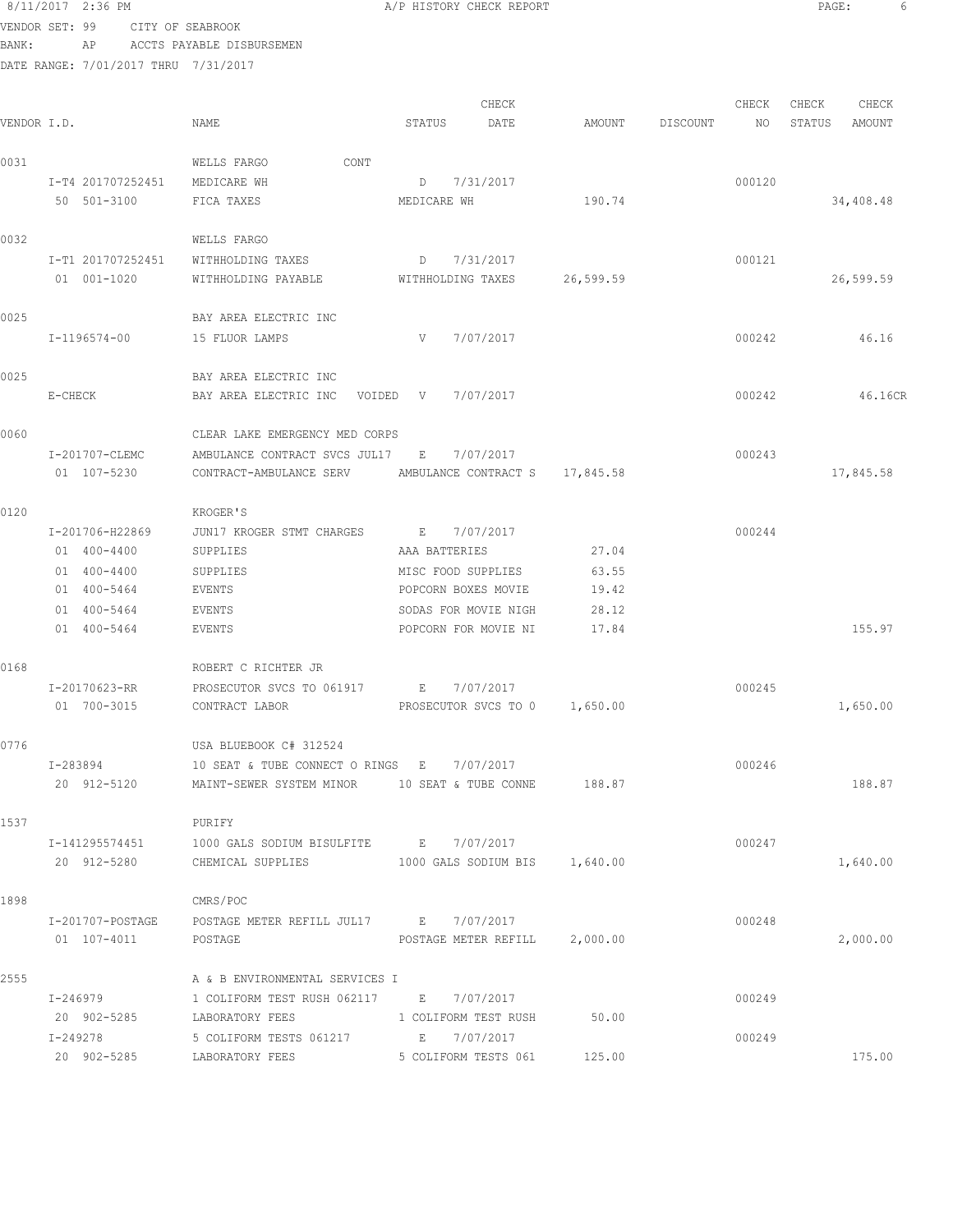8/11/2017 2:36 PM A/P HISTORY CHECK REPORT

VENDOR SET: 99 CITY OF SEABROOK
BANK: AP ACCTS PAYABLE DISBURSEMEN
DATE RANGE: 7/01/2017 THRU 7/31/2017

| VENDOR I.D. | NAME | STATUS | CHECK DATE | AMOUNT | DISCOUNT | CHECK NO | CHECK STATUS | CHECK AMOUNT |
|---|---|---|---|---|---|---|---|---|
| 0031 | WELLS FARGO CONT | | | | | | | |
| I-T4 201707252451 | MEDICARE WH | D | 7/31/2017 | | | 000120 | | |
| 50 501-3100 | FICA TAXES | MEDICARE WH | | 190.74 | | | | 34,408.48 |
| 0032 | WELLS FARGO | | | | | | | |
| I-T1 201707252451 | WITHHOLDING TAXES | D | 7/31/2017 | | | 000121 | | |
| 01 001-1020 | WITHHOLDING PAYABLE | WITHHOLDING TAXES | | 26,599.59 | | | | 26,599.59 |
| 0025 | BAY AREA ELECTRIC INC | | | | | | | |
| I-1196574-00 | 15 FLUOR LAMPS | V | 7/07/2017 | | | 000242 | | 46.16 |
| 0025 | BAY AREA ELECTRIC INC | | | | | | | |
| E-CHECK | BAY AREA ELECTRIC INC VOIDED | V | 7/07/2017 | | | 000242 | | 46.16CR |
| 0060 | CLEAR LAKE EMERGENCY MED CORPS | | | | | | | |
| I-201707-CLEMC | AMBULANCE CONTRACT SVCS JUL17 | E | 7/07/2017 | | | 000243 | | |
| 01 107-5230 | CONTRACT-AMBULANCE SERV | AMBULANCE CONTRACT S | | 17,845.58 | | | | 17,845.58 |
| 0120 | KROGER'S | | | | | | | |
| I-201706-H22869 | JUN17 KROGER STMT CHARGES | E | 7/07/2017 | | | 000244 | | |
| 01 400-4400 | SUPPLIES | AAA BATTERIES | | 27.04 | | | | |
| 01 400-4400 | SUPPLIES | MISC FOOD SUPPLIES | | 63.55 | | | | |
| 01 400-5464 | EVENTS | POPCORN BOXES MOVIE | | 19.42 | | | | |
| 01 400-5464 | EVENTS | SODAS FOR MOVIE NIGH | | 28.12 | | | | |
| 01 400-5464 | EVENTS | POPCORN FOR MOVIE NI | | 17.84 | | | | 155.97 |
| 0168 | ROBERT C RICHTER JR | | | | | | | |
| I-20170623-RR | PROSECUTOR SVCS TO 061917 | E | 7/07/2017 | | | 000245 | | |
| 01 700-3015 | CONTRACT LABOR | PROSECUTOR SVCS TO 0 | | 1,650.00 | | | | 1,650.00 |
| 0776 | USA BLUEBOOK C# 312524 | | | | | | | |
| I-283894 | 10 SEAT & TUBE CONNECT O RINGS | E | 7/07/2017 | | | 000246 | | |
| 20 912-5120 | MAINT-SEWER SYSTEM MINOR | 10 SEAT & TUBE CONNE | | 188.87 | | | | 188.87 |
| 1537 | PURIFY | | | | | | | |
| I-141295574451 | 1000 GALS SODIUM BISULFITE | E | 7/07/2017 | | | 000247 | | |
| 20 912-5280 | CHEMICAL SUPPLIES | 1000 GALS SODIUM BIS | | 1,640.00 | | | | 1,640.00 |
| 1898 | CMRS/POC | | | | | | | |
| I-201707-POSTAGE | POSTAGE METER REFILL JUL17 | E | 7/07/2017 | | | 000248 | | |
| 01 107-4011 | POSTAGE | POSTAGE METER REFILL | | 2,000.00 | | | | 2,000.00 |
| 2555 | A & B ENVIRONMENTAL SERVICES I | | | | | | | |
| I-246979 | 1 COLIFORM TEST RUSH 062117 | E | 7/07/2017 | | | 000249 | | |
| 20 902-5285 | LABORATORY FEES | 1 COLIFORM TEST RUSH | | 50.00 | | | | |
| I-249278 | 5 COLIFORM TESTS 061217 | E | 7/07/2017 | | | 000249 | | |
| 20 902-5285 | LABORATORY FEES | 5 COLIFORM TESTS 061 | | 125.00 | | | | 175.00 |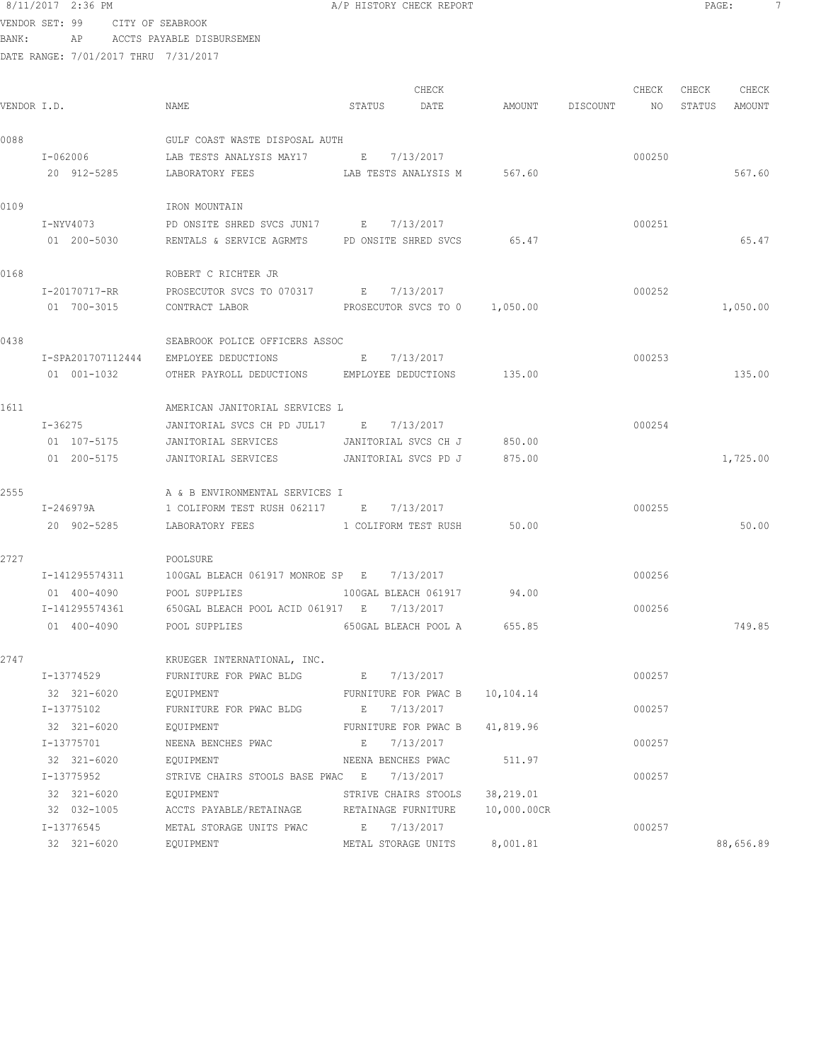8/11/2017 2:36 PM A/P HISTORY CHECK REPORT

VENDOR SET: 99 CITY OF SEABROOK
BANK: AP ACCTS PAYABLE DISBURSEMEN
DATE RANGE: 7/01/2017 THRU 7/31/2017

| VENDOR I.D. | NAME | STATUS | CHECK DATE | AMOUNT | DISCOUNT | CHECK NO | CHECK STATUS | CHECK AMOUNT |
|---|---|---|---|---|---|---|---|---|
| 0088 | GULF COAST WASTE DISPOSAL AUTH | | | | | | | |
| I-062006 | LAB TESTS ANALYSIS MAY17 | E | 7/13/2017 | | | 000250 | | |
| 20 912-5285 | LABORATORY FEES | LAB TESTS ANALYSIS M | | 567.60 | | | | 567.60 |
| 0109 | IRON MOUNTAIN | | | | | | | |
| I-NYV4073 | PD ONSITE SHRED SVCS JUN17 | E | 7/13/2017 | | | 000251 | | |
| 01 200-5030 | RENTALS & SERVICE AGRMTS | PD ONSITE SHRED SVCS | | 65.47 | | | | 65.47 |
| 0168 | ROBERT C RICHTER JR | | | | | | | |
| I-20170717-RR | PROSECUTOR SVCS TO 070317 | E | 7/13/2017 | | | 000252 | | |
| 01 700-3015 | CONTRACT LABOR | PROSECUTOR SVCS TO 0 | | 1,050.00 | | | | 1,050.00 |
| 0438 | SEABROOK POLICE OFFICERS ASSOC | | | | | | | |
| I-SPA201707112444 | EMPLOYEE DEDUCTIONS | E | 7/13/2017 | | | 000253 | | |
| 01 001-1032 | OTHER PAYROLL DEDUCTIONS | EMPLOYEE DEDUCTIONS | | 135.00 | | | | 135.00 |
| 1611 | AMERICAN JANITORIAL SERVICES L | | | | | | | |
| I-36275 | JANITORIAL SVCS CH PD JUL17 | E | 7/13/2017 | | | 000254 | | |
| 01 107-5175 | JANITORIAL SERVICES | JANITORIAL SVCS CH J | | 850.00 | | | | |
| 01 200-5175 | JANITORIAL SERVICES | JANITORIAL SVCS PD J | | 875.00 | | | | 1,725.00 |
| 2555 | A & B ENVIRONMENTAL SERVICES I | | | | | | | |
| I-246979A | 1 COLIFORM TEST RUSH 062117 | E | 7/13/2017 | | | 000255 | | |
| 20 902-5285 | LABORATORY FEES | 1 COLIFORM TEST RUSH | | 50.00 | | | | 50.00 |
| 2727 | POOLSURE | | | | | | | |
| I-141295574311 | 100GAL BLEACH 061917 MONROE SP | E | 7/13/2017 | | | 000256 | | |
| 01 400-4090 | POOL SUPPLIES | 100GAL BLEACH 061917 | | 94.00 | | | | |
| I-141295574361 | 650GAL BLEACH POOL ACID 061917 | E | 7/13/2017 | | | 000256 | | |
| 01 400-4090 | POOL SUPPLIES | 650GAL BLEACH POOL A | | 655.85 | | | | 749.85 |
| 2747 | KRUEGER INTERNATIONAL, INC. | | | | | | | |
| I-13774529 | FURNITURE FOR PWAC BLDG | E | 7/13/2017 | | | 000257 | | |
| 32 321-6020 | EQUIPMENT | FURNITURE FOR PWAC B | | 10,104.14 | | | | |
| I-13775102 | FURNITURE FOR PWAC BLDG | E | 7/13/2017 | | | 000257 | | |
| 32 321-6020 | EQUIPMENT | FURNITURE FOR PWAC B | | 41,819.96 | | | | |
| I-13775701 | NEENA BENCHES PWAC | E | 7/13/2017 | | | 000257 | | |
| 32 321-6020 | EQUIPMENT | NEENA BENCHES PWAC | | 511.97 | | | | |
| I-13775952 | STRIVE CHAIRS STOOLS BASE PWAC | E | 7/13/2017 | | | 000257 | | |
| 32 321-6020 | EQUIPMENT | STRIVE CHAIRS STOOLS | | 38,219.01 | | | | |
| 32 032-1005 | ACCTS PAYABLE/RETAINAGE | RETAINAGE FURNITURE | | 10,000.00CR | | | | |
| I-13776545 | METAL STORAGE UNITS PWAC | E | 7/13/2017 | | | 000257 | | |
| 32 321-6020 | EQUIPMENT | METAL STORAGE UNITS | | 8,001.81 | | | | 88,656.89 |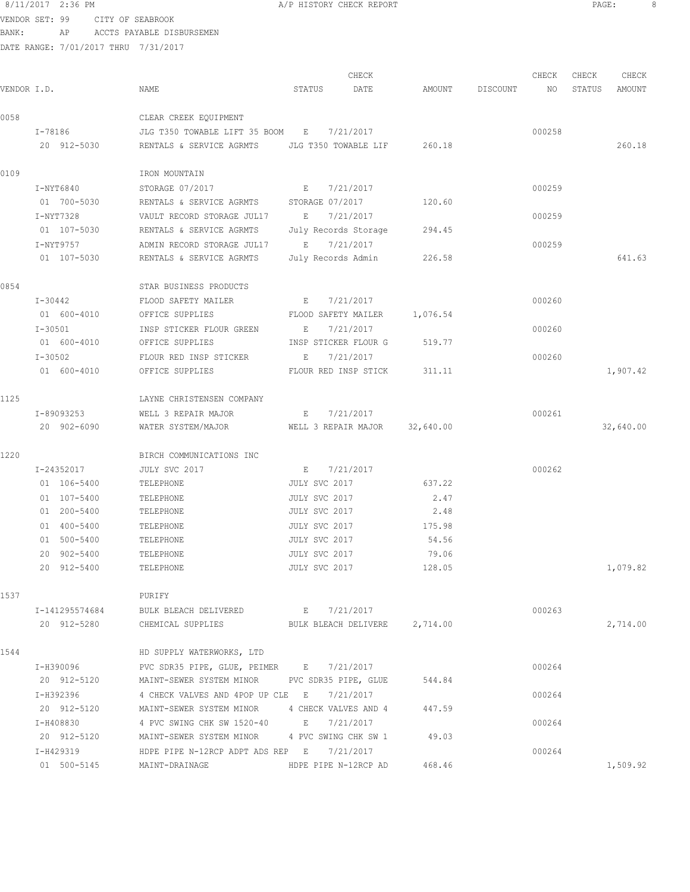8/11/2017 2:36 PM A/P HISTORY CHECK REPORT

VENDOR SET: 99 CITY OF SEABROOK

BANK: AP ACCTS PAYABLE DISBURSEMEN

DATE RANGE: 7/01/2017 THRU 7/31/2017

| VENDOR I.D. | NAME | STATUS | CHECK DATE | AMOUNT | DISCOUNT | CHECK NO | CHECK STATUS | CHECK AMOUNT |
|---|---|---|---|---|---|---|---|---|
| 0058 | CLEAR CREEK EQUIPMENT | | | | | | | |
| I-78186 | JLG T350 TOWABLE LIFT 35 BOOM | E | 7/21/2017 | | | 000258 | | |
| 20 912-5030 | RENTALS & SERVICE AGRMTS | JLG T350 TOWABLE LIF | | 260.18 | | | | 260.18 |
| 0109 | IRON MOUNTAIN | | | | | | | |
| I-NYT6840 | STORAGE 07/2017 | E | 7/21/2017 | | | 000259 | | |
| 01 700-5030 | RENTALS & SERVICE AGRMTS | STORAGE 07/2017 | | 120.60 | | | | |
| I-NYT7328 | VAULT RECORD STORAGE JUL17 | E | 7/21/2017 | | | 000259 | | |
| 01 107-5030 | RENTALS & SERVICE AGRMTS | July Records Storage | | 294.45 | | | | |
| I-NYT9757 | ADMIN RECORD STORAGE JUL17 | E | 7/21/2017 | | | 000259 | | |
| 01 107-5030 | RENTALS & SERVICE AGRMTS | July Records Admin | | 226.58 | | | | 641.63 |
| 0854 | STAR BUSINESS PRODUCTS | | | | | | | |
| I-30442 | FLOOD SAFETY MAILER | E | 7/21/2017 | | | 000260 | | |
| 01 600-4010 | OFFICE SUPPLIES | FLOOD SAFETY MAILER | | 1,076.54 | | | | |
| I-30501 | INSP STICKER FLOUR GREEN | E | 7/21/2017 | | | 000260 | | |
| 01 600-4010 | OFFICE SUPPLIES | INSP STICKER FLOUR G | | 519.77 | | | | |
| I-30502 | FLOUR RED INSP STICKER | E | 7/21/2017 | | | 000260 | | |
| 01 600-4010 | OFFICE SUPPLIES | FLOUR RED INSP STICK | | 311.11 | | | | 1,907.42 |
| 1125 | LAYNE CHRISTENSEN COMPANY | | | | | | | |
| I-89093253 | WELL 3 REPAIR MAJOR | E | 7/21/2017 | | | 000261 | | |
| 20 902-6090 | WATER SYSTEM/MAJOR | WELL 3 REPAIR MAJOR | | 32,640.00 | | | | 32,640.00 |
| 1220 | BIRCH COMMUNICATIONS INC | | | | | | | |
| I-24352017 | JULY SVC 2017 | E | 7/21/2017 | | | 000262 | | |
| 01 106-5400 | TELEPHONE | JULY SVC 2017 | | 637.22 | | | | |
| 01 107-5400 | TELEPHONE | JULY SVC 2017 | | 2.47 | | | | |
| 01 200-5400 | TELEPHONE | JULY SVC 2017 | | 2.48 | | | | |
| 01 400-5400 | TELEPHONE | JULY SVC 2017 | | 175.98 | | | | |
| 01 500-5400 | TELEPHONE | JULY SVC 2017 | | 54.56 | | | | |
| 20 902-5400 | TELEPHONE | JULY SVC 2017 | | 79.06 | | | | |
| 20 912-5400 | TELEPHONE | JULY SVC 2017 | | 128.05 | | | | 1,079.82 |
| 1537 | PURIFY | | | | | | | |
| I-141295574684 | BULK BLEACH DELIVERED | E | 7/21/2017 | | | 000263 | | |
| 20 912-5280 | CHEMICAL SUPPLIES | BULK BLEACH DELIVERE | | 2,714.00 | | | | 2,714.00 |
| 1544 | HD SUPPLY WATERWORKS, LTD | | | | | | | |
| I-H390096 | PVC SDR35 PIPE, GLUE, PEIMER | E | 7/21/2017 | | | 000264 | | |
| 20 912-5120 | MAINT-SEWER SYSTEM MINOR | PVC SDR35 PIPE, GLUE | | 544.84 | | | | |
| I-H392396 | 4 CHECK VALVES AND 4POP UP CLE | E | 7/21/2017 | | | 000264 | | |
| 20 912-5120 | MAINT-SEWER SYSTEM MINOR | 4 CHECK VALVES AND 4 | | 447.59 | | | | |
| I-H408830 | 4 PVC SWING CHK SW 1520-40 | E | 7/21/2017 | | | 000264 | | |
| 20 912-5120 | MAINT-SEWER SYSTEM MINOR | 4 PVC SWING CHK SW 1 | | 49.03 | | | | |
| I-H429319 | HDPE PIPE N-12RCP ADPT ADS REP | E | 7/21/2017 | | | 000264 | | |
| 01 500-5145 | MAINT-DRAINAGE | HDPE PIPE N-12RCP AD | | 468.46 | | | | 1,509.92 |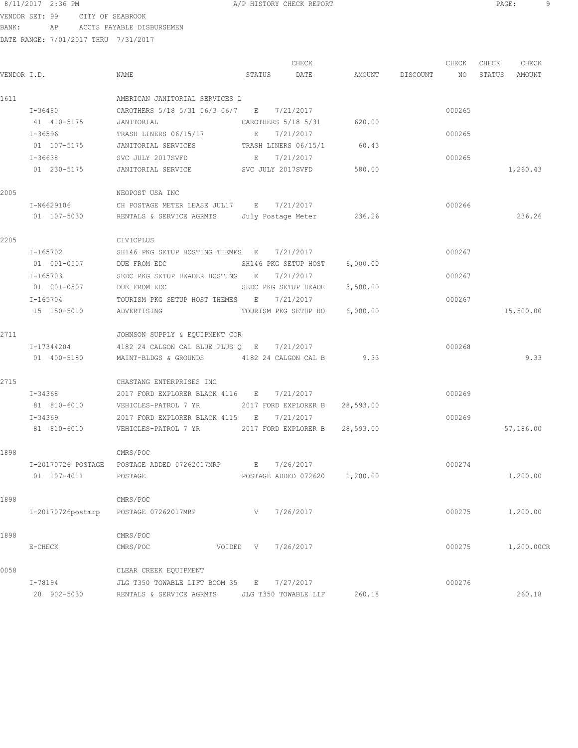8/11/2017 2:36 PM A/P HISTORY CHECK REPORT

VENDOR SET: 99 CITY OF SEABROOK
BANK: AP ACCTS PAYABLE DISBURSEMEN
DATE RANGE: 7/01/2017 THRU 7/31/2017

| VENDOR I.D. | NAME | STATUS | CHECK DATE | AMOUNT | DISCOUNT | CHECK NO | CHECK STATUS | CHECK AMOUNT |
|---|---|---|---|---|---|---|---|---|
| 1611 | AMERICAN JANITORIAL SERVICES L | | | | | | | |
| I-36480 | CAROTHERS 5/18 5/31 06/3 06/7 | E | 7/21/2017 | | | 000265 | | |
| 41 410-5175 | JANITORIAL | CAROTHERS 5/18 5/31 | | 620.00 | | | | |
| I-36596 | TRASH LINERS 06/15/17 | E | 7/21/2017 | | | 000265 | | |
| 01 107-5175 | JANITORIAL SERVICES | TRASH LINERS 06/15/1 | | 60.43 | | | | |
| I-36638 | SVC JULY 2017SVFD | E | 7/21/2017 | | | 000265 | | |
| 01 230-5175 | JANITORIAL SERVICE | SVC JULY 2017SVFD | | 580.00 | | | | 1,260.43 |
| 2005 | NEOPOST USA INC | | | | | | | |
| I-N6629106 | CH POSTAGE METER LEASE JUL17 | E | 7/21/2017 | | | 000266 | | |
| 01 107-5030 | RENTALS & SERVICE AGRMTS | July Postage Meter | | 236.26 | | | | 236.26 |
| 2205 | CIVICPLUS | | | | | | | |
| I-165702 | SH146 PKG SETUP HOSTING THEMES | E | 7/21/2017 | | | 000267 | | |
| 01 001-0507 | DUE FROM EDC | SH146 PKG SETUP HOST | | 6,000.00 | | | | |
| I-165703 | SEDC PKG SETUP HEADER HOSTING | E | 7/21/2017 | | | 000267 | | |
| 01 001-0507 | DUE FROM EDC | SEDC PKG SETUP HEADE | | 3,500.00 | | | | |
| I-165704 | TOURISM PKG SETUP HOST THEMES | E | 7/21/2017 | | | 000267 | | |
| 15 150-5010 | ADVERTISING | TOURISM PKG SETUP HO | | 6,000.00 | | | | 15,500.00 |
| 2711 | JOHNSON SUPPLY & EQUIPMENT COR | | | | | | | |
| I-17344204 | 4182 24 CALGON CAL BLUE PLUS Q | E | 7/21/2017 | | | 000268 | | |
| 01 400-5180 | MAINT-BLDGS & GROUNDS | 4182 24 CALGON CAL B | | 9.33 | | | | 9.33 |
| 2715 | CHASTANG ENTERPRISES INC | | | | | | | |
| I-34368 | 2017 FORD EXPLORER BLACK 4116 | E | 7/21/2017 | | | 000269 | | |
| 81 810-6010 | VEHICLES-PATROL 7 YR | 2017 FORD EXPLORER B | | 28,593.00 | | | | |
| I-34369 | 2017 FORD EXPLORER BLACK 4115 | E | 7/21/2017 | | | 000269 | | |
| 81 810-6010 | VEHICLES-PATROL 7 YR | 2017 FORD EXPLORER B | | 28,593.00 | | | | 57,186.00 |
| 1898 | CMRS/POC | | | | | | | |
| I-20170726 POSTAGE | POSTAGE ADDED 07262017MRP | E | 7/26/2017 | | | 000274 | | |
| 01 107-4011 | POSTAGE | POSTAGE ADDED 072620 | | 1,200.00 | | | | 1,200.00 |
| 1898 | CMRS/POC | | | | | | | |
| I-20170726postmrp | POSTAGE 07262017MRP | V | 7/26/2017 | | | 000275 | | 1,200.00 |
| 1898 | CMRS/POC | | | | | | | |
| E-CHECK | CMRS/POC VOIDED | V | 7/26/2017 | | | 000275 | | 1,200.00CR |
| 0058 | CLEAR CREEK EQUIPMENT | | | | | | | |
| I-78194 | JLG T350 TOWABLE LIFT BOOM 35 | E | 7/27/2017 | | | 000276 | | |
| 20 902-5030 | RENTALS & SERVICE AGRMTS | JLG T350 TOWABLE LIF | | 260.18 | | | | 260.18 |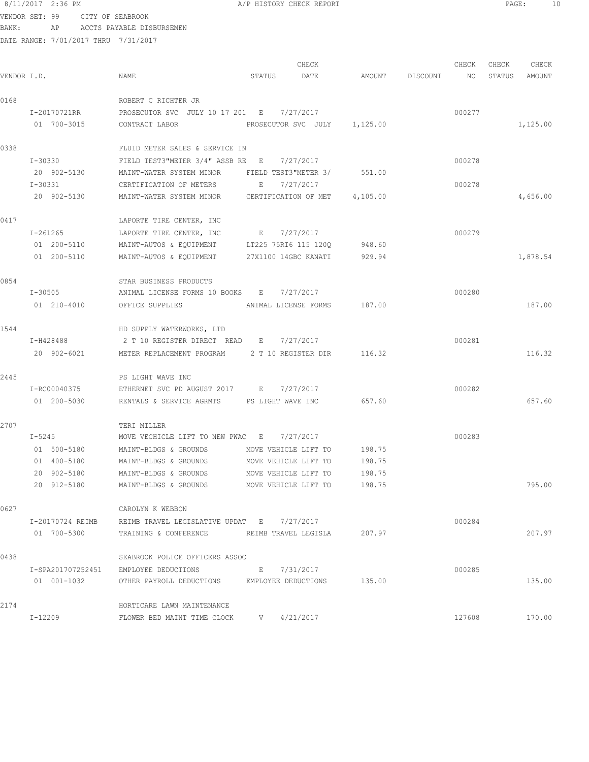8/11/2017 2:36 PM A/P HISTORY CHECK REPORT

VENDOR SET: 99 CITY OF SEABROOK

BANK: AP ACCTS PAYABLE DISBURSEMEN

DATE RANGE: 7/01/2017 THRU 7/31/2017

| VENDOR I.D. | NAME | STATUS | CHECK DATE | AMOUNT | DISCOUNT | CHECK NO | CHECK STATUS | CHECK AMOUNT |
|---|---|---|---|---|---|---|---|---|
| 0168 | ROBERT C RICHTER JR | | | | | | | |
| I-20170721RR | PROSECUTOR SVC JULY 10 17 201 | E | 7/27/2017 | | | 000277 | | |
| 01 700-3015 | CONTRACT LABOR | PROSECUTOR SVC JULY | | 1,125.00 | | | | 1,125.00 |
| 0338 | FLUID METER SALES & SERVICE IN | | | | | | | |
| I-30330 | FIELD TEST3"METER 3/4" ASSB RE | E | 7/27/2017 | | | 000278 | | |
| 20 902-5130 | MAINT-WATER SYSTEM MINOR | FIELD TEST3"METER 3/ | | 551.00 | | | | |
| I-30331 | CERTIFICATION OF METERS | E | 7/27/2017 | | | 000278 | | |
| 20 902-5130 | MAINT-WATER SYSTEM MINOR | CERTIFICATION OF MET | | 4,105.00 | | | | 4,656.00 |
| 0417 | LAPORTE TIRE CENTER, INC | | | | | | | |
| I-261265 | LAPORTE TIRE CENTER, INC | E | 7/27/2017 | | | 000279 | | |
| 01 200-5110 | MAINT-AUTOS & EQUIPMENT | LT225 75RI6 115 120Q | | 948.60 | | | | |
| 01 200-5110 | MAINT-AUTOS & EQUIPMENT | 27X1100 14GBC KANATI | | 929.94 | | | | 1,878.54 |
| 0854 | STAR BUSINESS PRODUCTS | | | | | | | |
| I-30505 | ANIMAL LICENSE FORMS 10 BOOKS | E | 7/27/2017 | | | 000280 | | |
| 01 210-4010 | OFFICE SUPPLIES | ANIMAL LICENSE FORMS | | 187.00 | | | | 187.00 |
| 1544 | HD SUPPLY WATERWORKS, LTD | | | | | | | |
| I-H428488 | 2 T 10 REGISTER DIRECT READ | E | 7/27/2017 | | | 000281 | | |
| 20 902-6021 | METER REPLACEMENT PROGRAM | 2 T 10 REGISTER DIR | | 116.32 | | | | 116.32 |
| 2445 | PS LIGHT WAVE INC | | | | | | | |
| I-RC00040375 | ETHERNET SVC PD AUGUST 2017 | E | 7/27/2017 | | | 000282 | | |
| 01 200-5030 | RENTALS & SERVICE AGRMTS | PS LIGHT WAVE INC | | 657.60 | | | | 657.60 |
| 2707 | TERI MILLER | | | | | | | |
| I-5245 | MOVE VECHICLE LIFT TO NEW PWAC | E | 7/27/2017 | | | 000283 | | |
| 01 500-5180 | MAINT-BLDGS & GROUNDS | MOVE VEHICLE LIFT TO | | 198.75 | | | | |
| 01 400-5180 | MAINT-BLDGS & GROUNDS | MOVE VEHICLE LIFT TO | | 198.75 | | | | |
| 20 902-5180 | MAINT-BLDGS & GROUNDS | MOVE VEHICLE LIFT TO | | 198.75 | | | | |
| 20 912-5180 | MAINT-BLDGS & GROUNDS | MOVE VEHICLE LIFT TO | | 198.75 | | | | 795.00 |
| 0627 | CAROLYN K WEBBON | | | | | | | |
| I-20170724 REIMB | REIMB TRAVEL LEGISLATIVE UPDAT | E | 7/27/2017 | | | 000284 | | |
| 01 700-5300 | TRAINING & CONFERENCE | REIMB TRAVEL LEGISLA | | 207.97 | | | | 207.97 |
| 0438 | SEABROOK POLICE OFFICERS ASSOC | | | | | | | |
| I-SPA201707252451 | EMPLOYEE DEDUCTIONS | E | 7/31/2017 | | | 000285 | | |
| 01 001-1032 | OTHER PAYROLL DEDUCTIONS | EMPLOYEE DEDUCTIONS | | 135.00 | | | | 135.00 |
| 2174 | HORTICARE LAWN MAINTENANCE | | | | | | | |
| I-12209 | FLOWER BED MAINT TIME CLOCK | V | 4/21/2017 | | | 127608 | | 170.00 |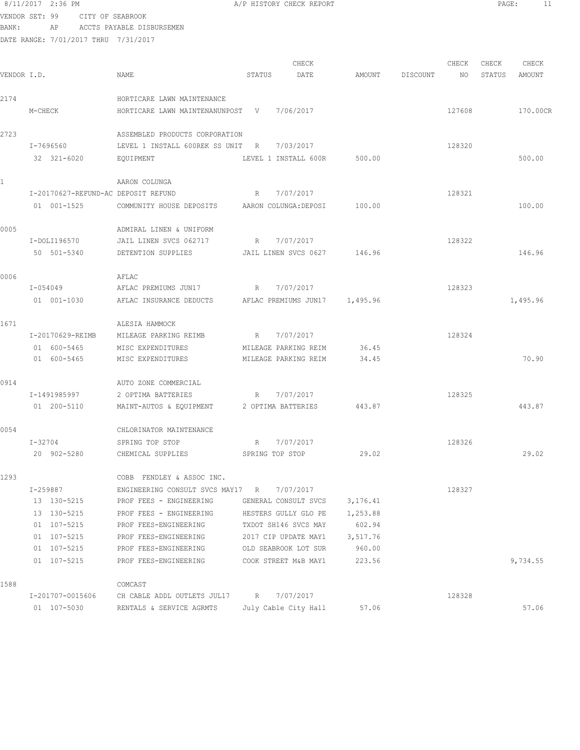8/11/2017 2:36 PM A/P HISTORY CHECK REPORT

VENDOR SET: 99 CITY OF SEABROOK
BANK: AP ACCTS PAYABLE DISBURSEMEN
DATE RANGE: 7/01/2017 THRU 7/31/2017

| VENDOR I.D. | NAME | STATUS | CHECK DATE | AMOUNT | DISCOUNT | CHECK NO | CHECK STATUS | CHECK AMOUNT |
|---|---|---|---|---|---|---|---|---|
| 2174 | HORTICARE LAWN MAINTENANCE | | | | | | | |
| M-CHECK | HORTICARE LAWN MAINTENANUNPOST | V | 7/06/2017 | | | 127608 | | 170.00CR |
| 2723 | ASSEMBLED PRODUCTS CORPORATION | | | | | | | |
| I-7696560 | LEVEL 1 INSTALL 600REK SS UNIT | R | 7/03/2017 | | | 128320 | | |
| 32 321-6020 | EQUIPMENT | LEVEL 1 INSTALL 600R | | 500.00 | | | | 500.00 |
| 1 | AARON COLUNGA | | | | | | | |
| I-20170627-REFUND-AC | DEPOSIT REFUND | R | 7/07/2017 | | | 128321 | | |
| 01 001-1525 | COMMUNITY HOUSE DEPOSITS | AARON COLUNGA:DEPOSI | | 100.00 | | | | 100.00 |
| 0005 | ADMIRAL LINEN & UNIFORM | | | | | | | |
| I-DOLI196570 | JAIL LINEN SVCS 062717 | R | 7/07/2017 | | | 128322 | | |
| 50 501-5340 | DETENTION SUPPLIES | JAIL LINEN SVCS 0627 | | 146.96 | | | | 146.96 |
| 0006 | AFLAC | | | | | | | |
| I-054049 | AFLAC PREMIUMS JUN17 | R | 7/07/2017 | | | 128323 | | |
| 01 001-1030 | AFLAC INSURANCE DEDUCTS | AFLAC PREMIUMS JUN17 | | 1,495.96 | | | | 1,495.96 |
| 1671 | ALESIA HAMMOCK | | | | | | | |
| I-20170629-REIMB | MILEAGE PARKING REIMB | R | 7/07/2017 | | | 128324 | | |
| 01 600-5465 | MISC EXPENDITURES | MILEAGE PARKING REIM | | 36.45 | | | | |
| 01 600-5465 | MISC EXPENDITURES | MILEAGE PARKING REIM | | 34.45 | | | | 70.90 |
| 0914 | AUTO ZONE COMMERCIAL | | | | | | | |
| I-1491985997 | 2 OPTIMA BATTERIES | R | 7/07/2017 | | | 128325 | | |
| 01 200-5110 | MAINT-AUTOS & EQUIPMENT | 2 OPTIMA BATTERIES | | 443.87 | | | | 443.87 |
| 0054 | CHLORINATOR MAINTENANCE | | | | | | | |
| I-32704 | SPRING TOP STOP | R | 7/07/2017 | | | 128326 | | |
| 20 902-5280 | CHEMICAL SUPPLIES | SPRING TOP STOP | | 29.02 | | | | 29.02 |
| 1293 | COBB FENDLEY & ASSOC INC. | | | | | | | |
| I-259887 | ENGINEERING CONSULT SVCS MAY17 | R | 7/07/2017 | | | 128327 | | |
| 13 130-5215 | PROF FEES - ENGINEERING | GENERAL CONSULT SVCS | | 3,176.41 | | | | |
| 13 130-5215 | PROF FEES - ENGINEERING | HESTERS GULLY GLO PE | | 1,253.88 | | | | |
| 01 107-5215 | PROF FEES-ENGINEERING | TXDOT SH146 SVCS MAY | | 602.94 | | | | |
| 01 107-5215 | PROF FEES-ENGINEERING | 2017 CIP UPDATE MAY1 | | 3,517.76 | | | | |
| 01 107-5215 | PROF FEES-ENGINEERING | OLD SEABROOK LOT SUR | | 960.00 | | | | |
| 01 107-5215 | PROF FEES-ENGINEERING | COOK STREET M&B MAY1 | | 223.56 | | | | 9,734.55 |
| 1588 | COMCAST | | | | | | | |
| I-201707-0015606 | CH CABLE ADDL OUTLETS JUL17 | R | 7/07/2017 | | | 128328 | | |
| 01 107-5030 | RENTALS & SERVICE AGRMTS | July Cable City Hall | | 57.06 | | | | 57.06 |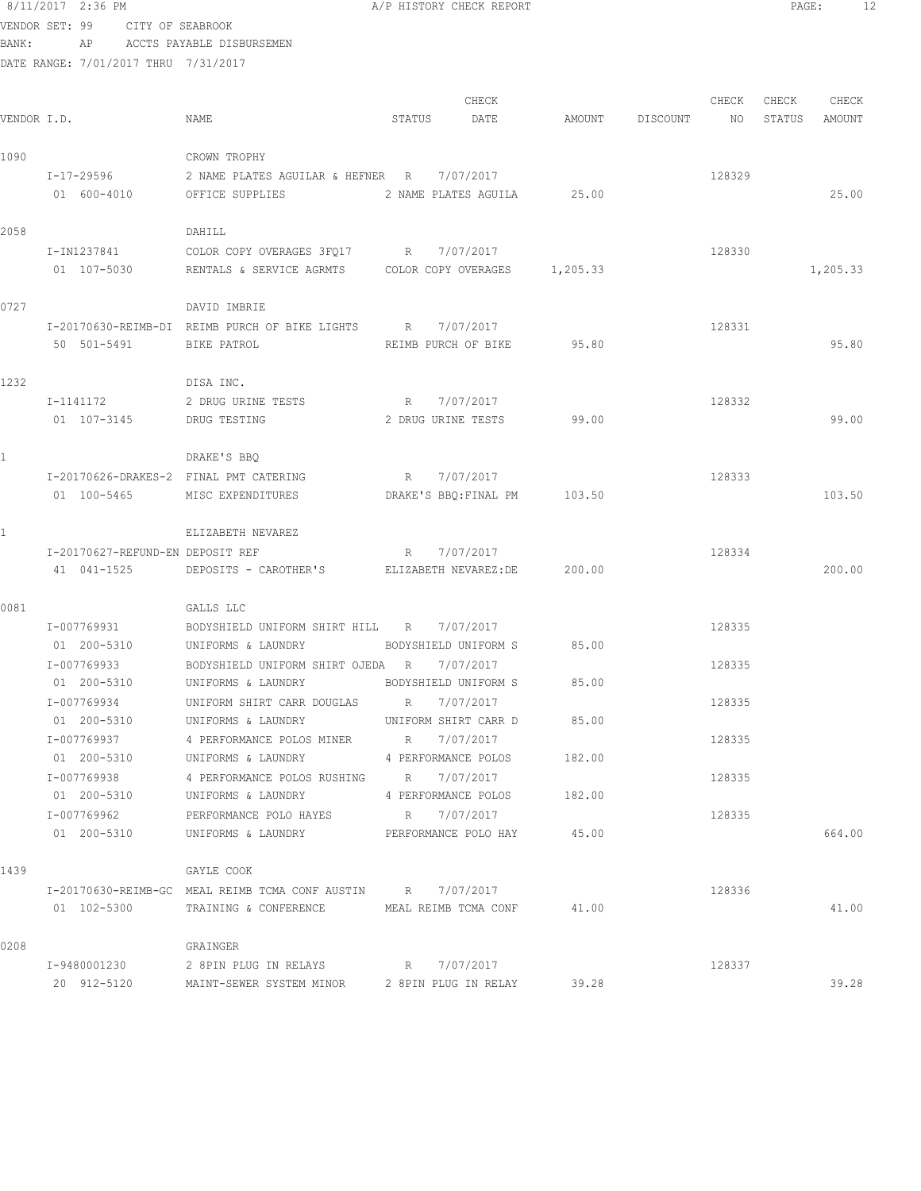8/11/2017 2:36 PM A/P HISTORY CHECK REPORT

VENDOR SET: 99 CITY OF SEABROOK
BANK: AP ACCTS PAYABLE DISBURSEMEN
DATE RANGE: 7/01/2017 THRU 7/31/2017

| VENDOR I.D. | NAME | STATUS | CHECK DATE | AMOUNT | DISCOUNT | CHECK NO | CHECK STATUS | CHECK AMOUNT |
|---|---|---|---|---|---|---|---|---|
| 1090 | CROWN TROPHY | | | | | | | |
| I-17-29596 | 2 NAME PLATES AGUILAR & HEFNER | R | 7/07/2017 | | | 128329 | | |
| 01 600-4010 | OFFICE SUPPLIES | 2 NAME PLATES AGUILA | | 25.00 | | | | 25.00 |
| 2058 | DAHILL | | | | | | | |
| I-IN1237841 | COLOR COPY OVERAGES 3FQ17 | R | 7/07/2017 | | | 128330 | | |
| 01 107-5030 | RENTALS & SERVICE AGRMTS | COLOR COPY OVERAGES | | 1,205.33 | | | | 1,205.33 |
| 0727 | DAVID IMBRIE | | | | | | | |
| I-20170630-REIMB-DI | REIMB PURCH OF BIKE LIGHTS | R | 7/07/2017 | | | 128331 | | |
| 50 501-5491 | BIKE PATROL | REIMB PURCH OF BIKE | | 95.80 | | | | 95.80 |
| 1232 | DISA INC. | | | | | | | |
| I-1141172 | 2 DRUG URINE TESTS | R | 7/07/2017 | | | 128332 | | |
| 01 107-3145 | DRUG TESTING | 2 DRUG URINE TESTS | | 99.00 | | | | 99.00 |
| 1 | DRAKE'S BBQ | | | | | | | |
| I-20170626-DRAKES-2 | FINAL PMT CATERING | R | 7/07/2017 | | | 128333 | | |
| 01 100-5465 | MISC EXPENDITURES | DRAKE'S BBQ:FINAL PM | | 103.50 | | | | 103.50 |
| 1 | ELIZABETH NEVAREZ | | | | | | | |
| I-20170627-REFUND-EN | DEPOSIT REF | R | 7/07/2017 | | | 128334 | | |
| 41 041-1525 | DEPOSITS - CAROTHER'S | ELIZABETH NEVAREZ:DE | | 200.00 | | | | 200.00 |
| 0081 | GALLS LLC | | | | | | | |
| I-007769931 | BODYSHIELD UNIFORM SHIRT HILL | R | 7/07/2017 | | | 128335 | | |
| 01 200-5310 | UNIFORMS & LAUNDRY | BODYSHIELD UNIFORM S | | 85.00 | | | | |
| I-007769933 | BODYSHIELD UNIFORM SHIRT OJEDA | R | 7/07/2017 | | | 128335 | | |
| 01 200-5310 | UNIFORMS & LAUNDRY | BODYSHIELD UNIFORM S | | 85.00 | | | | |
| I-007769934 | UNIFORM SHIRT CARR DOUGLAS | R | 7/07/2017 | | | 128335 | | |
| 01 200-5310 | UNIFORMS & LAUNDRY | UNIFORM SHIRT CARR D | | 85.00 | | | | |
| I-007769937 | 4 PERFORMANCE POLOS MINER | R | 7/07/2017 | | | 128335 | | |
| 01 200-5310 | UNIFORMS & LAUNDRY | 4 PERFORMANCE POLOS | | 182.00 | | | | |
| I-007769938 | 4 PERFORMANCE POLOS RUSHING | R | 7/07/2017 | | | 128335 | | |
| 01 200-5310 | UNIFORMS & LAUNDRY | 4 PERFORMANCE POLOS | | 182.00 | | | | |
| I-007769962 | PERFORMANCE POLO HAYES | R | 7/07/2017 | | | 128335 | | |
| 01 200-5310 | UNIFORMS & LAUNDRY | PERFORMANCE POLO HAY | | 45.00 | | | | 664.00 |
| 1439 | GAYLE COOK | | | | | | | |
| I-20170630-REIMB-GC | MEAL REIMB TCMA CONF AUSTIN | R | 7/07/2017 | | | 128336 | | |
| 01 102-5300 | TRAINING & CONFERENCE | MEAL REIMB TCMA CONF | | 41.00 | | | | 41.00 |
| 0208 | GRAINGER | | | | | | | |
| I-9480001230 | 2 8PIN PLUG IN RELAYS | R | 7/07/2017 | | | 128337 | | |
| 20 912-5120 | MAINT-SEWER SYSTEM MINOR | 2 8PIN PLUG IN RELAY | | 39.28 | | | | 39.28 |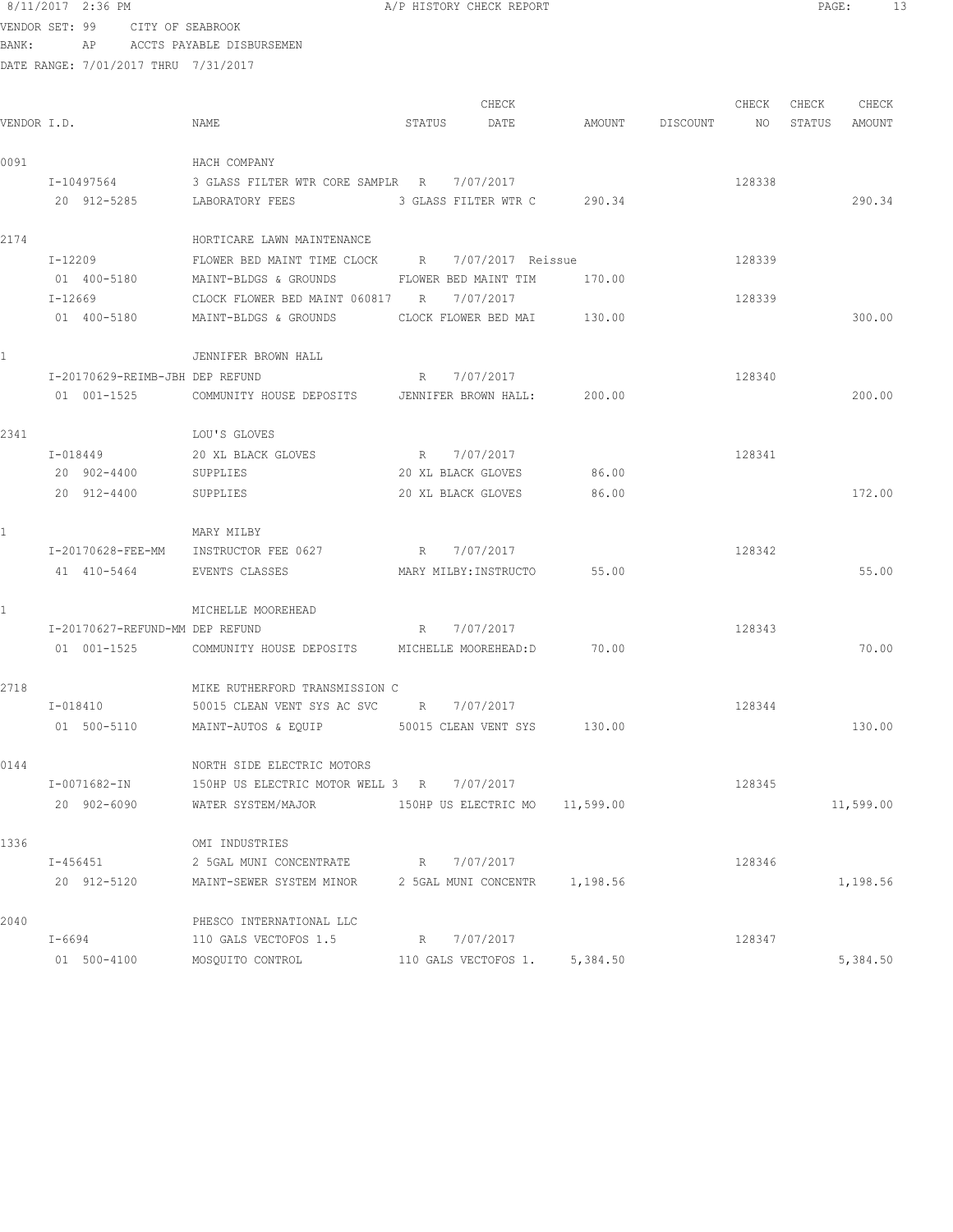8/11/2017 2:36 PM A/P HISTORY CHECK REPORT

VENDOR SET: 99 CITY OF SEABROOK
BANK: AP ACCTS PAYABLE DISBURSEMEN
DATE RANGE: 7/01/2017 THRU 7/31/2017

| VENDOR I.D. | NAME | STATUS | CHECK DATE | AMOUNT | DISCOUNT | CHECK NO | CHECK STATUS | CHECK AMOUNT |
|---|---|---|---|---|---|---|---|---|
| 0091 | HACH COMPANY | | | | | | | |
| I-10497564 | 3 GLASS FILTER WTR CORE SAMPLR | R | 7/07/2017 | | | 128338 | | |
| 20 912-5285 | LABORATORY FEES | 3 GLASS FILTER WTR C | | 290.34 | | | | 290.34 |
| 2174 | HORTICARE LAWN MAINTENANCE | | | | | | | |
| I-12209 | FLOWER BED MAINT TIME CLOCK | R | 7/07/2017 Reissue | | | 128339 | | |
| 01 400-5180 | MAINT-BLDGS & GROUNDS | FLOWER BED MAINT TIM | | 170.00 | | | | |
| I-12669 | CLOCK FLOWER BED MAINT 060817 | R | 7/07/2017 | | | 128339 | | |
| 01 400-5180 | MAINT-BLDGS & GROUNDS | CLOCK FLOWER BED MAI | | 130.00 | | | | 300.00 |
| 1 | JENNIFER BROWN HALL | | | | | | | |
| I-20170629-REIMB-JBH | DEP REFUND | R | 7/07/2017 | | | 128340 | | |
| 01 001-1525 | COMMUNITY HOUSE DEPOSITS | JENNIFER BROWN HALL: | | 200.00 | | | | 200.00 |
| 2341 | LOU'S GLOVES | | | | | | | |
| I-018449 | 20 XL BLACK GLOVES | R | 7/07/2017 | | | 128341 | | |
| 20 902-4400 | SUPPLIES | 20 XL BLACK GLOVES | | 86.00 | | | | |
| 20 912-4400 | SUPPLIES | 20 XL BLACK GLOVES | | 86.00 | | | | 172.00 |
| 1 | MARY MILBY | | | | | | | |
| I-20170628-FEE-MM | INSTRUCTOR FEE 0627 | R | 7/07/2017 | | | 128342 | | |
| 41 410-5464 | EVENTS CLASSES | MARY MILBY:INSTRUCTO | | 55.00 | | | | 55.00 |
| 1 | MICHELLE MOOREHEAD | | | | | | | |
| I-20170627-REFUND-MM | DEP REFUND | R | 7/07/2017 | | | 128343 | | |
| 01 001-1525 | COMMUNITY HOUSE DEPOSITS | MICHELLE MOOREHEAD:D | | 70.00 | | | | 70.00 |
| 2718 | MIKE RUTHERFORD TRANSMISSION C | | | | | | | |
| I-018410 | 50015 CLEAN VENT SYS AC SVC | R | 7/07/2017 | | | 128344 | | |
| 01 500-5110 | MAINT-AUTOS & EQUIP | 50015 CLEAN VENT SYS | | 130.00 | | | | 130.00 |
| 0144 | NORTH SIDE ELECTRIC MOTORS | | | | | | | |
| I-0071682-IN | 150HP US ELECTRIC MOTOR WELL 3 | R | 7/07/2017 | | | 128345 | | |
| 20 902-6090 | WATER SYSTEM/MAJOR | 150HP US ELECTRIC MO | | 11,599.00 | | | | 11,599.00 |
| 1336 | OMI INDUSTRIES | | | | | | | |
| I-456451 | 2 5GAL MUNI CONCENTRATE | R | 7/07/2017 | | | 128346 | | |
| 20 912-5120 | MAINT-SEWER SYSTEM MINOR | 2 5GAL MUNI CONCENTR | | 1,198.56 | | | | 1,198.56 |
| 2040 | PHESCO INTERNATIONAL LLC | | | | | | | |
| I-6694 | 110 GALS VECTOFOS 1.5 | R | 7/07/2017 | | | 128347 | | |
| 01 500-4100 | MOSQUITO CONTROL | 110 GALS VECTOFOS 1. | | 5,384.50 | | | | 5,384.50 |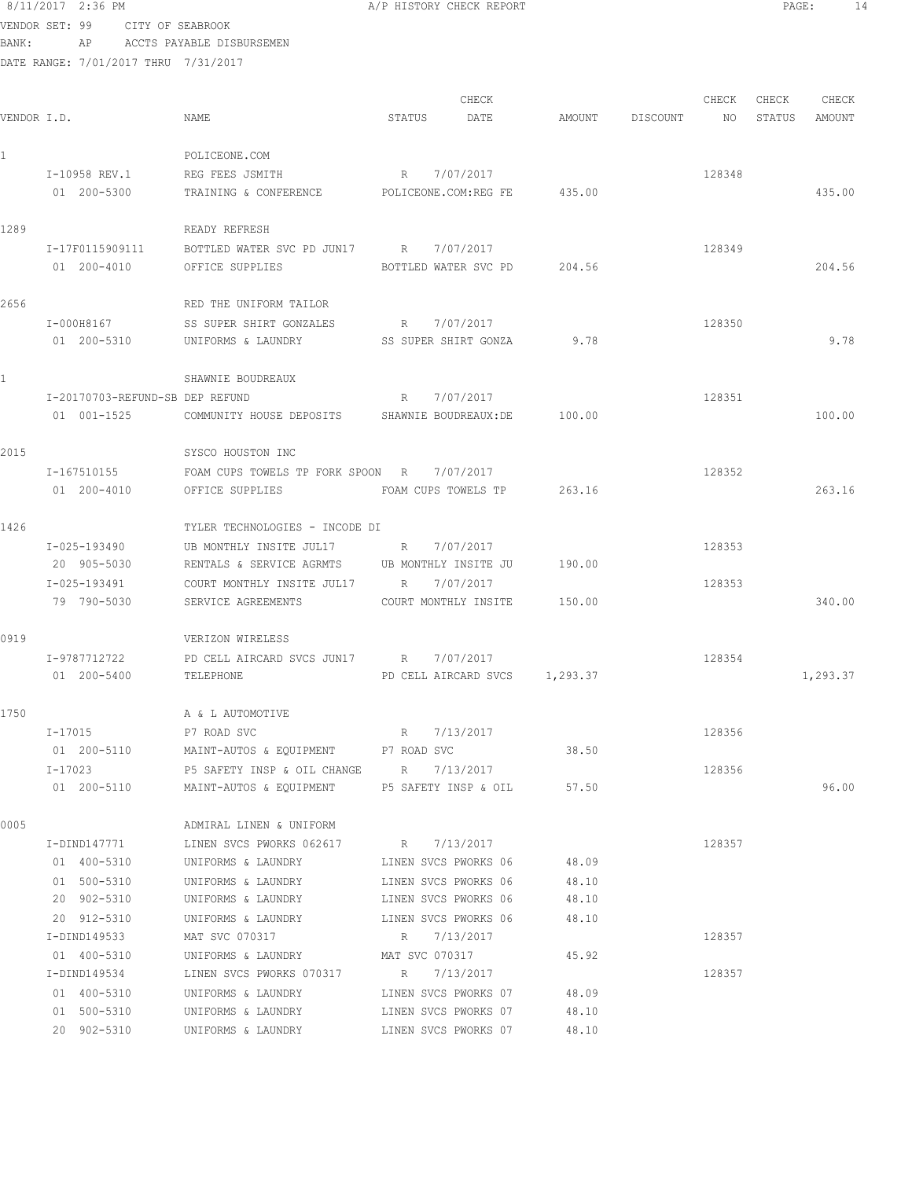8/11/2017 2:36 PM A/P HISTORY CHECK REPORT

VENDOR SET: 99 CITY OF SEABROOK
BANK: AP ACCTS PAYABLE DISBURSEMEN
DATE RANGE: 7/01/2017 THRU 7/31/2017

| VENDOR I.D. | NAME | STATUS | CHECK DATE | AMOUNT | DISCOUNT | CHECK NO | CHECK STATUS | CHECK AMOUNT |
|---|---|---|---|---|---|---|---|---|
| 1 | POLICEONE.COM | | | | | | | |
| I-10958 REV.1 | REG FEES JSMITH | R | 7/07/2017 | | | 128348 | | |
| 01 200-5300 | TRAINING & CONFERENCE | POLICEONE.COM:REG FE | | 435.00 | | | | 435.00 |
| 1289 | READY REFRESH | | | | | | | |
| I-17F0115909111 | BOTTLED WATER SVC PD JUN17 | R | 7/07/2017 | | | 128349 | | |
| 01 200-4010 | OFFICE SUPPLIES | BOTTLED WATER SVC PD | | 204.56 | | | | 204.56 |
| 2656 | RED THE UNIFORM TAILOR | | | | | | | |
| I-000H8167 | SS SUPER SHIRT GONZALES | R | 7/07/2017 | | | 128350 | | |
| 01 200-5310 | UNIFORMS & LAUNDRY | SS SUPER SHIRT GONZA | | 9.78 | | | | 9.78 |
| 1 | SHAWNIE BOUDREAUX | | | | | | | |
| I-20170703-REFUND-SB | DEP REFUND | R | 7/07/2017 | | | 128351 | | |
| 01 001-1525 | COMMUNITY HOUSE DEPOSITS | SHAWNIE BOUDREAUX:DE | | 100.00 | | | | 100.00 |
| 2015 | SYSCO HOUSTON INC | | | | | | | |
| I-167510155 | FOAM CUPS TOWELS TP FORK SPOON | R | 7/07/2017 | | | 128352 | | |
| 01 200-4010 | OFFICE SUPPLIES | FOAM CUPS TOWELS TP | | 263.16 | | | | 263.16 |
| 1426 | TYLER TECHNOLOGIES - INCODE DI | | | | | | | |
| I-025-193490 | UB MONTHLY INSITE JUL17 | R | 7/07/2017 | | | 128353 | | |
| 20 905-5030 | RENTALS & SERVICE AGRMTS | UB MONTHLY INSITE JU | | 190.00 | | | | |
| I-025-193491 | COURT MONTHLY INSITE JUL17 | R | 7/07/2017 | | | 128353 | | |
| 79 790-5030 | SERVICE AGREEMENTS | COURT MONTHLY INSITE | | 150.00 | | | | 340.00 |
| 0919 | VERIZON WIRELESS | | | | | | | |
| I-9787712722 | PD CELL AIRCARD SVCS JUN17 | R | 7/07/2017 | | | 128354 | | |
| 01 200-5400 | TELEPHONE | PD CELL AIRCARD SVCS | | 1,293.37 | | | | 1,293.37 |
| 1750 | A & L AUTOMOTIVE | | | | | | | |
| I-17015 | P7 ROAD SVC | R | 7/13/2017 | | | 128356 | | |
| 01 200-5110 | MAINT-AUTOS & EQUIPMENT | P7 ROAD SVC | | 38.50 | | | | |
| I-17023 | P5 SAFETY INSP & OIL CHANGE | R | 7/13/2017 | | | 128356 | | |
| 01 200-5110 | MAINT-AUTOS & EQUIPMENT | P5 SAFETY INSP & OIL | | 57.50 | | | | 96.00 |
| 0005 | ADMIRAL LINEN & UNIFORM | | | | | | | |
| I-DIND147771 | LINEN SVCS PWORKS 062617 | R | 7/13/2017 | | | 128357 | | |
| 01 400-5310 | UNIFORMS & LAUNDRY | LINEN SVCS PWORKS 06 | | 48.09 | | | | |
| 01 500-5310 | UNIFORMS & LAUNDRY | LINEN SVCS PWORKS 06 | | 48.10 | | | | |
| 20 902-5310 | UNIFORMS & LAUNDRY | LINEN SVCS PWORKS 06 | | 48.10 | | | | |
| 20 912-5310 | UNIFORMS & LAUNDRY | LINEN SVCS PWORKS 06 | | 48.10 | | | | |
| I-DIND149533 | MAT SVC 070317 | R | 7/13/2017 | | | 128357 | | |
| 01 400-5310 | UNIFORMS & LAUNDRY | MAT SVC 070317 | | 45.92 | | | | |
| I-DIND149534 | LINEN SVCS PWORKS 070317 | R | 7/13/2017 | | | 128357 | | |
| 01 400-5310 | UNIFORMS & LAUNDRY | LINEN SVCS PWORKS 07 | | 48.09 | | | | |
| 01 500-5310 | UNIFORMS & LAUNDRY | LINEN SVCS PWORKS 07 | | 48.10 | | | | |
| 20 902-5310 | UNIFORMS & LAUNDRY | LINEN SVCS PWORKS 07 | | 48.10 | | | | |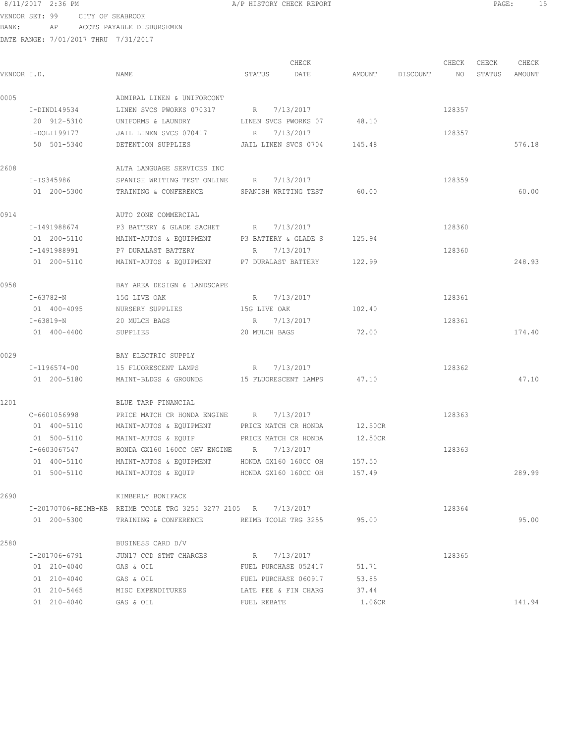8/11/2017 2:36 PM A/P HISTORY CHECK REPORT

VENDOR SET: 99 CITY OF SEABROOK
BANK: AP ACCTS PAYABLE DISBURSEMEN
DATE RANGE: 7/01/2017 THRU 7/31/2017

| VENDOR I.D. | NAME | STATUS | CHECK DATE | AMOUNT | DISCOUNT | CHECK NO | CHECK STATUS | CHECK AMOUNT |
|---|---|---|---|---|---|---|---|---|
| 0005 | ADMIRAL LINEN & UNIFORCONT | | | | | | | |
| I-DIND149534 | LINEN SVCS PWORKS 070317 | R | 7/13/2017 | | | 128357 | | |
| 20 912-5310 | UNIFORMS & LAUNDRY | LINEN SVCS PWORKS 07 | | 48.10 | | | | |
| I-DOLI199177 | JAIL LINEN SVCS 070417 | R | 7/13/2017 | | | 128357 | | |
| 50 501-5340 | DETENTION SUPPLIES | JAIL LINEN SVCS 0704 | | 145.48 | | | | 576.18 |
| 2608 | ALTA LANGUAGE SERVICES INC | | | | | | | |
| I-IS345986 | SPANISH WRITING TEST ONLINE | R | 7/13/2017 | | | 128359 | | |
| 01 200-5300 | TRAINING & CONFERENCE | SPANISH WRITING TEST | | 60.00 | | | | 60.00 |
| 0914 | AUTO ZONE COMMERCIAL | | | | | | | |
| I-1491988674 | P3 BATTERY & GLADE SACHET | R | 7/13/2017 | | | 128360 | | |
| 01 200-5110 | MAINT-AUTOS & EQUIPMENT | P3 BATTERY & GLADE S | | 125.94 | | | | |
| I-1491988991 | P7 DURALAST BATTERY | R | 7/13/2017 | | | 128360 | | |
| 01 200-5110 | MAINT-AUTOS & EQUIPMENT | P7 DURALAST BATTERY | | 122.99 | | | | 248.93 |
| 0958 | BAY AREA DESIGN & LANDSCAPE | | | | | | | |
| I-63782-N | 15G LIVE OAK | R | 7/13/2017 | | | 128361 | | |
| 01 400-4095 | NURSERY SUPPLIES | 15G LIVE OAK | | 102.40 | | | | |
| I-63819-N | 20 MULCH BAGS | R | 7/13/2017 | | | 128361 | | |
| 01 400-4400 | SUPPLIES | 20 MULCH BAGS | | 72.00 | | | | 174.40 |
| 0029 | BAY ELECTRIC SUPPLY | | | | | | | |
| I-1196574-00 | 15 FLUORESCENT LAMPS | R | 7/13/2017 | | | 128362 | | |
| 01 200-5180 | MAINT-BLDGS & GROUNDS | 15 FLUORESCENT LAMPS | | 47.10 | | | | 47.10 |
| 1201 | BLUE TARP FINANCIAL | | | | | | | |
| C-6601056998 | PRICE MATCH CR HONDA ENGINE | R | 7/13/2017 | | | 128363 | | |
| 01 400-5110 | MAINT-AUTOS & EQUIPMENT | PRICE MATCH CR HONDA | | 12.50CR | | | | |
| 01 500-5110 | MAINT-AUTOS & EQUIP | PRICE MATCH CR HONDA | | 12.50CR | | | | |
| I-6603067547 | HONDA GX160 160CC OHV ENGINE | R | 7/13/2017 | | | 128363 | | |
| 01 400-5110 | MAINT-AUTOS & EQUIPMENT | HONDA GX160 160CC OH | | 157.50 | | | | |
| 01 500-5110 | MAINT-AUTOS & EQUIP | HONDA GX160 160CC OH | | 157.49 | | | | 289.99 |
| 2690 | KIMBERLY BONIFACE | | | | | | | |
| I-20170706-REIMB-KB | REIMB TCOLE TRG 3255 3277 2105 | R | 7/13/2017 | | | 128364 | | |
| 01 200-5300 | TRAINING & CONFERENCE | REIMB TCOLE TRG 3255 | | 95.00 | | | | 95.00 |
| 2580 | BUSINESS CARD D/V | | | | | | | |
| I-201706-6791 | JUN17 CCD STMT CHARGES | R | 7/13/2017 | | | 128365 | | |
| 01 210-4040 | GAS & OIL | FUEL PURCHASE 052417 | | 51.71 | | | | |
| 01 210-4040 | GAS & OIL | FUEL PURCHASE 060917 | | 53.85 | | | | |
| 01 210-5465 | MISC EXPENDITURES | LATE FEE & FIN CHARG | | 37.44 | | | | |
| 01 210-4040 | GAS & OIL | FUEL REBATE | | 1.06CR | | | | 141.94 |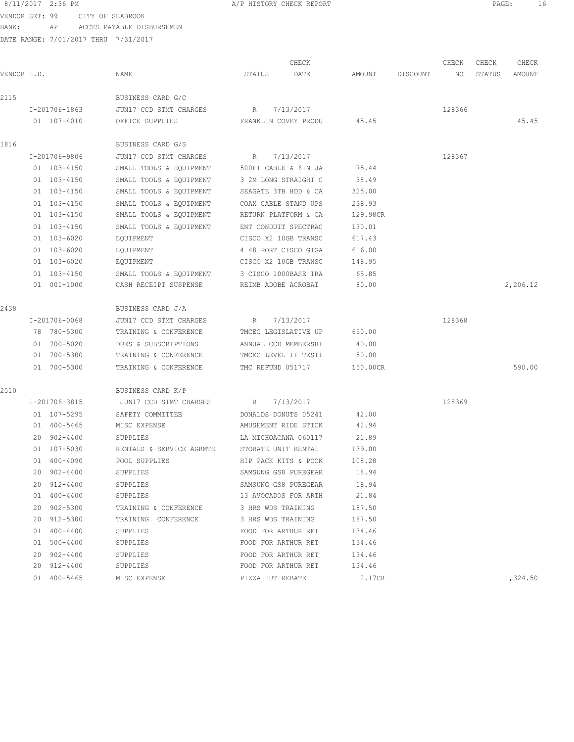8/11/2017 2:36 PM A/P HISTORY CHECK REPORT

VENDOR SET: 99 CITY OF SEABROOK
BANK: AP ACCTS PAYABLE DISBURSEMEN
DATE RANGE: 7/01/2017 THRU 7/31/2017

| VENDOR I.D. | NAME | STATUS | CHECK DATE | AMOUNT | DISCOUNT | CHECK NO | CHECK STATUS | CHECK AMOUNT |
|---|---|---|---|---|---|---|---|---|
| 2115 | BUSINESS CARD G/C | | | | | | | |
| I-201706-1863 | JUN17 CCD STMT CHARGES | R | 7/13/2017 | | | 128366 | | |
| 01 107-4010 | OFFICE SUPPLIES | FRANKLIN COVEY PRODU | | 45.45 | | | | 45.45 |
| 1816 | BUSINESS CARD G/S | | | | | | | |
| I-201706-9806 | JUN17 CCD STMT CHARGES | R | 7/13/2017 | | | 128367 | | |
| 01 103-4150 | SMALL TOOLS & EQUIPMENT | 500FT CABLE & 6IN JA | | 75.44 | | | | |
| 01 103-4150 | SMALL TOOLS & EQUIPMENT | 3 2M LONG STRAIGHT C | | 38.49 | | | | |
| 01 103-4150 | SMALL TOOLS & EQUIPMENT | SEAGATE 3TB HDD & CA | | 325.00 | | | | |
| 01 103-4150 | SMALL TOOLS & EQUIPMENT | COAX CABLE STAND UPS | | 238.93 | | | | |
| 01 103-4150 | SMALL TOOLS & EQUIPMENT | RETURN PLATFORM & CA | | 129.98CR | | | | |
| 01 103-4150 | SMALL TOOLS & EQUIPMENT | ENT CONDUIT SPECTRAC | | 130.01 | | | | |
| 01 103-6020 | EQUIPMENT | CISCO X2 10GB TRANSC | | 617.43 | | | | |
| 01 103-6020 | EQUIPMENT | 4 48 PORT CISCO GIGA | | 616.00 | | | | |
| 01 103-6020 | EQUIPMENT | CISCO X2 10GB TRANSC | | 148.95 | | | | |
| 01 103-4150 | SMALL TOOLS & EQUIPMENT | 3 CISCO 1000BASE TRA | | 65.85 | | | | |
| 01 001-1000 | CASH RECEIPT SUSPENSE | REIMB ADOBE ACROBAT | | 80.00 | | | | 2,206.12 |
| 2438 | BUSINESS CARD J/A | | | | | | | |
| I-201706-0068 | JUN17 CCD STMT CHARGES | R | 7/13/2017 | | | 128368 | | |
| 78 780-5300 | TRAINING & CONFERENCE | TMCEC LEGISLATIVE UP | | 650.00 | | | | |
| 01 700-5020 | DUES & SUBSCRIPTIONS | ANNUAL CCD MEMBERSHI | | 40.00 | | | | |
| 01 700-5300 | TRAINING & CONFERENCE | TMCEC LEVEL II TESTI | | 50.00 | | | | |
| 01 700-5300 | TRAINING & CONFERENCE | TMC REFUND 051717 | | 150.00CR | | | | 590.00 |
| 2510 | BUSINESS CARD K/P | | | | | | | |
| I-201706-3815 | JUN17 CCD STMT CHARGES | R | 7/13/2017 | | | 128369 | | |
| 01 107-5295 | SAFETY COMMITTEE | DONALDS DONUTS 05241 | | 42.00 | | | | |
| 01 400-5465 | MISC EXPENSE | AMUSEMENT RIDE STICK | | 42.94 | | | | |
| 20 902-4400 | SUPPLIES | LA MICHOACANA 060117 | | 21.89 | | | | |
| 01 107-5030 | RENTALS & SERVICE AGRMTS | STORATE UNIT RENTAL | | 139.00 | | | | |
| 01 400-4090 | POOL SUPPLIES | HIP PACK KITS & POCK | | 108.28 | | | | |
| 20 902-4400 | SUPPLIES | SAMSUNG GS8 PUREGEAR | | 18.94 | | | | |
| 20 912-4400 | SUPPLIES | SAMSUNG GS8 PUREGEAR | | 18.94 | | | | |
| 01 400-4400 | SUPPLIES | 13 AVOCADOS FOR ARTH | | 21.84 | | | | |
| 20 902-5300 | TRAINING & CONFERENCE | 3 HRS WDS TRAINING | | 187.50 | | | | |
| 20 912-5300 | TRAINING CONFERENCE | 3 HRS WDS TRAINING | | 187.50 | | | | |
| 01 400-4400 | SUPPLIES | FOOD FOR ARTHUR RET | | 134.46 | | | | |
| 01 500-4400 | SUPPLIES | FOOD FOR ARTHUR RET | | 134.46 | | | | |
| 20 902-4400 | SUPPLIES | FOOD FOR ARTHUR RET | | 134.46 | | | | |
| 20 912-4400 | SUPPLIES | FOOD FOR ARTHUR RET | | 134.46 | | | | |
| 01 400-5465 | MISC EXPENSE | PIZZA HUT REBATE | | 2.17CR | | | | 1,324.50 |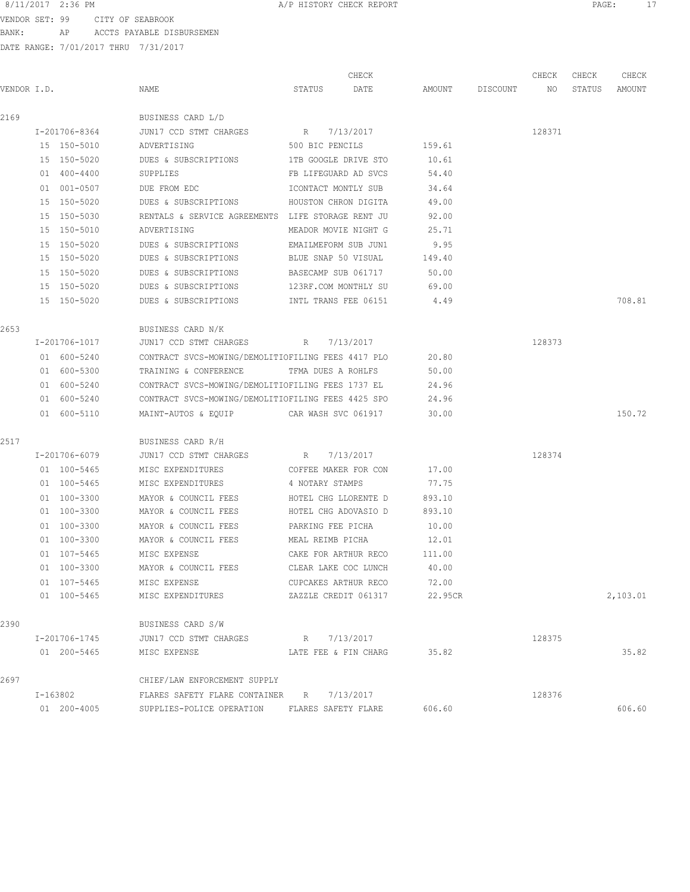8/11/2017 2:36 PM A/P HISTORY CHECK REPORT

VENDOR SET: 99 CITY OF SEABROOK
BANK: AP ACCTS PAYABLE DISBURSEMEN
DATE RANGE: 7/01/2017 THRU 7/31/2017

| VENDOR I.D. | NAME | STATUS | CHECK DATE | AMOUNT | DISCOUNT | CHECK NO | CHECK STATUS | CHECK AMOUNT |
|---|---|---|---|---|---|---|---|---|
| 2169 | BUSINESS CARD L/D | | | | | | | |
| I-201706-8364 | JUN17 CCD STMT CHARGES | R | 7/13/2017 | | | 128371 | | |
| 15 150-5010 | ADVERTISING | 500 BIC PENCILS | | 159.61 | | | | |
| 15 150-5020 | DUES & SUBSCRIPTIONS | 1TB GOOGLE DRIVE STO | | 10.61 | | | | |
| 01 400-4400 | SUPPLIES | FB LIFEGUARD AD SVCS | | 54.40 | | | | |
| 01 001-0507 | DUE FROM EDC | ICONTACT MONTLY SUB | | 34.64 | | | | |
| 15 150-5020 | DUES & SUBSCRIPTIONS | HOUSTON CHRON DIGITA | | 49.00 | | | | |
| 15 150-5030 | RENTALS & SERVICE AGREEMENTS | LIFE STORAGE RENT JU | | 92.00 | | | | |
| 15 150-5010 | ADVERTISING | MEADOR MOVIE NIGHT G | | 25.71 | | | | |
| 15 150-5020 | DUES & SUBSCRIPTIONS | EMAILMEFORM SUB JUN1 | | 9.95 | | | | |
| 15 150-5020 | DUES & SUBSCRIPTIONS | BLUE SNAP 50 VISUAL | | 149.40 | | | | |
| 15 150-5020 | DUES & SUBSCRIPTIONS | BASECAMP SUB 061717 | | 50.00 | | | | |
| 15 150-5020 | DUES & SUBSCRIPTIONS | 123RF.COM MONTHLY SU | | 69.00 | | | | |
| 15 150-5020 | DUES & SUBSCRIPTIONS | INTL TRANS FEE 06151 | | 4.49 | | | | 708.81 |
| 2653 | BUSINESS CARD N/K | | | | | | | |
| I-201706-1017 | JUN17 CCD STMT CHARGES | R | 7/13/2017 | | | 128373 | | |
| 01 600-5240 | CONTRACT SVCS-MOWING/DEMOLITIO | FILING FEES 4417 PLO | | 20.80 | | | | |
| 01 600-5300 | TRAINING & CONFERENCE | TFMA DUES A ROHLFS | | 50.00 | | | | |
| 01 600-5240 | CONTRACT SVCS-MOWING/DEMOLITIO | FILING FEES 1737 EL | | 24.96 | | | | |
| 01 600-5240 | CONTRACT SVCS-MOWING/DEMOLITIO | FILING FEES 4425 SPO | | 24.96 | | | | |
| 01 600-5110 | MAINT-AUTOS & EQUIP | CAR WASH SVC 061917 | | 30.00 | | | | 150.72 |
| 2517 | BUSINESS CARD R/H | | | | | | | |
| I-201706-6079 | JUN17 CCD STMT CHARGES | R | 7/13/2017 | | | 128374 | | |
| 01 100-5465 | MISC EXPENDITURES | COFFEE MAKER FOR CON | | 17.00 | | | | |
| 01 100-5465 | MISC EXPENDITURES | 4 NOTARY STAMPS | | 77.75 | | | | |
| 01 100-3300 | MAYOR & COUNCIL FEES | HOTEL CHG LLORENTE D | | 893.10 | | | | |
| 01 100-3300 | MAYOR & COUNCIL FEES | HOTEL CHG ADOVASIO D | | 893.10 | | | | |
| 01 100-3300 | MAYOR & COUNCIL FEES | PARKING FEE PICHA | | 10.00 | | | | |
| 01 100-3300 | MAYOR & COUNCIL FEES | MEAL REIMB PICHA | | 12.01 | | | | |
| 01 107-5465 | MISC EXPENSE | CAKE FOR ARTHUR RECO | | 111.00 | | | | |
| 01 100-3300 | MAYOR & COUNCIL FEES | CLEAR LAKE COC LUNCH | | 40.00 | | | | |
| 01 107-5465 | MISC EXPENSE | CUPCAKES ARTHUR RECO | | 72.00 | | | | |
| 01 100-5465 | MISC EXPENDITURES | ZAZZLE CREDIT 061317 | | 22.95CR | | | | 2,103.01 |
| 2390 | BUSINESS CARD S/W | | | | | | | |
| I-201706-1745 | JUN17 CCD STMT CHARGES | R | 7/13/2017 | | | 128375 | | |
| 01 200-5465 | MISC EXPENSE | LATE FEE & FIN CHARG | | 35.82 | | | | 35.82 |
| 2697 | CHIEF/LAW ENFORCEMENT SUPPLY | | | | | | | |
| I-163802 | FLARES SAFETY FLARE CONTAINER | R | 7/13/2017 | | | 128376 | | |
| 01 200-4005 | SUPPLIES-POLICE OPERATION | FLARES SAFETY FLARE | | 606.60 | | | | 606.60 |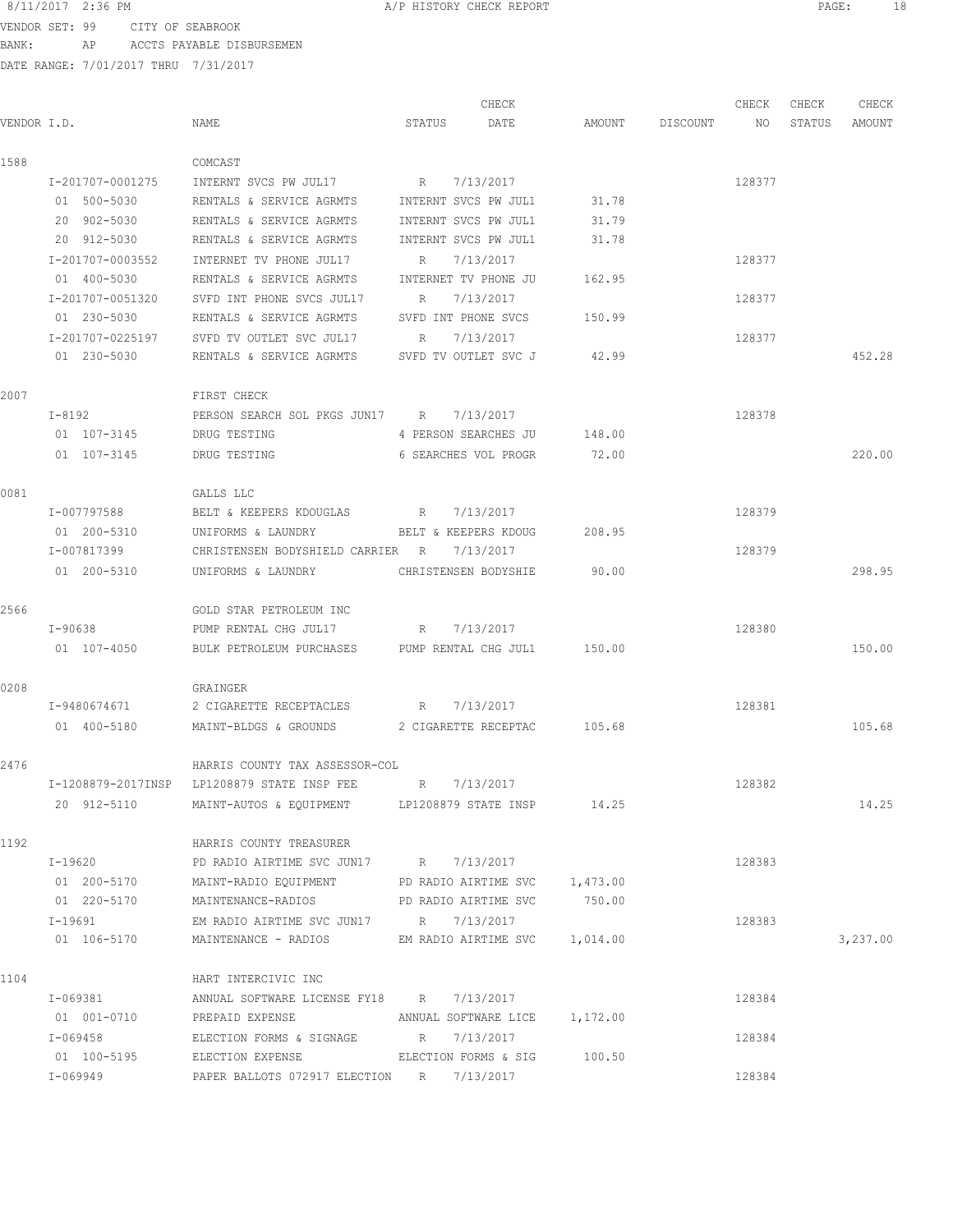8/11/2017 2:36 PM A/P HISTORY CHECK REPORT

VENDOR SET: 99 CITY OF SEABROOK
BANK: AP ACCTS PAYABLE DISBURSEMEN
DATE RANGE: 7/01/2017 THRU 7/31/2017

| VENDOR I.D. | NAME | STATUS | CHECK DATE | AMOUNT | DISCOUNT | CHECK NO | CHECK STATUS | CHECK AMOUNT |
|---|---|---|---|---|---|---|---|---|
| 1588 | COMCAST | | | | | | | |
| I-201707-0001275 | INTERNT SVCS PW JUL17 | R | 7/13/2017 | | | 128377 | | |
| 01 500-5030 | RENTALS & SERVICE AGRMTS | INTERNT SVCS PW JUL1 | | 31.78 | | | | |
| 20 902-5030 | RENTALS & SERVICE AGRMTS | INTERNT SVCS PW JUL1 | | 31.79 | | | | |
| 20 912-5030 | RENTALS & SERVICE AGRMTS | INTERNT SVCS PW JUL1 | | 31.78 | | | | |
| I-201707-0003552 | INTERNET TV PHONE JUL17 | R | 7/13/2017 | | | 128377 | | |
| 01 400-5030 | RENTALS & SERVICE AGRMTS | INTERNET TV PHONE JU | | 162.95 | | | | |
| I-201707-0051320 | SVFD INT PHONE SVCS JUL17 | R | 7/13/2017 | | | 128377 | | |
| 01 230-5030 | RENTALS & SERVICE AGRMTS | SVFD INT PHONE SVCS | | 150.99 | | | | |
| I-201707-0225197 | SVFD TV OUTLET SVC JUL17 | R | 7/13/2017 | | | 128377 | | |
| 01 230-5030 | RENTALS & SERVICE AGRMTS | SVFD TV OUTLET SVC J | | 42.99 | | | | 452.28 |
| 2007 | FIRST CHECK | | | | | | | |
| I-8192 | PERSON SEARCH SOL PKGS JUN17 | R | 7/13/2017 | | | 128378 | | |
| 01 107-3145 | DRUG TESTING | 4 PERSON SEARCHES JU | | 148.00 | | | | |
| 01 107-3145 | DRUG TESTING | 6 SEARCHES VOL PROGR | | 72.00 | | | | 220.00 |
| 0081 | GALLS LLC | | | | | | | |
| I-007797588 | BELT & KEEPERS KDOUGLAS | R | 7/13/2017 | | | 128379 | | |
| 01 200-5310 | UNIFORMS & LAUNDRY | BELT & KEEPERS KDOUG | | 208.95 | | | | |
| I-007817399 | CHRISTENSEN BODYSHIELD CARRIER | R | 7/13/2017 | | | 128379 | | |
| 01 200-5310 | UNIFORMS & LAUNDRY | CHRISTENSEN BODYSHIE | | 90.00 | | | | 298.95 |
| 2566 | GOLD STAR PETROLEUM INC | | | | | | | |
| I-90638 | PUMP RENTAL CHG JUL17 | R | 7/13/2017 | | | 128380 | | |
| 01 107-4050 | BULK PETROLEUM PURCHASES | PUMP RENTAL CHG JUL1 | | 150.00 | | | | 150.00 |
| 0208 | GRAINGER | | | | | | | |
| I-9480674671 | 2 CIGARETTE RECEPTACLES | R | 7/13/2017 | | | 128381 | | |
| 01 400-5180 | MAINT-BLDGS & GROUNDS | 2 CIGARETTE RECEPTAC | | 105.68 | | | | 105.68 |
| 2476 | HARRIS COUNTY TAX ASSESSOR-COL | | | | | | | |
| I-1208879-2017INSP | LP1208879 STATE INSP FEE | R | 7/13/2017 | | | 128382 | | |
| 20 912-5110 | MAINT-AUTOS & EQUIPMENT | LP1208879 STATE INSP | | 14.25 | | | | 14.25 |
| 1192 | HARRIS COUNTY TREASURER | | | | | | | |
| I-19620 | PD RADIO AIRTIME SVC JUN17 | R | 7/13/2017 | | | 128383 | | |
| 01 200-5170 | MAINT-RADIO EQUIPMENT | PD RADIO AIRTIME SVC | | 1,473.00 | | | | |
| 01 220-5170 | MAINTENANCE-RADIOS | PD RADIO AIRTIME SVC | | 750.00 | | | | |
| I-19691 | EM RADIO AIRTIME SVC JUN17 | R | 7/13/2017 | | | 128383 | | |
| 01 106-5170 | MAINTENANCE - RADIOS | EM RADIO AIRTIME SVC | | 1,014.00 | | | | 3,237.00 |
| 1104 | HART INTERCIVIC INC | | | | | | | |
| I-069381 | ANNUAL SOFTWARE LICENSE FY18 | R | 7/13/2017 | | | 128384 | | |
| 01 001-0710 | PREPAID EXPENSE | ANNUAL SOFTWARE LICE | | 1,172.00 | | | | |
| I-069458 | ELECTION FORMS & SIGNAGE | R | 7/13/2017 | | | 128384 | | |
| 01 100-5195 | ELECTION EXPENSE | ELECTION FORMS & SIG | | 100.50 | | | | |
| I-069949 | PAPER BALLOTS 072917 ELECTION | R | 7/13/2017 | | | 128384 | | |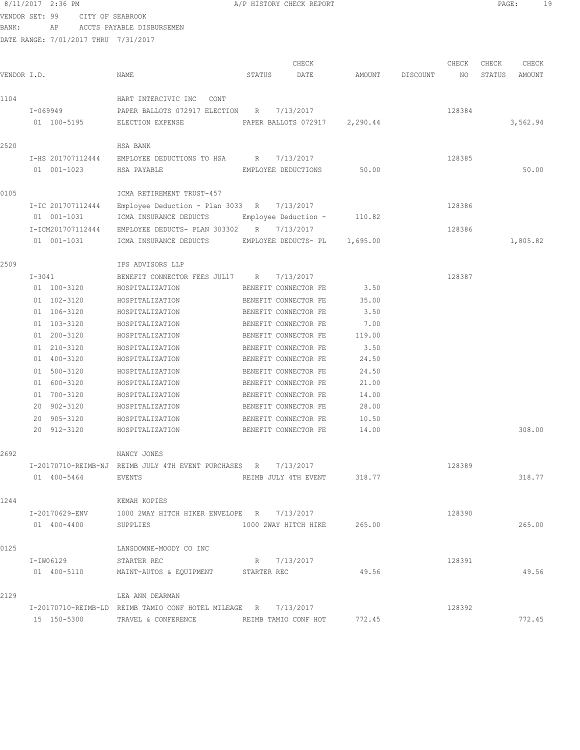8/11/2017 2:36 PM A/P HISTORY CHECK REPORT

VENDOR SET: 99 CITY OF SEABROOK
BANK: AP ACCTS PAYABLE DISBURSEMEN
DATE RANGE: 7/01/2017 THRU 7/31/2017

| VENDOR I.D. | NAME | STATUS | CHECK DATE | AMOUNT | DISCOUNT | CHECK NO | CHECK STATUS | CHECK AMOUNT |
|---|---|---|---|---|---|---|---|---|
| 1104 | HART INTERCIVIC INC CONT | | | | | | | |
| I-069949 | PAPER BALLOTS 072917 ELECTION | R | 7/13/2017 | | | 128384 | | |
| 01 100-5195 | ELECTION EXPENSE | PAPER BALLOTS 072917 | | 2,290.44 | | | | 3,562.94 |
| 2520 | HSA BANK | | | | | | | |
| I-HS 201707112444 | EMPLOYEE DEDUCTIONS TO HSA | R | 7/13/2017 | | | 128385 | | |
| 01 001-1023 | HSA PAYABLE | EMPLOYEE DEDUCTIONS | | 50.00 | | | | 50.00 |
| 0105 | ICMA RETIREMENT TRUST-457 | | | | | | | |
| I-IC 201707112444 | Employee Deduction - Plan 3033 | R | 7/13/2017 | | | 128386 | | |
| 01 001-1031 | ICMA INSURANCE DEDUCTS | Employee Deduction - | | 110.82 | | | | |
| I-ICM201707112444 | EMPLOYEE DEDUCTS- PLAN 303302 | R | 7/13/2017 | | | 128386 | | |
| 01 001-1031 | ICMA INSURANCE DEDUCTS | EMPLOYEE DEDUCTS- PL | | 1,695.00 | | | | 1,805.82 |
| 2509 | IPS ADVISORS LLP | | | | | | | |
| I-3041 | BENEFIT CONNECTOR FEES JUL17 | R | 7/13/2017 | | | 128387 | | |
| 01 100-3120 | HOSPITALIZATION | BENEFIT CONNECTOR FE | | 3.50 | | | | |
| 01 102-3120 | HOSPITALIZATION | BENEFIT CONNECTOR FE | | 35.00 | | | | |
| 01 106-3120 | HOSPITALIZATION | BENEFIT CONNECTOR FE | | 3.50 | | | | |
| 01 103-3120 | HOSPITALIZATION | BENEFIT CONNECTOR FE | | 7.00 | | | | |
| 01 200-3120 | HOSPITALIZATION | BENEFIT CONNECTOR FE | | 119.00 | | | | |
| 01 210-3120 | HOSPITALIZATION | BENEFIT CONNECTOR FE | | 3.50 | | | | |
| 01 400-3120 | HOSPITALIZATION | BENEFIT CONNECTOR FE | | 24.50 | | | | |
| 01 500-3120 | HOSPITALIZATION | BENEFIT CONNECTOR FE | | 24.50 | | | | |
| 01 600-3120 | HOSPITALIZATION | BENEFIT CONNECTOR FE | | 21.00 | | | | |
| 01 700-3120 | HOSPITALIZATION | BENEFIT CONNECTOR FE | | 14.00 | | | | |
| 20 902-3120 | HOSPITALIZATION | BENEFIT CONNECTOR FE | | 28.00 | | | | |
| 20 905-3120 | HOSPITALIZATION | BENEFIT CONNECTOR FE | | 10.50 | | | | |
| 20 912-3120 | HOSPITALIZATION | BENEFIT CONNECTOR FE | | 14.00 | | | | 308.00 |
| 2692 | NANCY JONES | | | | | | | |
| I-20170710-REIMB-NJ | REIMB JULY 4TH EVENT PURCHASES | R | 7/13/2017 | | | 128389 | | |
| 01 400-5464 | EVENTS | REIMB JULY 4TH EVENT | | 318.77 | | | | 318.77 |
| 1244 | KEMAH KOPIES | | | | | | | |
| I-20170629-ENV | 1000 2WAY HITCH HIKER ENVELOPE | R | 7/13/2017 | | | 128390 | | |
| 01 400-4400 | SUPPLIES | 1000 2WAY HITCH HIKE | | 265.00 | | | | 265.00 |
| 0125 | LANSDOWNE-MOODY CO INC | | | | | | | |
| I-IW06129 | STARTER REC | R | 7/13/2017 | | | 128391 | | |
| 01 400-5110 | MAINT-AUTOS & EQUIPMENT | STARTER REC | | 49.56 | | | | 49.56 |
| 2129 | LEA ANN DEARMAN | | | | | | | |
| I-20170710-REIMB-LD | REIMB TAMIO CONF HOTEL MILEAGE | R | 7/13/2017 | | | 128392 | | |
| 15 150-5300 | TRAVEL & CONFERENCE | REIMB TAMIO CONF HOT | | 772.45 | | | | 772.45 |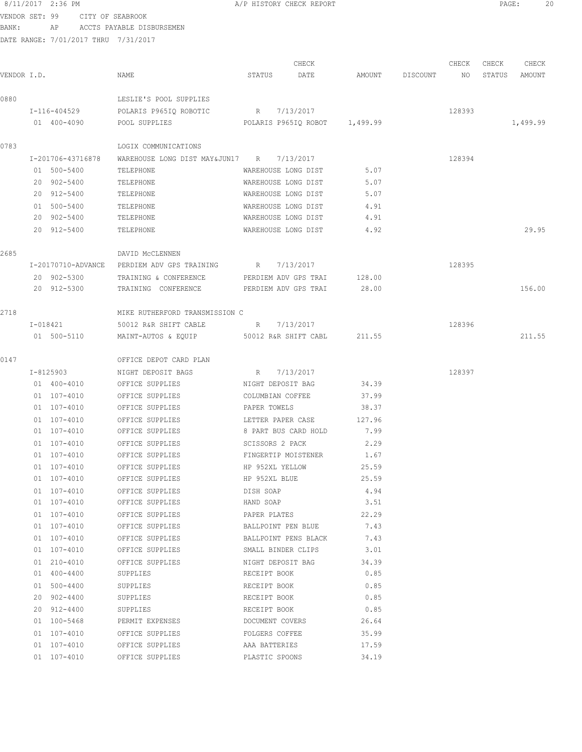8/11/2017 2:36 PM A/P HISTORY CHECK REPORT

VENDOR SET: 99 CITY OF SEABROOK
BANK: AP ACCTS PAYABLE DISBURSEMEN
DATE RANGE: 7/01/2017 THRU 7/31/2017

| VENDOR I.D. | NAME | STATUS | CHECK DATE | AMOUNT | DISCOUNT | CHECK NO | CHECK STATUS | CHECK AMOUNT |
|---|---|---|---|---|---|---|---|---|
| 0880 | LESLIE'S POOL SUPPLIES | | | | | | | |
| I-116-404529 | POLARIS P965IQ ROBOTIC | R | 7/13/2017 | | | 128393 | | |
| 01 400-4090 | POOL SUPPLIES | POLARIS P965IQ ROBOT | | 1,499.99 | | | | 1,499.99 |
| 0783 | LOGIX COMMUNICATIONS | | | | | | | |
| I-201706-43716878 | WAREHOUSE LONG DIST MAY&JUN17 | R | 7/13/2017 | | | 128394 | | |
| 01 500-5400 | TELEPHONE | WAREHOUSE LONG DIST | | 5.07 | | | | |
| 20 902-5400 | TELEPHONE | WAREHOUSE LONG DIST | | 5.07 | | | | |
| 20 912-5400 | TELEPHONE | WAREHOUSE LONG DIST | | 5.07 | | | | |
| 01 500-5400 | TELEPHONE | WAREHOUSE LONG DIST | | 4.91 | | | | |
| 20 902-5400 | TELEPHONE | WAREHOUSE LONG DIST | | 4.91 | | | | |
| 20 912-5400 | TELEPHONE | WAREHOUSE LONG DIST | | 4.92 | | | | 29.95 |
| 2685 | DAVID McCLENNEN | | | | | | | |
| I-20170710-ADVANCE | PERDIEM ADV GPS TRAINING | R | 7/13/2017 | | | 128395 | | |
| 20 902-5300 | TRAINING & CONFERENCE | PERDIEM ADV GPS TRAI | | 128.00 | | | | |
| 20 912-5300 | TRAINING CONFERENCE | PERDIEM ADV GPS TRAI | | 28.00 | | | | 156.00 |
| 2718 | MIKE RUTHERFORD TRANSMISSION C | | | | | | | |
| I-018421 | 50012 R&R SHIFT CABLE | R | 7/13/2017 | | | 128396 | | |
| 01 500-5110 | MAINT-AUTOS & EQUIP | 50012 R&R SHIFT CABL | | 211.55 | | | | 211.55 |
| 0147 | OFFICE DEPOT CARD PLAN | | | | | | | |
| I-8125903 | NIGHT DEPOSIT BAGS | R | 7/13/2017 | | | 128397 | | |
| 01 400-4010 | OFFICE SUPPLIES | NIGHT DEPOSIT BAG | | 34.39 | | | | |
| 01 107-4010 | OFFICE SUPPLIES | COLUMBIAN COFFEE | | 37.99 | | | | |
| 01 107-4010 | OFFICE SUPPLIES | PAPER TOWELS | | 38.37 | | | | |
| 01 107-4010 | OFFICE SUPPLIES | LETTER PAPER CASE | | 127.96 | | | | |
| 01 107-4010 | OFFICE SUPPLIES | 8 PART BUS CARD HOLD | | 7.99 | | | | |
| 01 107-4010 | OFFICE SUPPLIES | SCISSORS 2 PACK | | 2.29 | | | | |
| 01 107-4010 | OFFICE SUPPLIES | FINGERTIP MOISTENER | | 1.67 | | | | |
| 01 107-4010 | OFFICE SUPPLIES | HP 952XL YELLOW | | 25.59 | | | | |
| 01 107-4010 | OFFICE SUPPLIES | HP 952XL BLUE | | 25.59 | | | | |
| 01 107-4010 | OFFICE SUPPLIES | DISH SOAP | | 4.94 | | | | |
| 01 107-4010 | OFFICE SUPPLIES | HAND SOAP | | 3.51 | | | | |
| 01 107-4010 | OFFICE SUPPLIES | PAPER PLATES | | 22.29 | | | | |
| 01 107-4010 | OFFICE SUPPLIES | BALLPOINT PEN BLUE | | 7.43 | | | | |
| 01 107-4010 | OFFICE SUPPLIES | BALLPOINT PENS BLACK | | 7.43 | | | | |
| 01 107-4010 | OFFICE SUPPLIES | SMALL BINDER CLIPS | | 3.01 | | | | |
| 01 210-4010 | OFFICE SUPPLIES | NIGHT DEPOSIT BAG | | 34.39 | | | | |
| 01 400-4400 | SUPPLIES | RECEIPT BOOK | | 0.85 | | | | |
| 01 500-4400 | SUPPLIES | RECEIPT BOOK | | 0.85 | | | | |
| 20 902-4400 | SUPPLIES | RECEIPT BOOK | | 0.85 | | | | |
| 20 912-4400 | SUPPLIES | RECEIPT BOOK | | 0.85 | | | | |
| 01 100-5468 | PERMIT EXPENSES | DOCUMENT COVERS | | 26.64 | | | | |
| 01 107-4010 | OFFICE SUPPLIES | FOLGERS COFFEE | | 35.99 | | | | |
| 01 107-4010 | OFFICE SUPPLIES | AAA BATTERIES | | 17.59 | | | | |
| 01 107-4010 | OFFICE SUPPLIES | PLASTIC SPOONS | | 34.19 | | | | |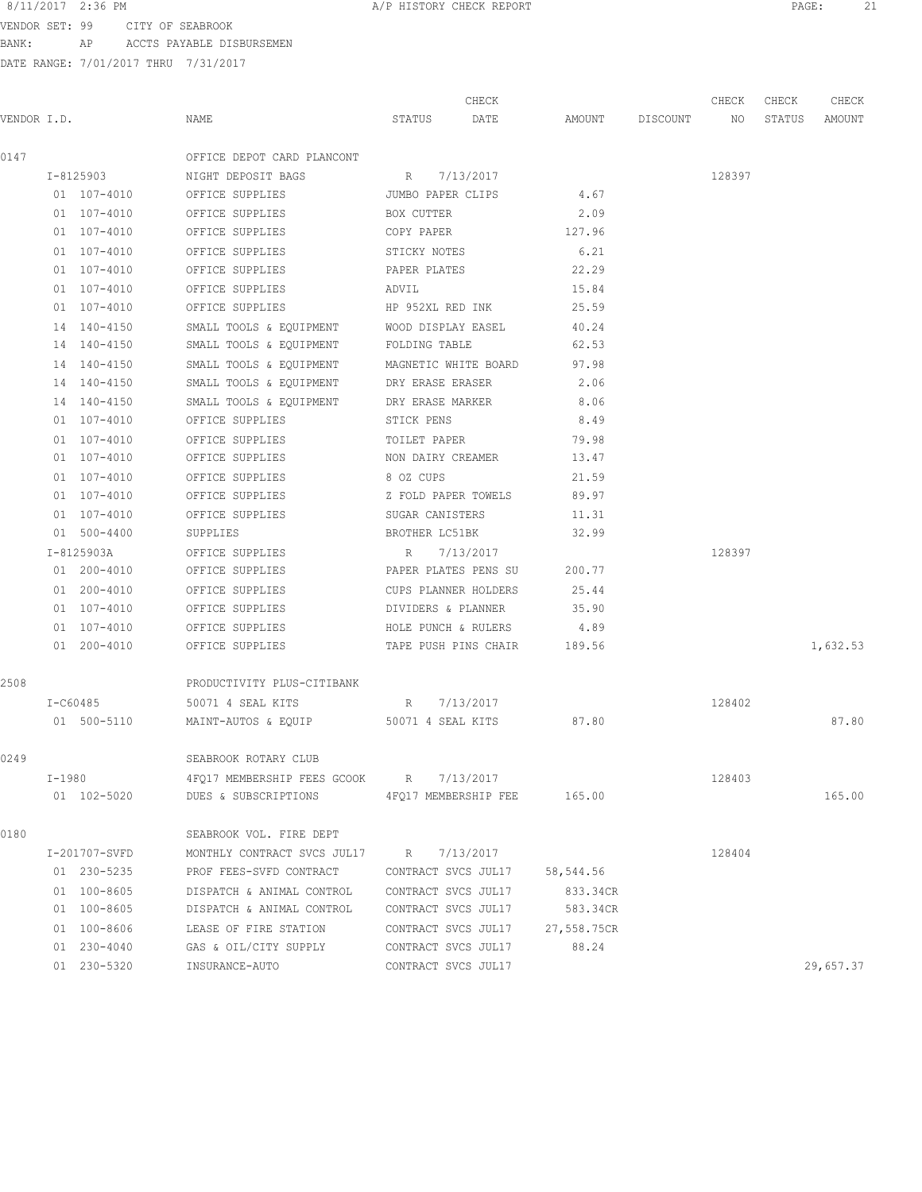8/11/2017 2:36 PM A/P HISTORY CHECK REPORT

VENDOR SET: 99 CITY OF SEABROOK
BANK: AP ACCTS PAYABLE DISBURSEMEN
DATE RANGE: 7/01/2017 THRU 7/31/2017

| VENDOR I.D. | NAME | STATUS | CHECK DATE | AMOUNT | DISCOUNT | CHECK NO | CHECK STATUS | CHECK AMOUNT |
|---|---|---|---|---|---|---|---|---|
| 0147 | OFFICE DEPOT CARD PLANCONT | | | | | | | |
| I-8125903 | NIGHT DEPOSIT BAGS | R | 7/13/2017 | | | 128397 | | |
| 01 107-4010 | OFFICE SUPPLIES | JUMBO PAPER CLIPS | | 4.67 | | | | |
| 01 107-4010 | OFFICE SUPPLIES | BOX CUTTER | | 2.09 | | | | |
| 01 107-4010 | OFFICE SUPPLIES | COPY PAPER | | 127.96 | | | | |
| 01 107-4010 | OFFICE SUPPLIES | STICKY NOTES | | 6.21 | | | | |
| 01 107-4010 | OFFICE SUPPLIES | PAPER PLATES | | 22.29 | | | | |
| 01 107-4010 | OFFICE SUPPLIES | ADVIL | | 15.84 | | | | |
| 01 107-4010 | OFFICE SUPPLIES | HP 952XL RED INK | | 25.59 | | | | |
| 14 140-4150 | SMALL TOOLS & EQUIPMENT | WOOD DISPLAY EASEL | | 40.24 | | | | |
| 14 140-4150 | SMALL TOOLS & EQUIPMENT | FOLDING TABLE | | 62.53 | | | | |
| 14 140-4150 | SMALL TOOLS & EQUIPMENT | MAGNETIC WHITE BOARD | | 97.98 | | | | |
| 14 140-4150 | SMALL TOOLS & EQUIPMENT | DRY ERASE ERASER | | 2.06 | | | | |
| 14 140-4150 | SMALL TOOLS & EQUIPMENT | DRY ERASE MARKER | | 8.06 | | | | |
| 01 107-4010 | OFFICE SUPPLIES | STICK PENS | | 8.49 | | | | |
| 01 107-4010 | OFFICE SUPPLIES | TOILET PAPER | | 79.98 | | | | |
| 01 107-4010 | OFFICE SUPPLIES | NON DAIRY CREAMER | | 13.47 | | | | |
| 01 107-4010 | OFFICE SUPPLIES | 8 OZ CUPS | | 21.59 | | | | |
| 01 107-4010 | OFFICE SUPPLIES | Z FOLD PAPER TOWELS | | 89.97 | | | | |
| 01 107-4010 | OFFICE SUPPLIES | SUGAR CANISTERS | | 11.31 | | | | |
| 01 500-4400 | SUPPLIES | BROTHER LC51BK | | 32.99 | | | | |
| I-8125903A | OFFICE SUPPLIES | R | 7/13/2017 | | | 128397 | | |
| 01 200-4010 | OFFICE SUPPLIES | PAPER PLATES PENS SU | | 200.77 | | | | |
| 01 200-4010 | OFFICE SUPPLIES | CUPS PLANNER HOLDERS | | 25.44 | | | | |
| 01 107-4010 | OFFICE SUPPLIES | DIVIDERS & PLANNER | | 35.90 | | | | |
| 01 107-4010 | OFFICE SUPPLIES | HOLE PUNCH & RULERS | | 4.89 | | | | |
| 01 200-4010 | OFFICE SUPPLIES | TAPE PUSH PINS CHAIR | | 189.56 | | | | 1,632.53 |
| 2508 | PRODUCTIVITY PLUS-CITIBANK | | | | | | | |
| I-C60485 | 50071 4 SEAL KITS | R | 7/13/2017 | | | 128402 | | |
| 01 500-5110 | MAINT-AUTOS & EQUIP | 50071 4 SEAL KITS | | 87.80 | | | | 87.80 |
| 0249 | SEABROOK ROTARY CLUB | | | | | | | |
| I-1980 | 4FQ17 MEMBERSHIP FEES GCOOK | R | 7/13/2017 | | | 128403 | | |
| 01 102-5020 | DUES & SUBSCRIPTIONS | 4FQ17 MEMBERSHIP FEE | | 165.00 | | | | 165.00 |
| 0180 | SEABROOK VOL. FIRE DEPT | | | | | | | |
| I-201707-SVFD | MONTHLY CONTRACT SVCS JUL17 | R | 7/13/2017 | | | 128404 | | |
| 01 230-5235 | PROF FEES-SVFD CONTRACT | CONTRACT SVCS JUL17 | | 58,544.56 | | | | |
| 01 100-8605 | DISPATCH & ANIMAL CONTROL | CONTRACT SVCS JUL17 | | 833.34CR | | | | |
| 01 100-8605 | DISPATCH & ANIMAL CONTROL | CONTRACT SVCS JUL17 | | 583.34CR | | | | |
| 01 100-8606 | LEASE OF FIRE STATION | CONTRACT SVCS JUL17 | | 27,558.75CR | | | | |
| 01 230-4040 | GAS & OIL/CITY SUPPLY | CONTRACT SVCS JUL17 | | 88.24 | | | | |
| 01 230-5320 | INSURANCE-AUTO | CONTRACT SVCS JUL17 | | | | | | 29,657.37 |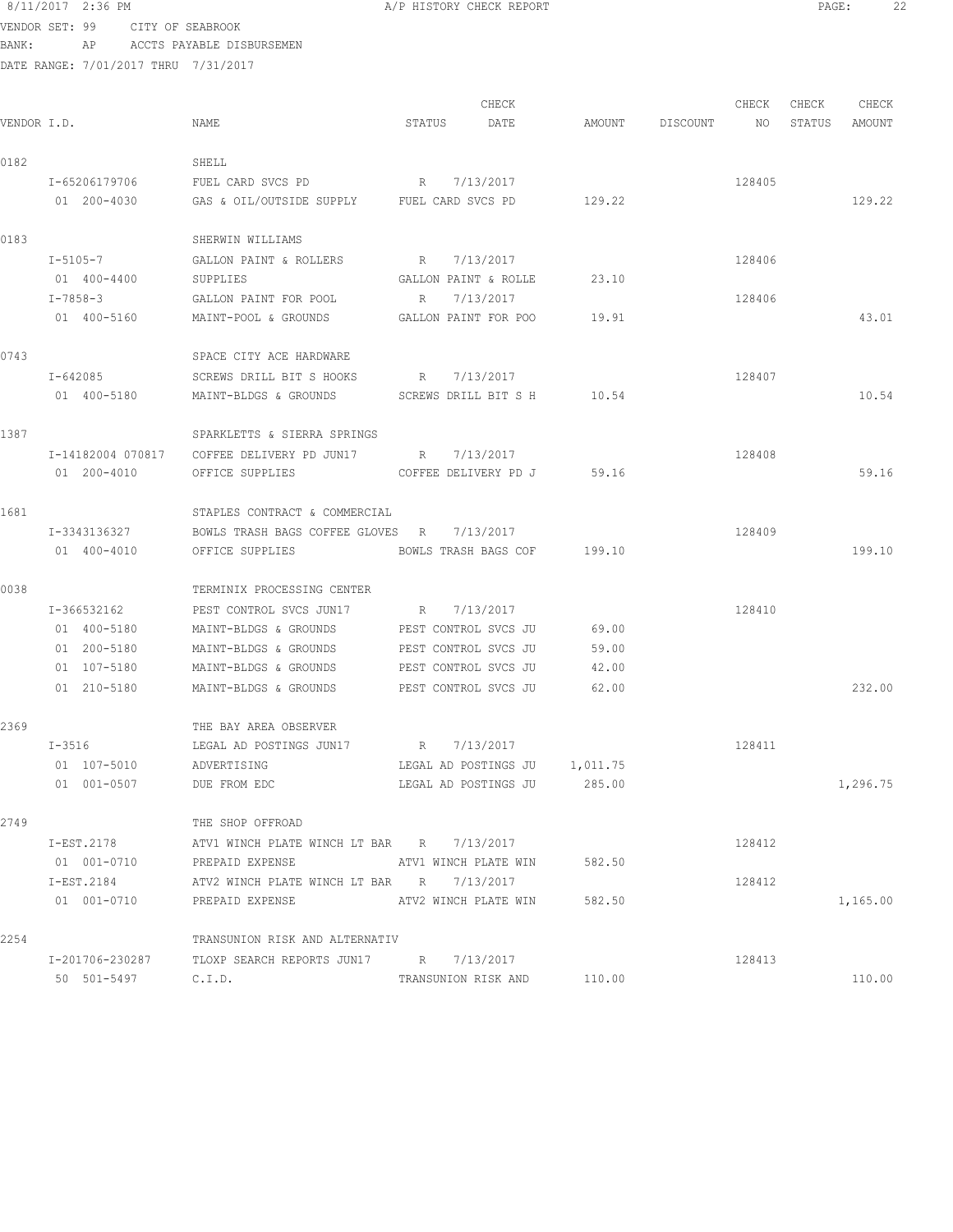8/11/2017 2:36 PM A/P HISTORY CHECK REPORT

VENDOR SET: 99 CITY OF SEABROOK
BANK: AP ACCTS PAYABLE DISBURSEMEN
DATE RANGE: 7/01/2017 THRU 7/31/2017

| VENDOR I.D. | NAME | STATUS | CHECK DATE | AMOUNT | DISCOUNT | CHECK NO | CHECK STATUS | CHECK AMOUNT |
|---|---|---|---|---|---|---|---|---|
| 0182 | SHELL | | | | | | | |
| I-65206179706 | FUEL CARD SVCS PD | R | 7/13/2017 | | | 128405 | | |
| 01 200-4030 | GAS & OIL/OUTSIDE SUPPLY | FUEL CARD SVCS PD | | 129.22 | | | | 129.22 |
| 0183 | SHERWIN WILLIAMS | | | | | | | |
| I-5105-7 | GALLON PAINT & ROLLERS | R | 7/13/2017 | | | 128406 | | |
| 01 400-4400 | SUPPLIES | GALLON PAINT & ROLLE | | 23.10 | | | | |
| I-7858-3 | GALLON PAINT FOR POOL | R | 7/13/2017 | | | 128406 | | |
| 01 400-5160 | MAINT-POOL & GROUNDS | GALLON PAINT FOR POO | | 19.91 | | | | 43.01 |
| 0743 | SPACE CITY ACE HARDWARE | | | | | | | |
| I-642085 | SCREWS DRILL BIT S HOOKS | R | 7/13/2017 | | | 128407 | | |
| 01 400-5180 | MAINT-BLDGS & GROUNDS | SCREWS DRILL BIT S H | | 10.54 | | | | 10.54 |
| 1387 | SPARKLETTS & SIERRA SPRINGS | | | | | | | |
| I-14182004 070817 | COFFEE DELIVERY PD JUN17 | R | 7/13/2017 | | | 128408 | | |
| 01 200-4010 | OFFICE SUPPLIES | COFFEE DELIVERY PD J | | 59.16 | | | | 59.16 |
| 1681 | STAPLES CONTRACT & COMMERCIAL | | | | | | | |
| I-3343136327 | BOWLS TRASH BAGS COFFEE GLOVES | R | 7/13/2017 | | | 128409 | | |
| 01 400-4010 | OFFICE SUPPLIES | BOWLS TRASH BAGS COF | | 199.10 | | | | 199.10 |
| 0038 | TERMINIX PROCESSING CENTER | | | | | | | |
| I-366532162 | PEST CONTROL SVCS JUN17 | R | 7/13/2017 | | | 128410 | | |
| 01 400-5180 | MAINT-BLDGS & GROUNDS | PEST CONTROL SVCS JU | | 69.00 | | | | |
| 01 200-5180 | MAINT-BLDGS & GROUNDS | PEST CONTROL SVCS JU | | 59.00 | | | | |
| 01 107-5180 | MAINT-BLDGS & GROUNDS | PEST CONTROL SVCS JU | | 42.00 | | | | |
| 01 210-5180 | MAINT-BLDGS & GROUNDS | PEST CONTROL SVCS JU | | 62.00 | | | | 232.00 |
| 2369 | THE BAY AREA OBSERVER | | | | | | | |
| I-3516 | LEGAL AD POSTINGS JUN17 | R | 7/13/2017 | | | 128411 | | |
| 01 107-5010 | ADVERTISING | LEGAL AD POSTINGS JU | | 1,011.75 | | | | |
| 01 001-0507 | DUE FROM EDC | LEGAL AD POSTINGS JU | | 285.00 | | | | 1,296.75 |
| 2749 | THE SHOP OFFROAD | | | | | | | |
| I-EST.2178 | ATV1 WINCH PLATE WINCH LT BAR | R | 7/13/2017 | | | 128412 | | |
| 01 001-0710 | PREPAID EXPENSE | ATV1 WINCH PLATE WIN | | 582.50 | | | | |
| I-EST.2184 | ATV2 WINCH PLATE WINCH LT BAR | R | 7/13/2017 | | | 128412 | | |
| 01 001-0710 | PREPAID EXPENSE | ATV2 WINCH PLATE WIN | | 582.50 | | | | 1,165.00 |
| 2254 | TRANSUNION RISK AND ALTERNATIV | | | | | | | |
| I-201706-230287 | TLOXP SEARCH REPORTS JUN17 | R | 7/13/2017 | | | 128413 | | |
| 50 501-5497 | C.I.D. | TRANSUNION RISK AND | | 110.00 | | | | 110.00 |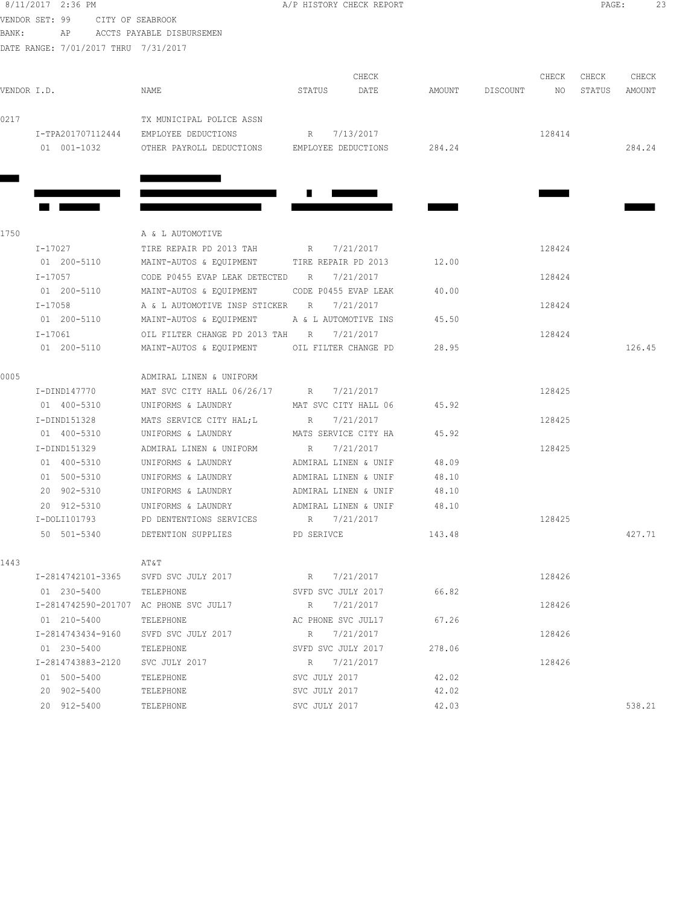8/11/2017 2:36 PM A/P HISTORY CHECK REPORT

VENDOR SET: 99 CITY OF SEABROOK
BANK: AP ACCTS PAYABLE DISBURSEMEN
DATE RANGE: 7/01/2017 THRU 7/31/2017

| VENDOR I.D. | NAME | STATUS | CHECK DATE | AMOUNT | DISCOUNT | CHECK NO | CHECK STATUS | CHECK AMOUNT |
|---|---|---|---|---|---|---|---|---|
| 0217 | TX MUNICIPAL POLICE ASSN | | | | | | | |
| I-TPA201707112444 | EMPLOYEE DEDUCTIONS | R | 7/13/2017 | | | 128414 | | |
| 01 001-1032 | OTHER PAYROLL DEDUCTIONS | EMPLOYEE DEDUCTIONS | | 284.24 | | | | 284.24 |
| 1750 | A & L AUTOMOTIVE | | | | | | | |
| I-17027 | TIRE REPAIR PD 2013 TAH | R | 7/21/2017 | | | 128424 | | |
| 01 200-5110 | MAINT-AUTOS & EQUIPMENT | TIRE REPAIR PD 2013 | | 12.00 | | | | |
| I-17057 | CODE P0455 EVAP LEAK DETECTED | R | 7/21/2017 | | | 128424 | | |
| 01 200-5110 | MAINT-AUTOS & EQUIPMENT | CODE P0455 EVAP LEAK | | 40.00 | | | | |
| I-17058 | A & L AUTOMOTIVE INSP STICKER | R | 7/21/2017 | | | 128424 | | |
| 01 200-5110 | MAINT-AUTOS & EQUIPMENT | A & L AUTOMOTIVE INS | | 45.50 | | | | |
| I-17061 | OIL FILTER CHANGE PD 2013 TAH | R | 7/21/2017 | | | 128424 | | |
| 01 200-5110 | MAINT-AUTOS & EQUIPMENT | OIL FILTER CHANGE PD | | 28.95 | | | | 126.45 |
| 0005 | ADMIRAL LINEN & UNIFORM | | | | | | | |
| I-DIND147770 | MAT SVC CITY HALL 06/26/17 | R | 7/21/2017 | | | 128425 | | |
| 01 400-5310 | UNIFORMS & LAUNDRY | MAT SVC CITY HALL 06 | | 45.92 | | | | |
| I-DIND151328 | MATS SERVICE CITY HAL;L | R | 7/21/2017 | | | 128425 | | |
| 01 400-5310 | UNIFORMS & LAUNDRY | MATS SERVICE CITY HA | | 45.92 | | | | |
| I-DIND151329 | ADMIRAL LINEN & UNIFORM | R | 7/21/2017 | | | 128425 | | |
| 01 400-5310 | UNIFORMS & LAUNDRY | ADMIRAL LINEN & UNIF | | 48.09 | | | | |
| 01 500-5310 | UNIFORMS & LAUNDRY | ADMIRAL LINEN & UNIF | | 48.10 | | | | |
| 20 902-5310 | UNIFORMS & LAUNDRY | ADMIRAL LINEN & UNIF | | 48.10 | | | | |
| 20 912-5310 | UNIFORMS & LAUNDRY | ADMIRAL LINEN & UNIF | | 48.10 | | | | |
| I-DOLI101793 | PD DENTENTIONS SERVICES | R | 7/21/2017 | | | 128425 | | |
| 50 501-5340 | DETENTION SUPPLIES | PD SERIVCE | | 143.48 | | | | 427.71 |
| 1443 | AT&T | | | | | | | |
| I-2814742101-3365 | SVFD SVC JULY 2017 | R | 7/21/2017 | | | 128426 | | |
| 01 230-5400 | TELEPHONE | SVFD SVC JULY 2017 | | 66.82 | | | | |
| I-2814742590-201707 | AC PHONE SVC JUL17 | R | 7/21/2017 | | | 128426 | | |
| 01 210-5400 | TELEPHONE | AC PHONE SVC JUL17 | | 67.26 | | | | |
| I-2814743434-9160 | SVFD SVC JULY 2017 | R | 7/21/2017 | | | 128426 | | |
| 01 230-5400 | TELEPHONE | SVFD SVC JULY 2017 | | 278.06 | | | | |
| I-2814743883-2120 | SVC JULY 2017 | R | 7/21/2017 | | | 128426 | | |
| 01 500-5400 | TELEPHONE | SVC JULY 2017 | | 42.02 | | | | |
| 20 902-5400 | TELEPHONE | SVC JULY 2017 | | 42.02 | | | | |
| 20 912-5400 | TELEPHONE | SVC JULY 2017 | | 42.03 | | | | 538.21 |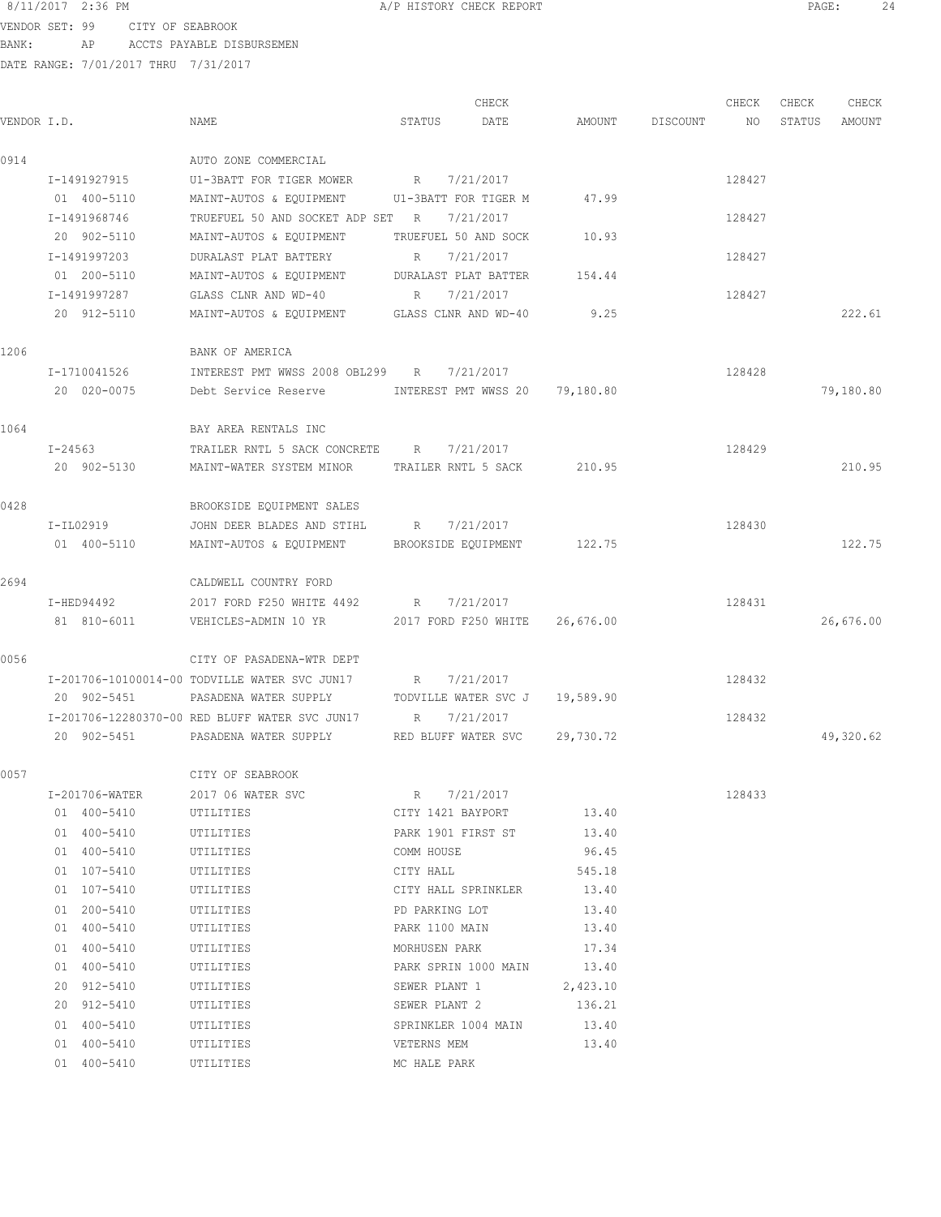8/11/2017 2:36 PM A/P HISTORY CHECK REPORT

VENDOR SET: 99 CITY OF SEABROOK
BANK: AP ACCTS PAYABLE DISBURSEMEN
DATE RANGE: 7/01/2017 THRU 7/31/2017

| VENDOR I.D. | NAME | STATUS | CHECK DATE | AMOUNT | DISCOUNT | CHECK NO | CHECK STATUS | CHECK AMOUNT |
|---|---|---|---|---|---|---|---|---|
| 0914 | AUTO ZONE COMMERCIAL | | | | | | | |
| I-1491927915 | U1-3BATT FOR TIGER MOWER | R | 7/21/2017 | | | 128427 | | |
| 01 400-5110 | MAINT-AUTOS & EQUIPMENT | U1-3BATT FOR TIGER M | | 47.99 | | | | |
| I-1491968746 | TRUEFUEL 50 AND SOCKET ADP SET | R | 7/21/2017 | | | 128427 | | |
| 20 902-5110 | MAINT-AUTOS & EQUIPMENT | TRUEFUEL 50 AND SOCK | | 10.93 | | | | |
| I-1491997203 | DURALAST PLAT BATTERY | R | 7/21/2017 | | | 128427 | | |
| 01 200-5110 | MAINT-AUTOS & EQUIPMENT | DURALAST PLAT BATTER | | 154.44 | | | | |
| I-1491997287 | GLASS CLNR AND WD-40 | R | 7/21/2017 | | | 128427 | | |
| 20 912-5110 | MAINT-AUTOS & EQUIPMENT | GLASS CLNR AND WD-40 | | 9.25 | | | | 222.61 |
| 1206 | BANK OF AMERICA | | | | | | | |
| I-1710041526 | INTEREST PMT WWSS 2008 OBL299 | R | 7/21/2017 | | | 128428 | | |
| 20 020-0075 | Debt Service Reserve | INTEREST PMT WWSS 20 | | 79,180.80 | | | | 79,180.80 |
| 1064 | BAY AREA RENTALS INC | | | | | | | |
| I-24563 | TRAILER RNTL 5 SACK CONCRETE | R | 7/21/2017 | | | 128429 | | |
| 20 902-5130 | MAINT-WATER SYSTEM MINOR | TRAILER RNTL 5 SACK | | 210.95 | | | | 210.95 |
| 0428 | BROOKSIDE EQUIPMENT SALES | | | | | | | |
| I-IL02919 | JOHN DEER BLADES AND STIHL | R | 7/21/2017 | | | 128430 | | |
| 01 400-5110 | MAINT-AUTOS & EQUIPMENT | BROOKSIDE EQUIPMENT | | 122.75 | | | | 122.75 |
| 2694 | CALDWELL COUNTRY FORD | | | | | | | |
| I-HED94492 | 2017 FORD F250 WHITE 4492 | R | 7/21/2017 | | | 128431 | | |
| 81 810-6011 | VEHICLES-ADMIN 10 YR | 2017 FORD F250 WHITE | | 26,676.00 | | | | 26,676.00 |
| 0056 | CITY OF PASADENA-WTR DEPT | | | | | | | |
| I-201706-10100014-00 | TODVILLE WATER SVC JUN17 | R | 7/21/2017 | | | 128432 | | |
| 20 902-5451 | PASADENA WATER SUPPLY | TODVILLE WATER SVC J | | 19,589.90 | | | | |
| I-201706-12280370-00 | RED BLUFF WATER SVC JUN17 | R | 7/21/2017 | | | 128432 | | |
| 20 902-5451 | PASADENA WATER SUPPLY | RED BLUFF WATER SVC | | 29,730.72 | | | | 49,320.62 |
| 0057 | CITY OF SEABROOK | | | | | | | |
| I-201706-WATER | 2017 06 WATER SVC | R | 7/21/2017 | | | 128433 | | |
| 01 400-5410 | UTILITIES | CITY 1421 BAYPORT | | 13.40 | | | | |
| 01 400-5410 | UTILITIES | PARK 1901 FIRST ST | | 13.40 | | | | |
| 01 400-5410 | UTILITIES | COMM HOUSE | | 96.45 | | | | |
| 01 107-5410 | UTILITIES | CITY HALL | | 545.18 | | | | |
| 01 107-5410 | UTILITIES | CITY HALL SPRINKLER | | 13.40 | | | | |
| 01 200-5410 | UTILITIES | PD PARKING LOT | | 13.40 | | | | |
| 01 400-5410 | UTILITIES | PARK 1100 MAIN | | 13.40 | | | | |
| 01 400-5410 | UTILITIES | MORHUSEN PARK | | 17.34 | | | | |
| 01 400-5410 | UTILITIES | PARK SPRIN 1000 MAIN | | 13.40 | | | | |
| 20 912-5410 | UTILITIES | SEWER PLANT 1 | | 2,423.10 | | | | |
| 20 912-5410 | UTILITIES | SEWER PLANT 2 | | 136.21 | | | | |
| 01 400-5410 | UTILITIES | SPRINKLER 1004 MAIN | | 13.40 | | | | |
| 01 400-5410 | UTILITIES | VETERNS MEM | | 13.40 | | | | |
| 01 400-5410 | UTILITIES | MC HALE PARK | | | | | | |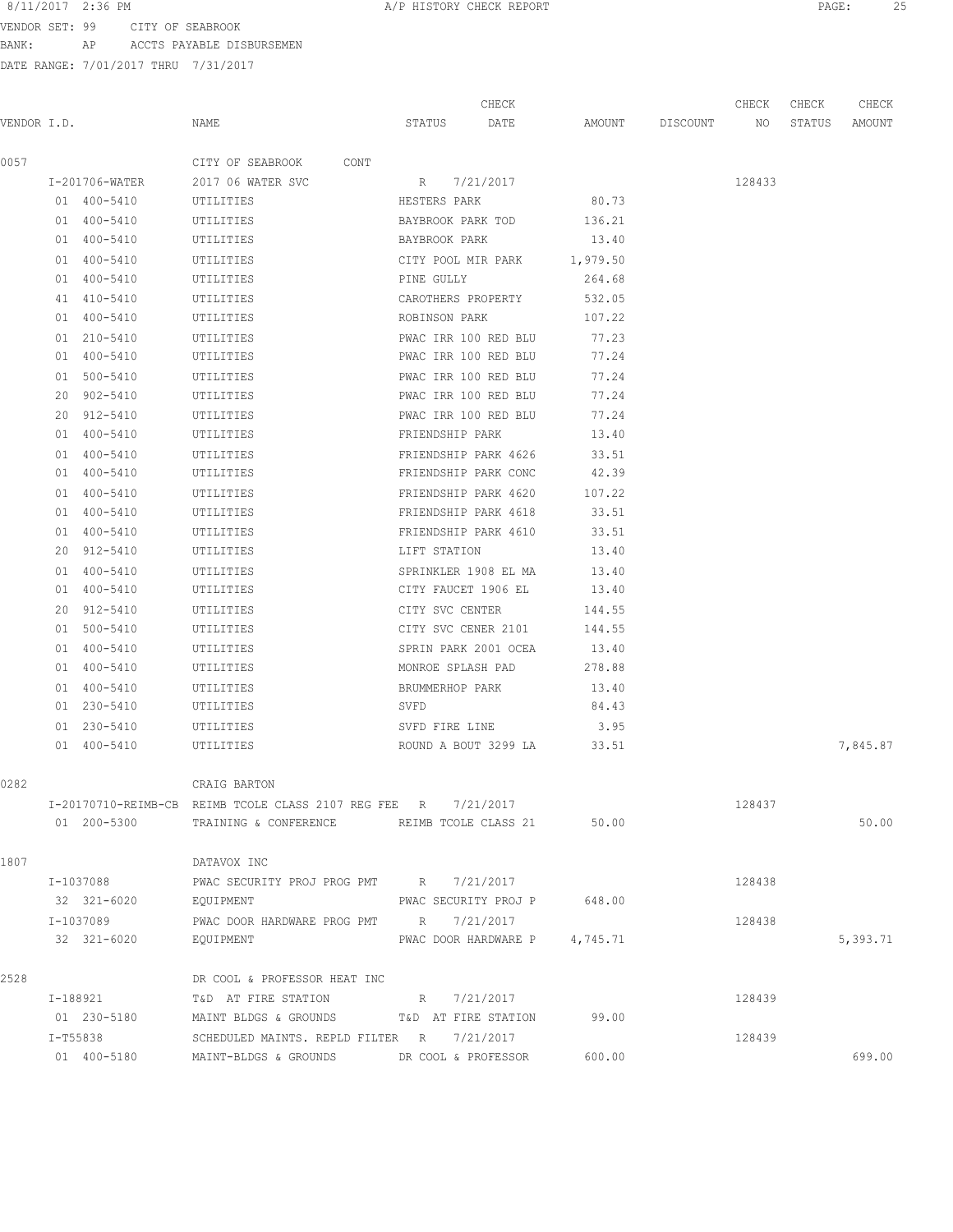8/11/2017 2:36 PM A/P HISTORY CHECK REPORT

VENDOR SET: 99 CITY OF SEABROOK
BANK: AP ACCTS PAYABLE DISBURSEMEN
DATE RANGE: 7/01/2017 THRU 7/31/2017

| VENDOR I.D. | NAME | STATUS | CHECK DATE | AMOUNT | DISCOUNT | CHECK NO | CHECK STATUS | CHECK AMOUNT |
|---|---|---|---|---|---|---|---|---|
| 0057 | CITY OF SEABROOK CONT | | | | | | | |
| I-201706-WATER | 2017 06 WATER SVC | R | 7/21/2017 | | | 128433 | | |
| 01 400-5410 | UTILITIES | HESTERS PARK | | 80.73 | | | | |
| 01 400-5410 | UTILITIES | BAYBROOK PARK TOD | | 136.21 | | | | |
| 01 400-5410 | UTILITIES | BAYBROOK PARK | | 13.40 | | | | |
| 01 400-5410 | UTILITIES | CITY POOL MIR PARK | | 1,979.50 | | | | |
| 01 400-5410 | UTILITIES | PINE GULLY | | 264.68 | | | | |
| 41 410-5410 | UTILITIES | CAROTHERS PROPERTY | | 532.05 | | | | |
| 01 400-5410 | UTILITIES | ROBINSON PARK | | 107.22 | | | | |
| 01 210-5410 | UTILITIES | PWAC IRR 100 RED BLU | | 77.23 | | | | |
| 01 400-5410 | UTILITIES | PWAC IRR 100 RED BLU | | 77.24 | | | | |
| 01 500-5410 | UTILITIES | PWAC IRR 100 RED BLU | | 77.24 | | | | |
| 20 902-5410 | UTILITIES | PWAC IRR 100 RED BLU | | 77.24 | | | | |
| 20 912-5410 | UTILITIES | PWAC IRR 100 RED BLU | | 77.24 | | | | |
| 01 400-5410 | UTILITIES | FRIENDSHIP PARK | | 13.40 | | | | |
| 01 400-5410 | UTILITIES | FRIENDSHIP PARK 4626 | | 33.51 | | | | |
| 01 400-5410 | UTILITIES | FRIENDSHIP PARK CONC | | 42.39 | | | | |
| 01 400-5410 | UTILITIES | FRIENDSHIP PARK 4620 | | 107.22 | | | | |
| 01 400-5410 | UTILITIES | FRIENDSHIP PARK 4618 | | 33.51 | | | | |
| 01 400-5410 | UTILITIES | FRIENDSHIP PARK 4610 | | 33.51 | | | | |
| 20 912-5410 | UTILITIES | LIFT STATION | | 13.40 | | | | |
| 01 400-5410 | UTILITIES | SPRINKLER 1908 EL MA | | 13.40 | | | | |
| 01 400-5410 | UTILITIES | CITY FAUCET 1906 EL | | 13.40 | | | | |
| 20 912-5410 | UTILITIES | CITY SVC CENTER | | 144.55 | | | | |
| 01 500-5410 | UTILITIES | CITY SVC CENER 2101 | | 144.55 | | | | |
| 01 400-5410 | UTILITIES | SPRIN PARK 2001 OCEA | | 13.40 | | | | |
| 01 400-5410 | UTILITIES | MONROE SPLASH PAD | | 278.88 | | | | |
| 01 400-5410 | UTILITIES | BRUMMERHOP PARK | | 13.40 | | | | |
| 01 230-5410 | UTILITIES | SVFD | | 84.43 | | | | |
| 01 230-5410 | UTILITIES | SVFD FIRE LINE | | 3.95 | | | | |
| 01 400-5410 | UTILITIES | ROUND A BOUT 3299 LA | | 33.51 | | | | 7,845.87 |
| 0282 | CRAIG BARTON | | | | | | | |
| I-20170710-REIMB-CB | REIMB TCOLE CLASS 2107 REG FEE | R | 7/21/2017 | | | 128437 | | |
| 01 200-5300 | TRAINING & CONFERENCE | REIMB TCOLE CLASS 21 | | 50.00 | | | | 50.00 |
| 1807 | DATAVOX INC | | | | | | | |
| I-1037088 | PWAC SECURITY PROJ PROG PMT | R | 7/21/2017 | | | 128438 | | |
| 32 321-6020 | EQUIPMENT | PWAC SECURITY PROJ P | | 648.00 | | | | |
| I-1037089 | PWAC DOOR HARDWARE PROG PMT | R | 7/21/2017 | | | 128438 | | |
| 32 321-6020 | EQUIPMENT | PWAC DOOR HARDWARE P | | 4,745.71 | | | | 5,393.71 |
| 2528 | DR COOL & PROFESSOR HEAT INC | | | | | | | |
| I-188921 | T&D AT FIRE STATION | R | 7/21/2017 | | | 128439 | | |
| 01 230-5180 | MAINT BLDGS & GROUNDS | T&D AT FIRE STATION | | 99.00 | | | | |
| I-T55838 | SCHEDULED MAINTS. REPLD FILTER | R | 7/21/2017 | | | 128439 | | |
| 01 400-5180 | MAINT-BLDGS & GROUNDS | DR COOL & PROFESSOR | | 600.00 | | | | 699.00 |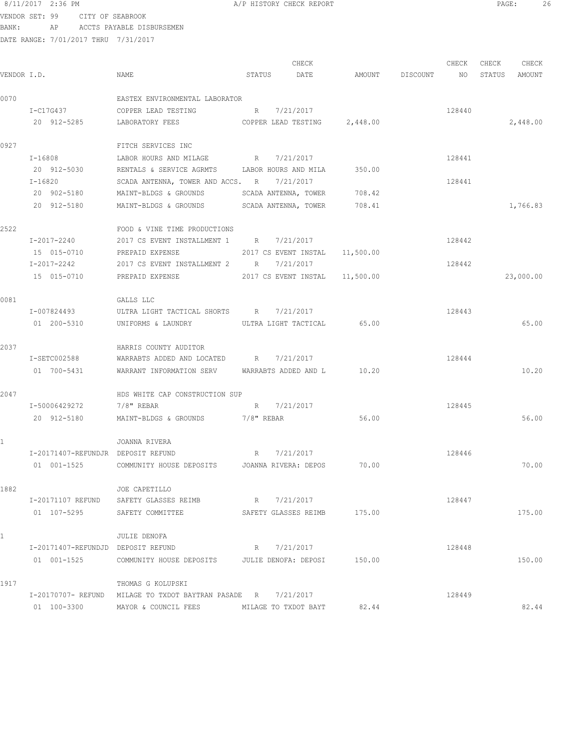8/11/2017 2:36 PM A/P HISTORY CHECK REPORT

VENDOR SET: 99 CITY OF SEABROOK
BANK: AP ACCTS PAYABLE DISBURSEMEN
DATE RANGE: 7/01/2017 THRU 7/31/2017

| VENDOR I.D. | NAME | STATUS | CHECK DATE | AMOUNT | DISCOUNT | CHECK NO | CHECK STATUS | CHECK AMOUNT |
|---|---|---|---|---|---|---|---|---|
| 0070 | EASTEX ENVIRONMENTAL LABORATOR | | | | | | | |
| I-C17G437 | COPPER LEAD TESTING | R | 7/21/2017 | | | 128440 | | |
| 20 912-5285 | LABORATORY FEES | COPPER LEAD TESTING | | 2,448.00 | | | | 2,448.00 |
| 0927 | FITCH SERVICES INC | | | | | | | |
| I-16808 | LABOR HOURS AND MILAGE | R | 7/21/2017 | | | 128441 | | |
| 20 912-5030 | RENTALS & SERVICE AGRMTS | LABOR HOURS AND MILA | | 350.00 | | | | |
| I-16820 | SCADA ANTENNA, TOWER AND ACCS. | R | 7/21/2017 | | | 128441 | | |
| 20 902-5180 | MAINT-BLDGS & GROUNDS | SCADA ANTENNA, TOWER | | 708.42 | | | | |
| 20 912-5180 | MAINT-BLDGS & GROUNDS | SCADA ANTENNA, TOWER | | 708.41 | | | | 1,766.83 |
| 2522 | FOOD & VINE TIME PRODUCTIONS | | | | | | | |
| I-2017-2240 | 2017 CS EVENT INSTALLMENT 1 | R | 7/21/2017 | | | 128442 | | |
| 15 015-0710 | PREPAID EXPENSE | 2017 CS EVENT INSTAL | | 11,500.00 | | | | |
| I-2017-2242 | 2017 CS EVENT INSTALLMENT 2 | R | 7/21/2017 | | | 128442 | | |
| 15 015-0710 | PREPAID EXPENSE | 2017 CS EVENT INSTAL | | 11,500.00 | | | | 23,000.00 |
| 0081 | GALLS LLC | | | | | | | |
| I-007824493 | ULTRA LIGHT TACTICAL SHORTS | R | 7/21/2017 | | | 128443 | | |
| 01 200-5310 | UNIFORMS & LAUNDRY | ULTRA LIGHT TACTICAL | | 65.00 | | | | 65.00 |
| 2037 | HARRIS COUNTY AUDITOR | | | | | | | |
| I-SETC002588 | WARRABTS ADDED AND LOCATED | R | 7/21/2017 | | | 128444 | | |
| 01 700-5431 | WARRANT INFORMATION SERV | WARRABTS ADDED AND L | | 10.20 | | | | 10.20 |
| 2047 | HDS WHITE CAP CONSTRUCTION SUP | | | | | | | |
| I-50006429272 | 7/8" REBAR | R | 7/21/2017 | | | 128445 | | |
| 20 912-5180 | MAINT-BLDGS & GROUNDS | 7/8" REBAR | | 56.00 | | | | 56.00 |
| 1 | JOANNA RIVERA | | | | | | | |
| I-20171407-REFUNDJR | DEPOSIT REFUND | R | 7/21/2017 | | | 128446 | | |
| 01 001-1525 | COMMUNITY HOUSE DEPOSITS | JOANNA RIVERA: DEPOS | | 70.00 | | | | 70.00 |
| 1882 | JOE CAPETILLO | | | | | | | |
| I-20171107 REFUND | SAFETY GLASSES REIMB | R | 7/21/2017 | | | 128447 | | |
| 01 107-5295 | SAFETY COMMITTEE | SAFETY GLASSES REIMB | | 175.00 | | | | 175.00 |
| 1 | JULIE DENOFA | | | | | | | |
| I-20171407-REFUNDJD | DEPOSIT REFUND | R | 7/21/2017 | | | 128448 | | |
| 01 001-1525 | COMMUNITY HOUSE DEPOSITS | JULIE DENOFA: DEPOSI | | 150.00 | | | | 150.00 |
| 1917 | THOMAS G KOLUPSKI | | | | | | | |
| I-20170707- REFUND | MILAGE TO TXDOT BAYTRAN PASADE | R | 7/21/2017 | | | 128449 | | |
| 01 100-3300 | MAYOR & COUNCIL FEES | MILAGE TO TXDOT BAYT | | 82.44 | | | | 82.44 |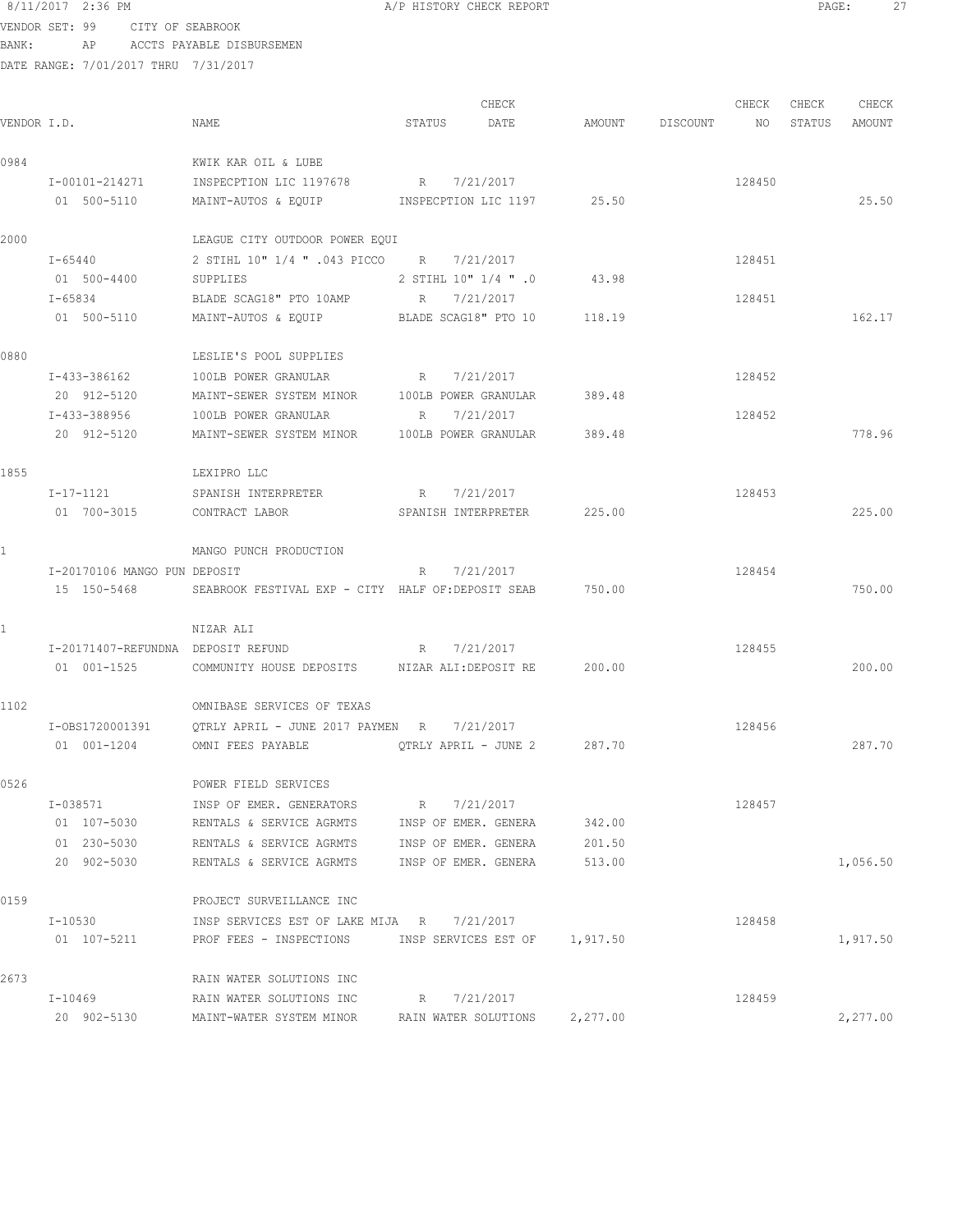8/11/2017 2:36 PM A/P HISTORY CHECK REPORT

VENDOR SET: 99 CITY OF SEABROOK
BANK: AP ACCTS PAYABLE DISBURSEMEN
DATE RANGE: 7/01/2017 THRU 7/31/2017

| VENDOR I.D. | NAME | STATUS | CHECK DATE | AMOUNT | DISCOUNT | CHECK NO | CHECK STATUS | CHECK AMOUNT |
|---|---|---|---|---|---|---|---|---|
| 0984 | KWIK KAR OIL & LUBE | | | | | | | |
| I-00101-214271 | INSPECPTION LIC 1197678 | R | 7/21/2017 | | | 128450 | | |
| 01 500-5110 | MAINT-AUTOS & EQUIP | INSPECPTION LIC 1197 | | 25.50 | | | | 25.50 |
| 2000 | LEAGUE CITY OUTDOOR POWER EQUI | | | | | | | |
| I-65440 | 2 STIHL 10" 1/4 " .043 PICCO | R | 7/21/2017 | | | 128451 | | |
| 01 500-4400 | SUPPLIES | 2 STIHL 10" 1/4 " .0 | | 43.98 | | | | |
| I-65834 | BLADE SCAG18" PTO 10AMP | R | 7/21/2017 | | | 128451 | | |
| 01 500-5110 | MAINT-AUTOS & EQUIP | BLADE SCAG18" PTO 10 | | 118.19 | | | | 162.17 |
| 0880 | LESLIE'S POOL SUPPLIES | | | | | | | |
| I-433-386162 | 100LB POWER GRANULAR | R | 7/21/2017 | | | 128452 | | |
| 20 912-5120 | MAINT-SEWER SYSTEM MINOR | 100LB POWER GRANULAR | | 389.48 | | | | |
| I-433-388956 | 100LB POWER GRANULAR | R | 7/21/2017 | | | 128452 | | |
| 20 912-5120 | MAINT-SEWER SYSTEM MINOR | 100LB POWER GRANULAR | | 389.48 | | | | 778.96 |
| 1855 | LEXIPRO LLC | | | | | | | |
| I-17-1121 | SPANISH INTERPRETER | R | 7/21/2017 | | | 128453 | | |
| 01 700-3015 | CONTRACT LABOR | SPANISH INTERPRETER | | 225.00 | | | | 225.00 |
| 1 | MANGO PUNCH PRODUCTION | | | | | | | |
| I-20170106 MANGO PUN | DEPOSIT | R | 7/21/2017 | | | 128454 | | |
| 15 150-5468 | SEABROOK FESTIVAL EXP - CITY | HALF OF:DEPOSIT SEAB | | 750.00 | | | | 750.00 |
| 1 | NIZAR ALI | | | | | | | |
| I-20171407-REFUNDNA | DEPOSIT REFUND | R | 7/21/2017 | | | 128455 | | |
| 01 001-1525 | COMMUNITY HOUSE DEPOSITS | NIZAR ALI:DEPOSIT RE | | 200.00 | | | | 200.00 |
| 1102 | OMNIBASE SERVICES OF TEXAS | | | | | | | |
| I-OBS1720001391 | QTRLY APRIL - JUNE 2017 PAYMEN | R | 7/21/2017 | | | 128456 | | |
| 01 001-1204 | OMNI FEES PAYABLE | QTRLY APRIL - JUNE 2 | | 287.70 | | | | 287.70 |
| 0526 | POWER FIELD SERVICES | | | | | | | |
| I-038571 | INSP OF EMER. GENERATORS | R | 7/21/2017 | | | 128457 | | |
| 01 107-5030 | RENTALS & SERVICE AGRMTS | INSP OF EMER. GENERA | | 342.00 | | | | |
| 01 230-5030 | RENTALS & SERVICE AGRMTS | INSP OF EMER. GENERA | | 201.50 | | | | |
| 20 902-5030 | RENTALS & SERVICE AGRMTS | INSP OF EMER. GENERA | | 513.00 | | | | 1,056.50 |
| 0159 | PROJECT SURVEILLANCE INC | | | | | | | |
| I-10530 | INSP SERVICES EST OF LAKE MIJA | R | 7/21/2017 | | | 128458 | | |
| 01 107-5211 | PROF FEES - INSPECTIONS | INSP SERVICES EST OF | | 1,917.50 | | | | 1,917.50 |
| 2673 | RAIN WATER SOLUTIONS INC | | | | | | | |
| I-10469 | RAIN WATER SOLUTIONS INC | R | 7/21/2017 | | | 128459 | | |
| 20 902-5130 | MAINT-WATER SYSTEM MINOR | RAIN WATER SOLUTIONS | | 2,277.00 | | | | 2,277.00 |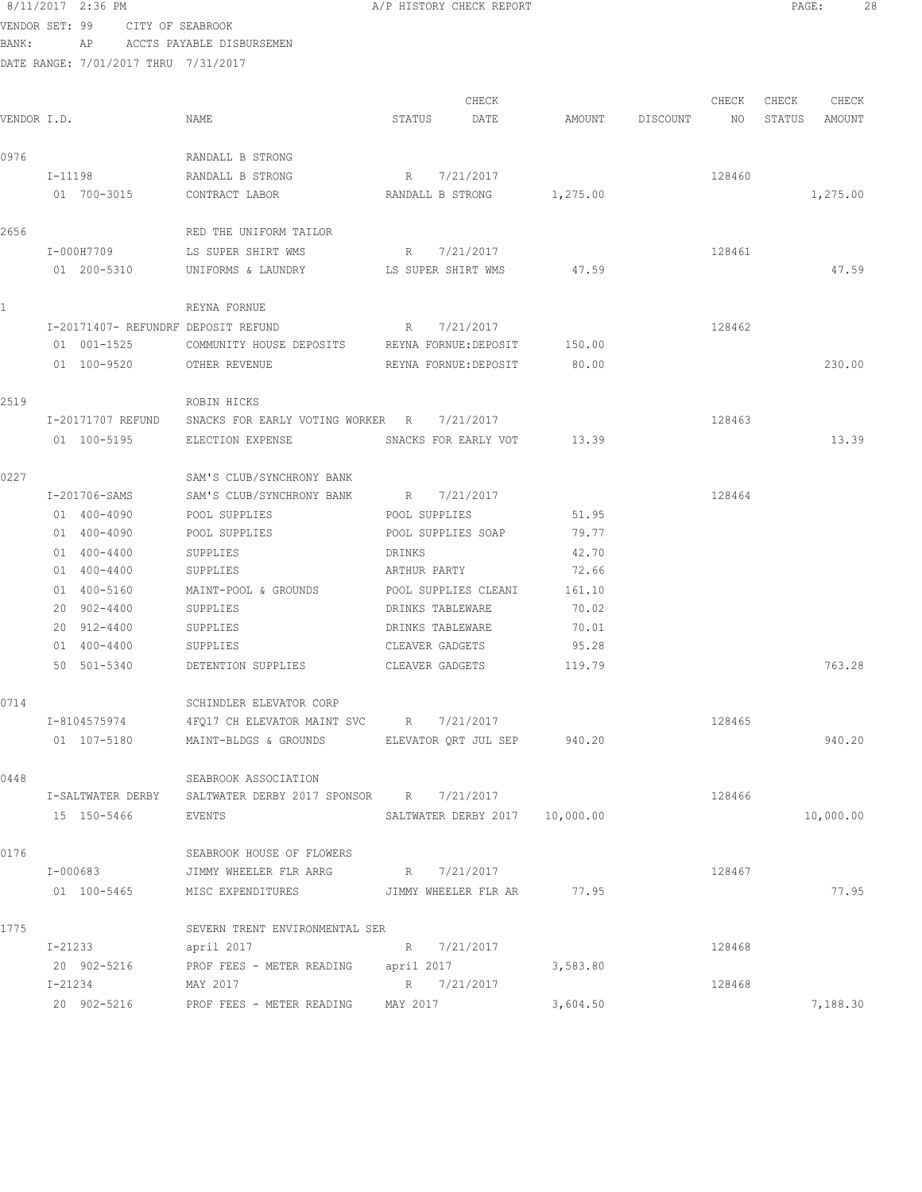8/11/2017 2:36 PM A/P HISTORY CHECK REPORT

VENDOR SET: 99 CITY OF SEABROOK
BANK: AP ACCTS PAYABLE DISBURSEMEN
DATE RANGE: 7/01/2017 THRU 7/31/2017

| VENDOR I.D. | NAME | STATUS | CHECK DATE | AMOUNT | DISCOUNT | CHECK NO | CHECK STATUS | CHECK AMOUNT |
|---|---|---|---|---|---|---|---|---|
| 0976 | RANDALL B STRONG | | | | | | | |
| I-11198 | RANDALL B STRONG | R | 7/21/2017 | | | 128460 | | |
| 01 700-3015 | CONTRACT LABOR | RANDALL B STRONG | | 1,275.00 | | | | 1,275.00 |
| 2656 | RED THE UNIFORM TAILOR | | | | | | | |
| I-000H7709 | LS SUPER SHIRT WMS | R | 7/21/2017 | | | 128461 | | |
| 01 200-5310 | UNIFORMS & LAUNDRY | LS SUPER SHIRT WMS | | 47.59 | | | | 47.59 |
| 1 | REYNA FORNUE | | | | | | | |
| I-20171407- REFUNDRF | DEPOSIT REFUND | R | 7/21/2017 | | | 128462 | | |
| 01 001-1525 | COMMUNITY HOUSE DEPOSITS | REYNA FORNUE:DEPOSIT | | 150.00 | | | | |
| 01 100-9520 | OTHER REVENUE | REYNA FORNUE:DEPOSIT | | 80.00 | | | | 230.00 |
| 2519 | ROBIN HICKS | | | | | | | |
| I-20171707 REFUND | SNACKS FOR EARLY VOTING WORKER | R | 7/21/2017 | | | 128463 | | |
| 01 100-5195 | ELECTION EXPENSE | SNACKS FOR EARLY VOT | | 13.39 | | | | 13.39 |
| 0227 | SAM'S CLUB/SYNCHRONY BANK | | | | | | | |
| I-201706-SAMS | SAM'S CLUB/SYNCHRONY BANK | R | 7/21/2017 | | | 128464 | | |
| 01 400-4090 | POOL SUPPLIES | POOL SUPPLIES | | 51.95 | | | | |
| 01 400-4090 | POOL SUPPLIES | POOL SUPPLIES SOAP | | 79.77 | | | | |
| 01 400-4400 | SUPPLIES | DRINKS | | 42.70 | | | | |
| 01 400-4400 | SUPPLIES | ARTHUR PARTY | | 72.66 | | | | |
| 01 400-5160 | MAINT-POOL & GROUNDS | POOL SUPPLIES CLEANI | | 161.10 | | | | |
| 20 902-4400 | SUPPLIES | DRINKS TABLEWARE | | 70.02 | | | | |
| 20 912-4400 | SUPPLIES | DRINKS TABLEWARE | | 70.01 | | | | |
| 01 400-4400 | SUPPLIES | CLEAVER GADGETS | | 95.28 | | | | |
| 50 501-5340 | DETENTION SUPPLIES | CLEAVER GADGETS | | 119.79 | | | | 763.28 |
| 0714 | SCHINDLER ELEVATOR CORP | | | | | | | |
| I-8104575974 | 4FQ17 CH ELEVATOR MAINT SVC | R | 7/21/2017 | | | 128465 | | |
| 01 107-5180 | MAINT-BLDGS & GROUNDS | ELEVATOR QRT JUL SEP | | 940.20 | | | | 940.20 |
| 0448 | SEABROOK ASSOCIATION | | | | | | | |
| I-SALTWATER DERBY | SALTWATER DERBY 2017 SPONSOR | R | 7/21/2017 | | | 128466 | | |
| 15 150-5466 | EVENTS | SALTWATER DERBY 2017 | | 10,000.00 | | | | 10,000.00 |
| 0176 | SEABROOK HOUSE OF FLOWERS | | | | | | | |
| I-000683 | JIMMY WHEELER FLR ARRG | R | 7/21/2017 | | | 128467 | | |
| 01 100-5465 | MISC EXPENDITURES | JIMMY WHEELER FLR AR | | 77.95 | | | | 77.95 |
| 1775 | SEVERN TRENT ENVIRONMENTAL SER | | | | | | | |
| I-21233 | april 2017 | R | 7/21/2017 | | | 128468 | | |
| 20 902-5216 | PROF FEES - METER READING | april 2017 | | 3,583.80 | | | | |
| I-21234 | MAY 2017 | R | 7/21/2017 | | | 128468 | | |
| 20 902-5216 | PROF FEES - METER READING | MAY 2017 | | 3,604.50 | | | | 7,188.30 |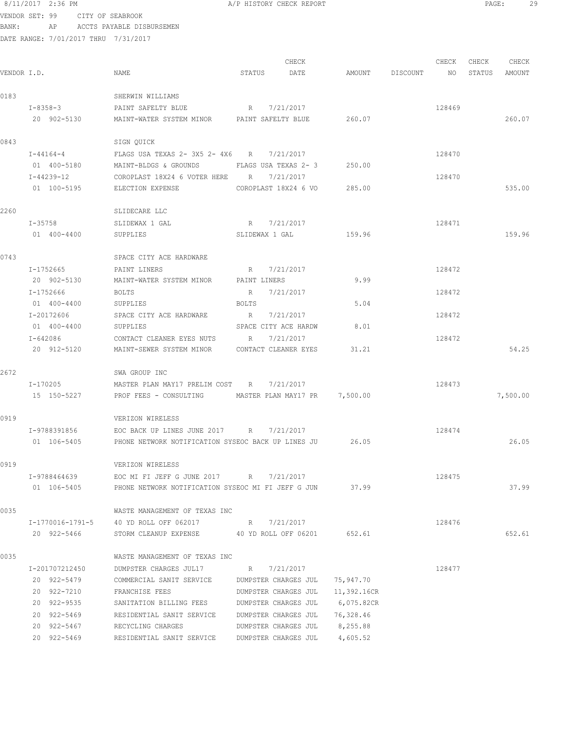8/11/2017 2:36 PM A/P HISTORY CHECK REPORT

VENDOR SET: 99 CITY OF SEABROOK
BANK: AP ACCTS PAYABLE DISBURSEMEN
DATE RANGE: 7/01/2017 THRU 7/31/2017

| VENDOR I.D. | NAME | STATUS | CHECK DATE | AMOUNT | DISCOUNT | CHECK NO | CHECK STATUS | CHECK AMOUNT |
|---|---|---|---|---|---|---|---|---|
| 0183 | SHERWIN WILLIAMS | | | | | | | |
| I-8358-3 | PAINT SAFELTY BLUE | R | 7/21/2017 | | | 128469 | | |
| 20 902-5130 | MAINT-WATER SYSTEM MINOR | PAINT SAFELTY BLUE | | 260.07 | | | | 260.07 |
| 0843 | SIGN QUICK | | | | | | | |
| I-44164-4 | FLAGS USA TEXAS 2- 3X5 2- 4X6 | R | 7/21/2017 | | | 128470 | | |
| 01 400-5180 | MAINT-BLDGS & GROUNDS | FLAGS USA TEXAS 2- 3 | | 250.00 | | | | |
| I-44239-12 | COROPLAST 18X24 6 VOTER HERE | R | 7/21/2017 | | | 128470 | | |
| 01 100-5195 | ELECTION EXPENSE | COROPLAST 18X24 6 VO | | 285.00 | | | | 535.00 |
| 2260 | SLIDECARE LLC | | | | | | | |
| I-35758 | SLIDEWAX 1 GAL | R | 7/21/2017 | | | 128471 | | |
| 01 400-4400 | SUPPLIES | SLIDEWAX 1 GAL | | 159.96 | | | | 159.96 |
| 0743 | SPACE CITY ACE HARDWARE | | | | | | | |
| I-1752665 | PAINT LINERS | R | 7/21/2017 | | | 128472 | | |
| 20 902-5130 | MAINT-WATER SYSTEM MINOR | PAINT LINERS | | 9.99 | | | | |
| I-1752666 | BOLTS | R | 7/21/2017 | | | 128472 | | |
| 01 400-4400 | SUPPLIES | BOLTS | | 5.04 | | | | |
| I-20172606 | SPACE CITY ACE HARDWARE | R | 7/21/2017 | | | 128472 | | |
| 01 400-4400 | SUPPLIES | SPACE CITY ACE HARDW | | 8.01 | | | | |
| I-642086 | CONTACT CLEANER EYES NUTS | R | 7/21/2017 | | | 128472 | | |
| 20 912-5120 | MAINT-SEWER SYSTEM MINOR | CONTACT CLEANER EYES | | 31.21 | | | | 54.25 |
| 2672 | SWA GROUP INC | | | | | | | |
| I-170205 | MASTER PLAN MAY17 PRELIM COST | R | 7/21/2017 | | | 128473 | | |
| 15 150-5227 | PROF FEES - CONSULTING | MASTER PLAN MAY17 PR | | 7,500.00 | | | | 7,500.00 |
| 0919 | VERIZON WIRELESS | | | | | | | |
| I-9788391856 | EOC BACK UP LINES JUNE 2017 | R | 7/21/2017 | | | 128474 | | |
| 01 106-5405 | PHONE NETWORK NOTIFICATION SYS | EOC BACK UP LINES JU | | 26.05 | | | | 26.05 |
| 0919 | VERIZON WIRELESS | | | | | | | |
| I-9788464639 | EOC MI FI JEFF G JUNE 2017 | R | 7/21/2017 | | | 128475 | | |
| 01 106-5405 | PHONE NETWORK NOTIFICATION SYS | EOC MI FI JEFF G JUN | | 37.99 | | | | 37.99 |
| 0035 | WASTE MANAGEMENT OF TEXAS INC | | | | | | | |
| I-1770016-1791-5 | 40 YD ROLL OFF 062017 | R | 7/21/2017 | | | 128476 | | |
| 20 922-5466 | STORM CLEANUP EXPENSE | 40 YD ROLL OFF 06201 | | 652.61 | | | | 652.61 |
| 0035 | WASTE MANAGEMENT OF TEXAS INC | | | | | | | |
| I-201707212450 | DUMPSTER CHARGES JUL17 | R | 7/21/2017 | | | 128477 | | |
| 20 922-5479 | COMMERCIAL SANIT SERVICE | DUMPSTER CHARGES JUL | | 75,947.70 | | | | |
| 20 922-7210 | FRANCHISE FEES | DUMPSTER CHARGES JUL | | 11,392.16CR | | | | |
| 20 922-9535 | SANITATION BILLING FEES | DUMPSTER CHARGES JUL | | 6,075.82CR | | | | |
| 20 922-5469 | RESIDENTIAL SANIT SERVICE | DUMPSTER CHARGES JUL | | 76,328.46 | | | | |
| 20 922-5467 | RECYCLING CHARGES | DUMPSTER CHARGES JUL | | 8,255.88 | | | | |
| 20 922-5469 | RESIDENTIAL SANIT SERVICE | DUMPSTER CHARGES JUL | | 4,605.52 | | | | |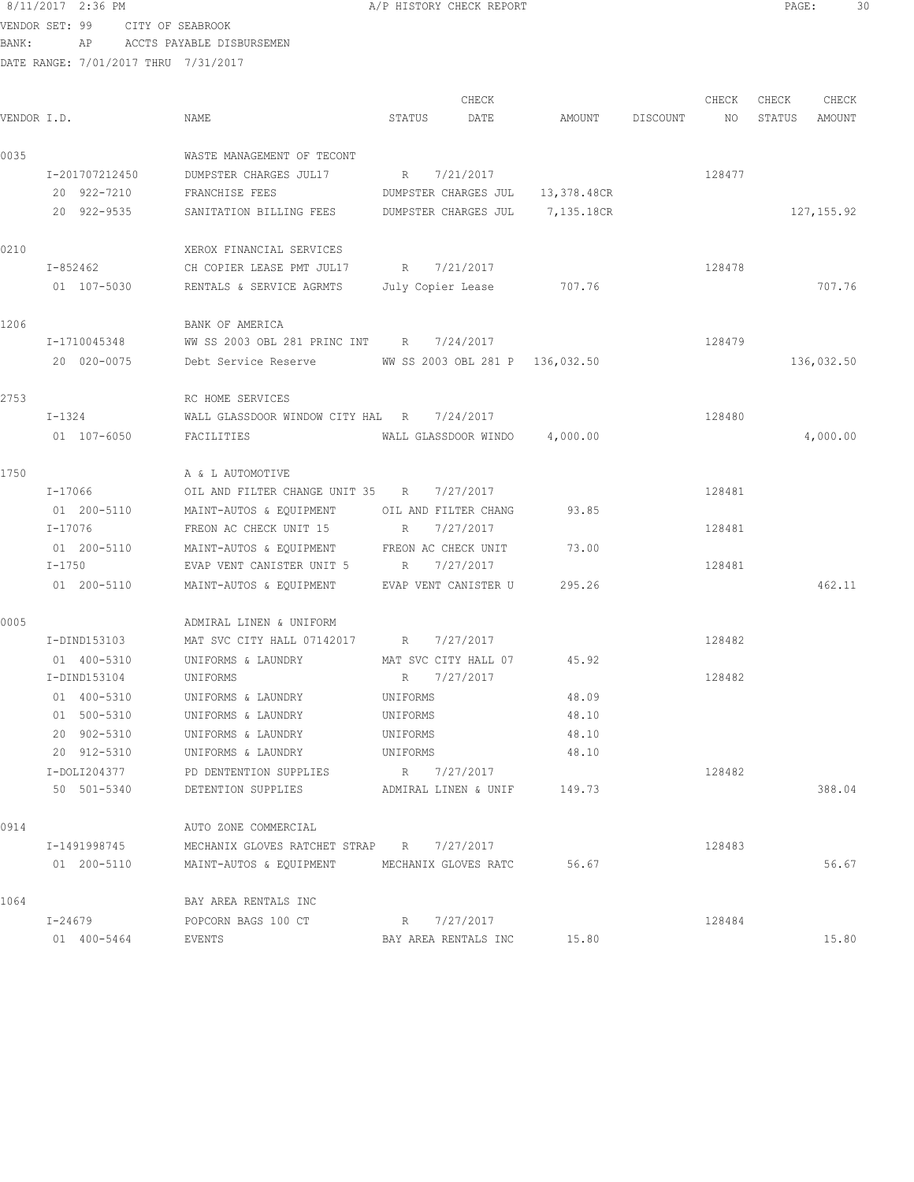8/11/2017 2:36 PM A/P HISTORY CHECK REPORT

VENDOR SET: 99 CITY OF SEABROOK
BANK: AP ACCTS PAYABLE DISBURSEMEN
DATE RANGE: 7/01/2017 THRU 7/31/2017

| VENDOR I.D. | NAME | STATUS | CHECK DATE | AMOUNT | DISCOUNT | CHECK NO | CHECK STATUS | CHECK AMOUNT |
|---|---|---|---|---|---|---|---|---|
| 0035 | WASTE MANAGEMENT OF TECONT | | | | | | | |
| I-201707212450 | DUMPSTER CHARGES JUL17 | R | 7/21/2017 | | | 128477 | | |
| 20 922-7210 | FRANCHISE FEES | DUMPSTER CHARGES JUL | | 13,378.48CR | | | | |
| 20 922-9535 | SANITATION BILLING FEES | DUMPSTER CHARGES JUL | | 7,135.18CR | | | | 127,155.92 |
| 0210 | XEROX FINANCIAL SERVICES | | | | | | | |
| I-852462 | CH COPIER LEASE PMT JUL17 | R | 7/21/2017 | | | 128478 | | |
| 01 107-5030 | RENTALS & SERVICE AGRMTS | July Copier Lease | | 707.76 | | | | 707.76 |
| 1206 | BANK OF AMERICA | | | | | | | |
| I-1710045348 | WW SS 2003 OBL 281 PRINC INT | R | 7/24/2017 | | | 128479 | | |
| 20 020-0075 | Debt Service Reserve | WW SS 2003 OBL 281 P | | 136,032.50 | | | | 136,032.50 |
| 2753 | RC HOME SERVICES | | | | | | | |
| I-1324 | WALL GLASSDOOR WINDOW CITY HAL | R | 7/24/2017 | | | 128480 | | |
| 01 107-6050 | FACILITIES | WALL GLASSDOOR WINDO | | 4,000.00 | | | | 4,000.00 |
| 1750 | A & L AUTOMOTIVE | | | | | | | |
| I-17066 | OIL AND FILTER CHANGE UNIT 35 | R | 7/27/2017 | | | 128481 | | |
| 01 200-5110 | MAINT-AUTOS & EQUIPMENT | OIL AND FILTER CHANG | | 93.85 | | | | |
| I-17076 | FREON AC CHECK UNIT 15 | R | 7/27/2017 | | | 128481 | | |
| 01 200-5110 | MAINT-AUTOS & EQUIPMENT | FREON AC CHECK UNIT | | 73.00 | | | | |
| I-1750 | EVAP VENT CANISTER UNIT 5 | R | 7/27/2017 | | | 128481 | | |
| 01 200-5110 | MAINT-AUTOS & EQUIPMENT | EVAP VENT CANISTER U | | 295.26 | | | | 462.11 |
| 0005 | ADMIRAL LINEN & UNIFORM | | | | | | | |
| I-DIND153103 | MAT SVC CITY HALL 07142017 | R | 7/27/2017 | | | 128482 | | |
| 01 400-5310 | UNIFORMS & LAUNDRY | MAT SVC CITY HALL 07 | | 45.92 | | | | |
| I-DIND153104 | UNIFORMS | R | 7/27/2017 | | | 128482 | | |
| 01 400-5310 | UNIFORMS & LAUNDRY | UNIFORMS | | 48.09 | | | | |
| 01 500-5310 | UNIFORMS & LAUNDRY | UNIFORMS | | 48.10 | | | | |
| 20 902-5310 | UNIFORMS & LAUNDRY | UNIFORMS | | 48.10 | | | | |
| 20 912-5310 | UNIFORMS & LAUNDRY | UNIFORMS | | 48.10 | | | | |
| I-DOLI204377 | PD DENTENTION SUPPLIES | R | 7/27/2017 | | | 128482 | | |
| 50 501-5340 | DETENTION SUPPLIES | ADMIRAL LINEN & UNIF | | 149.73 | | | | 388.04 |
| 0914 | AUTO ZONE COMMERCIAL | | | | | | | |
| I-1491998745 | MECHANIX GLOVES RATCHET STRAP | R | 7/27/2017 | | | 128483 | | |
| 01 200-5110 | MAINT-AUTOS & EQUIPMENT | MECHANIX GLOVES RATC | | 56.67 | | | | 56.67 |
| 1064 | BAY AREA RENTALS INC | | | | | | | |
| I-24679 | POPCORN BAGS 100 CT | R | 7/27/2017 | | | 128484 | | |
| 01 400-5464 | EVENTS | BAY AREA RENTALS INC | | 15.80 | | | | 15.80 |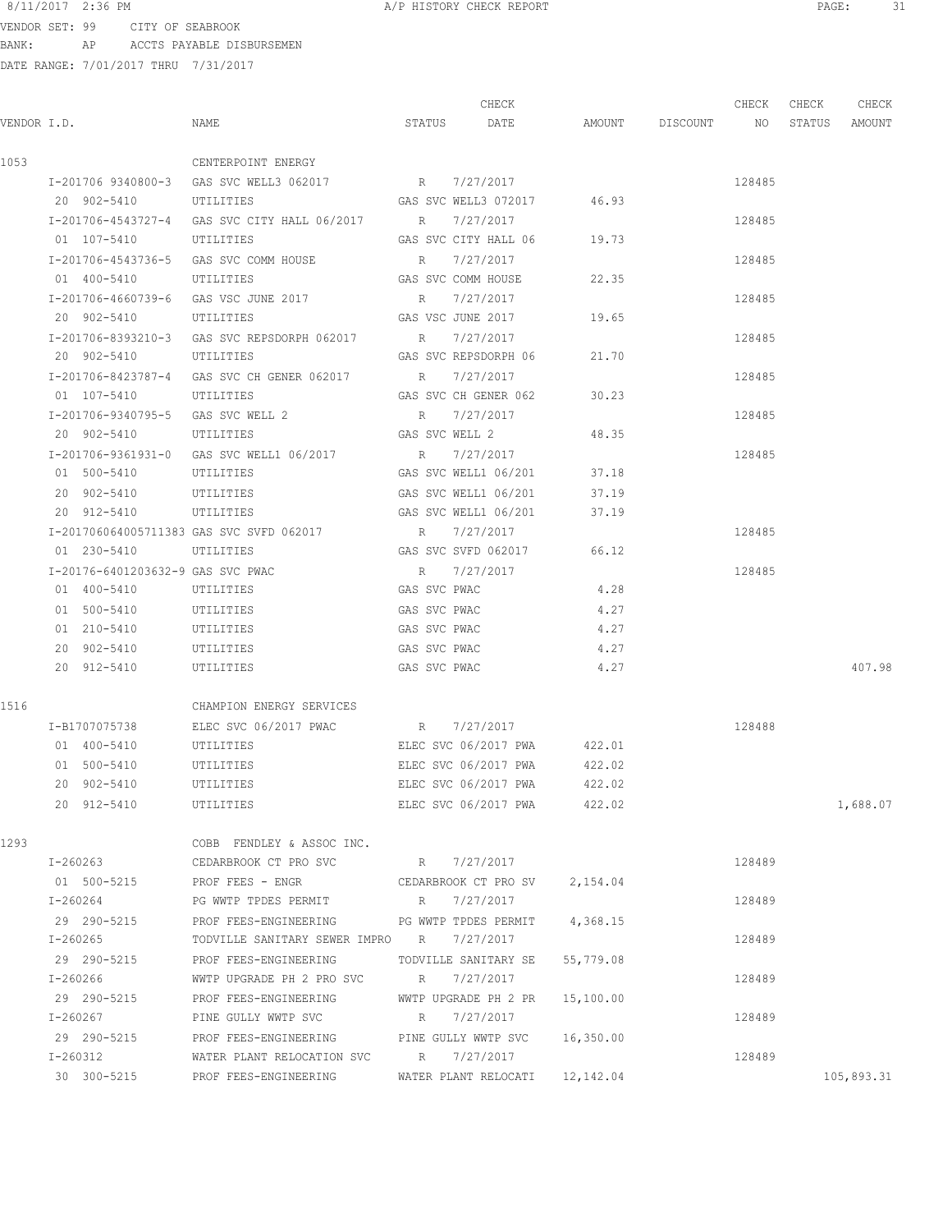8/11/2017 2:36 PM A/P HISTORY CHECK REPORT

VENDOR SET: 99 CITY OF SEABROOK
BANK: AP ACCTS PAYABLE DISBURSEMEN
DATE RANGE: 7/01/2017 THRU 7/31/2017

| VENDOR I.D. | NAME | STATUS | CHECK DATE | AMOUNT | DISCOUNT | CHECK NO | CHECK STATUS | CHECK AMOUNT |
|---|---|---|---|---|---|---|---|---|
| 1053 | CENTERPOINT ENERGY | | | | | | | |
| I-201706 9340800-3 | GAS SVC WELL3 062017 | R | 7/27/2017 | | | 128485 | | |
| 20 902-5410 | UTILITIES | GAS SVC WELL3 072017 | | 46.93 | | | | |
| I-201706-4543727-4 | GAS SVC CITY HALL 06/2017 | R | 7/27/2017 | | | 128485 | | |
| 01 107-5410 | UTILITIES | GAS SVC CITY HALL 06 | | 19.73 | | | | |
| I-201706-4543736-5 | GAS SVC COMM HOUSE | R | 7/27/2017 | | | 128485 | | |
| 01 400-5410 | UTILITIES | GAS SVC COMM HOUSE | | 22.35 | | | | |
| I-201706-4660739-6 | GAS VSC JUNE 2017 | R | 7/27/2017 | | | 128485 | | |
| 20 902-5410 | UTILITIES | GAS VSC JUNE 2017 | | 19.65 | | | | |
| I-201706-8393210-3 | GAS SVC REPSDORPH 062017 | R | 7/27/2017 | | | 128485 | | |
| 20 902-5410 | UTILITIES | GAS SVC REPSDORPH 06 | | 21.70 | | | | |
| I-201706-8423787-4 | GAS SVC CH GENER 062017 | R | 7/27/2017 | | | 128485 | | |
| 01 107-5410 | UTILITIES | GAS SVC CH GENER 062 | | 30.23 | | | | |
| I-201706-9340795-5 | GAS SVC WELL 2 | R | 7/27/2017 | | | 128485 | | |
| 20 902-5410 | UTILITIES | GAS SVC WELL 2 | | 48.35 | | | | |
| I-201706-9361931-0 | GAS SVC WELL1 06/2017 | R | 7/27/2017 | | | 128485 | | |
| 01 500-5410 | UTILITIES | GAS SVC WELL1 06/201 | | 37.18 | | | | |
| 20 902-5410 | UTILITIES | GAS SVC WELL1 06/201 | | 37.19 | | | | |
| 20 912-5410 | UTILITIES | GAS SVC WELL1 06/201 | | 37.19 | | | | |
| I-201706064005711383 | GAS SVC SVFD 062017 | R | 7/27/2017 | | | 128485 | | |
| 01 230-5410 | UTILITIES | GAS SVC SVFD 062017 | | 66.12 | | | | |
| I-20176-6401203632-9 | GAS SVC PWAC | R | 7/27/2017 | | | 128485 | | |
| 01 400-5410 | UTILITIES | GAS SVC PWAC | | 4.28 | | | | |
| 01 500-5410 | UTILITIES | GAS SVC PWAC | | 4.27 | | | | |
| 01 210-5410 | UTILITIES | GAS SVC PWAC | | 4.27 | | | | |
| 20 902-5410 | UTILITIES | GAS SVC PWAC | | 4.27 | | | | |
| 20 912-5410 | UTILITIES | GAS SVC PWAC | | 4.27 | | | | 407.98 |
| 1516 | CHAMPION ENERGY SERVICES | | | | | | | |
| I-B1707075738 | ELEC SVC 06/2017 PWAC | R | 7/27/2017 | | | 128488 | | |
| 01 400-5410 | UTILITIES | ELEC SVC 06/2017 PWA | | 422.01 | | | | |
| 01 500-5410 | UTILITIES | ELEC SVC 06/2017 PWA | | 422.02 | | | | |
| 20 902-5410 | UTILITIES | ELEC SVC 06/2017 PWA | | 422.02 | | | | |
| 20 912-5410 | UTILITIES | ELEC SVC 06/2017 PWA | | 422.02 | | | | 1,688.07 |
| 1293 | COBB FENDLEY & ASSOC INC. | | | | | | | |
| I-260263 | CEDARBROOK CT PRO SVC | R | 7/27/2017 | | | 128489 | | |
| 01 500-5215 | PROF FEES - ENGR | CEDARBROOK CT PRO SV | | 2,154.04 | | | | |
| I-260264 | PG WWTP TPDES PERMIT | R | 7/27/2017 | | | 128489 | | |
| 29 290-5215 | PROF FEES-ENGINEERING | PG WWTP TPDES PERMIT | | 4,368.15 | | | | |
| I-260265 | TODVILLE SANITARY SEWER IMPRO | R | 7/27/2017 | | | 128489 | | |
| 29 290-5215 | PROF FEES-ENGINEERING | TODVILLE SANITARY SE | | 55,779.08 | | | | |
| I-260266 | WWTP UPGRADE PH 2 PRO SVC | R | 7/27/2017 | | | 128489 | | |
| 29 290-5215 | PROF FEES-ENGINEERING | WWTP UPGRADE PH 2 PR | | 15,100.00 | | | | |
| I-260267 | PINE GULLY WWTP SVC | R | 7/27/2017 | | | 128489 | | |
| 29 290-5215 | PROF FEES-ENGINEERING | PINE GULLY WWTP SVC | | 16,350.00 | | | | |
| I-260312 | WATER PLANT RELOCATION SVC | R | 7/27/2017 | | | 128489 | | |
| 30 300-5215 | PROF FEES-ENGINEERING | WATER PLANT RELOCATI | | 12,142.04 | | | | 105,893.31 |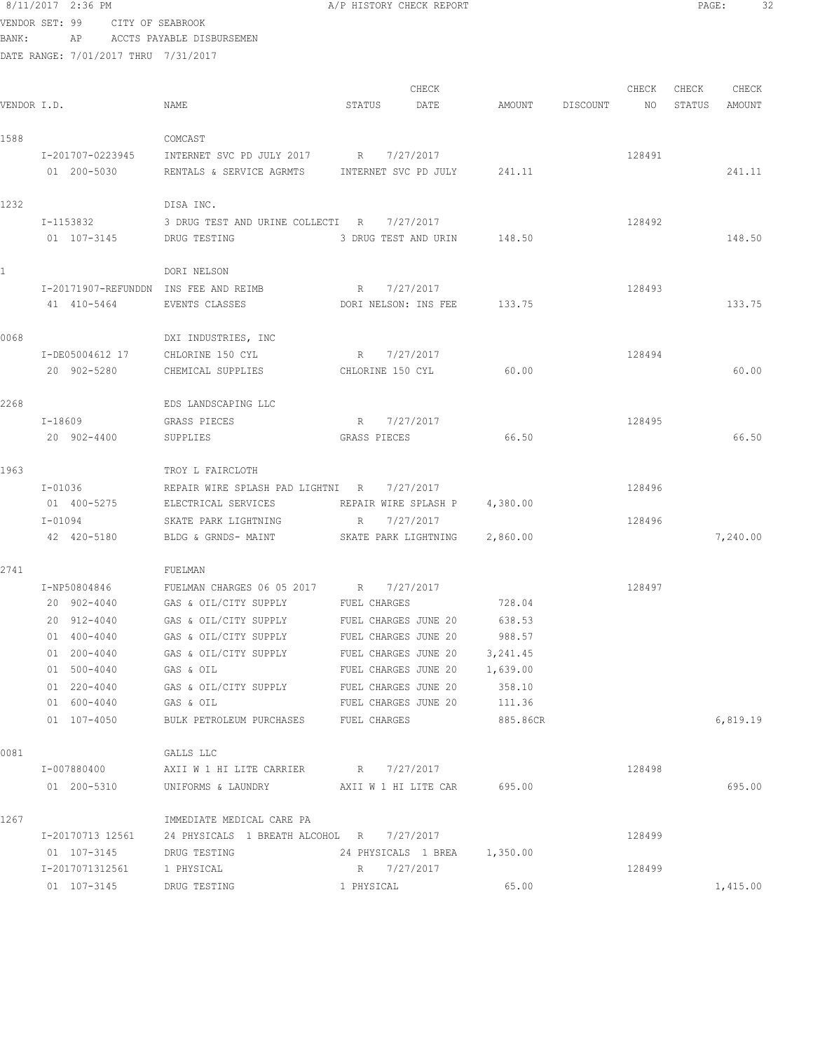8/11/2017 2:36 PM A/P HISTORY CHECK REPORT

VENDOR SET: 99 CITY OF SEABROOK
BANK: AP ACCTS PAYABLE DISBURSEMEN
DATE RANGE: 7/01/2017 THRU 7/31/2017

| VENDOR I.D. | NAME | STATUS | CHECK DATE | AMOUNT | DISCOUNT | CHECK NO | CHECK STATUS | CHECK AMOUNT |
|---|---|---|---|---|---|---|---|---|
| 1588 | COMCAST | | | | | | | |
| I-201707-0223945 | INTERNET SVC PD JULY 2017 | R | 7/27/2017 | | | 128491 | | |
| 01 200-5030 | RENTALS & SERVICE AGRMTS | INTERNET SVC PD JULY | | 241.11 | | | | 241.11 |
| 1232 | DISA INC. | | | | | | | |
| I-1153832 | 3 DRUG TEST AND URINE COLLECTI | R | 7/27/2017 | | | 128492 | | |
| 01 107-3145 | DRUG TESTING | 3 DRUG TEST AND URIN | | 148.50 | | | | 148.50 |
| 1 | DORI NELSON | | | | | | | |
| I-20171907-REFUNDDN | INS FEE AND REIMB | R | 7/27/2017 | | | 128493 | | |
| 41 410-5464 | EVENTS CLASSES | DORI NELSON: INS FEE | | 133.75 | | | | 133.75 |
| 0068 | DXI INDUSTRIES, INC | | | | | | | |
| I-DE05004612 17 | CHLORINE 150 CYL | R | 7/27/2017 | | | 128494 | | |
| 20 902-5280 | CHEMICAL SUPPLIES | CHLORINE 150 CYL | | 60.00 | | | | 60.00 |
| 2268 | EDS LANDSCAPING LLC | | | | | | | |
| I-18609 | GRASS PIECES | R | 7/27/2017 | | | 128495 | | |
| 20 902-4400 | SUPPLIES | GRASS PIECES | | 66.50 | | | | 66.50 |
| 1963 | TROY L FAIRCLOTH | | | | | | | |
| I-01036 | REPAIR WIRE SPLASH PAD LIGHTNI | R | 7/27/2017 | | | 128496 | | |
| 01 400-5275 | ELECTRICAL SERVICES | REPAIR WIRE SPLASH P | | 4,380.00 | | | | |
| I-01094 | SKATE PARK LIGHTNING | R | 7/27/2017 | | | 128496 | | |
| 42 420-5180 | BLDG & GRNDS- MAINT | SKATE PARK LIGHTNING | | 2,860.00 | | | | 7,240.00 |
| 2741 | FUELMAN | | | | | | | |
| I-NP50804846 | FUELMAN CHARGES 06 05 2017 | R | 7/27/2017 | | | 128497 | | |
| 20 902-4040 | GAS & OIL/CITY SUPPLY | FUEL CHARGES | | 728.04 | | | | |
| 20 912-4040 | GAS & OIL/CITY SUPPLY | FUEL CHARGES JUNE 20 | | 638.53 | | | | |
| 01 400-4040 | GAS & OIL/CITY SUPPLY | FUEL CHARGES JUNE 20 | | 988.57 | | | | |
| 01 200-4040 | GAS & OIL/CITY SUPPLY | FUEL CHARGES JUNE 20 | | 3,241.45 | | | | |
| 01 500-4040 | GAS & OIL | FUEL CHARGES JUNE 20 | | 1,639.00 | | | | |
| 01 220-4040 | GAS & OIL/CITY SUPPLY | FUEL CHARGES JUNE 20 | | 358.10 | | | | |
| 01 600-4040 | GAS & OIL | FUEL CHARGES JUNE 20 | | 111.36 | | | | |
| 01 107-4050 | BULK PETROLEUM PURCHASES | FUEL CHARGES | | 885.86CR | | | | 6,819.19 |
| 0081 | GALLS LLC | | | | | | | |
| I-007880400 | AXII W 1 HI LITE CARRIER | R | 7/27/2017 | | | 128498 | | |
| 01 200-5310 | UNIFORMS & LAUNDRY | AXII W 1 HI LITE CAR | | 695.00 | | | | 695.00 |
| 1267 | IMMEDIATE MEDICAL CARE PA | | | | | | | |
| I-20170713 12561 | 24 PHYSICALS 1 BREATH ALCOHOL | R | 7/27/2017 | | | 128499 | | |
| 01 107-3145 | DRUG TESTING | 24 PHYSICALS 1 BREA | | 1,350.00 | | | | |
| I-2017071312561 | 1 PHYSICAL | R | 7/27/2017 | | | 128499 | | |
| 01 107-3145 | DRUG TESTING | 1 PHYSICAL | | 65.00 | | | | 1,415.00 |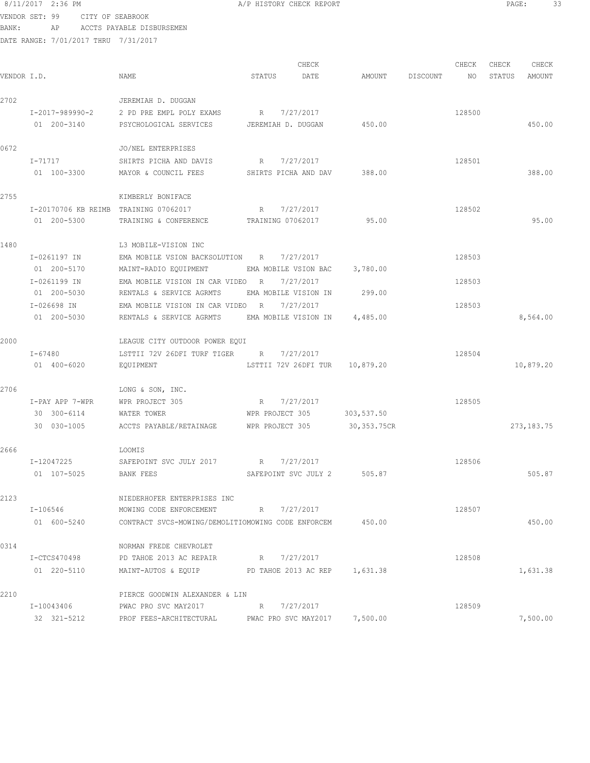8/11/2017 2:36 PM A/P HISTORY CHECK REPORT

VENDOR SET: 99 CITY OF SEABROOK
BANK: AP ACCTS PAYABLE DISBURSEMEN
DATE RANGE: 7/01/2017 THRU 7/31/2017

| VENDOR I.D. | NAME | STATUS | CHECK DATE | AMOUNT | DISCOUNT | CHECK NO | CHECK STATUS | CHECK AMOUNT |
|---|---|---|---|---|---|---|---|---|
| 2702 | JEREMIAH D. DUGGAN | | | | | | | |
| I-2017-989990-2 | 2 PD PRE EMPL POLY EXAMS | R | 7/27/2017 | | | 128500 | | |
| 01 200-3140 | PSYCHOLOGICAL SERVICES | JEREMIAH D. DUGGAN | | 450.00 | | | | 450.00 |
| 0672 | JO/NEL ENTERPRISES | | | | | | | |
| I-71717 | SHIRTS PICHA AND DAVIS | R | 7/27/2017 | | | 128501 | | |
| 01 100-3300 | MAYOR & COUNCIL FEES | SHIRTS PICHA AND DAV | | 388.00 | | | | 388.00 |
| 2755 | KIMBERLY BONIFACE | | | | | | | |
| I-20170706 KB REIMB | TRAINING 07062017 | R | 7/27/2017 | | | 128502 | | |
| 01 200-5300 | TRAINING & CONFERENCE | TRAINING 07062017 | | 95.00 | | | | 95.00 |
| 1480 | L3 MOBILE-VISION INC | | | | | | | |
| I-0261197 IN | EMA MOBILE VSION BACKSOLUTION | R | 7/27/2017 | | | 128503 | | |
| 01 200-5170 | MAINT-RADIO EQUIPMENT | EMA MOBILE VSION BAC | | 3,780.00 | | | | |
| I-0261199 IN | EMA MOBILE VISION IN CAR VIDEO | R | 7/27/2017 | | | 128503 | | |
| 01 200-5030 | RENTALS & SERVICE AGRMTS | EMA MOBILE VISION IN | | 299.00 | | | | |
| I-026698 IN | EMA MOBILE VISION IN CAR VIDEO | R | 7/27/2017 | | | 128503 | | |
| 01 200-5030 | RENTALS & SERVICE AGRMTS | EMA MOBILE VISION IN | | 4,485.00 | | | | 8,564.00 |
| 2000 | LEAGUE CITY OUTDOOR POWER EQUI | | | | | | | |
| I-67480 | LSTTII 72V 26DFI TURF TIGER | R | 7/27/2017 | | | 128504 | | |
| 01 400-6020 | EQUIPMENT | LSTTII 72V 26DFI TUR | | 10,879.20 | | | | 10,879.20 |
| 2706 | LONG & SON, INC. | | | | | | | |
| I-PAY APP 7-WPR | WPR PROJECT 305 | R | 7/27/2017 | | | 128505 | | |
| 30 300-6114 | WATER TOWER | WPR PROJECT 305 | | 303,537.50 | | | | |
| 30 030-1005 | ACCTS PAYABLE/RETAINAGE | WPR PROJECT 305 | | 30,353.75CR | | | | 273,183.75 |
| 2666 | LOOMIS | | | | | | | |
| I-12047225 | SAFEPOINT SVC JULY 2017 | R | 7/27/2017 | | | 128506 | | |
| 01 107-5025 | BANK FEES | SAFEPOINT SVC JULY 2 | | 505.87 | | | | 505.87 |
| 2123 | NIEDERHOFER ENTERPRISES INC | | | | | | | |
| I-106546 | MOWING CODE ENFORCEMENT | R | 7/27/2017 | | | 128507 | | |
| 01 600-5240 | CONTRACT SVCS-MOWING/DEMOLITIO | MOWING CODE ENFORCEM | | 450.00 | | | | 450.00 |
| 0314 | NORMAN FREDE CHEVROLET | | | | | | | |
| I-CTCS470498 | PD TAHOE 2013 AC REPAIR | R | 7/27/2017 | | | 128508 | | |
| 01 220-5110 | MAINT-AUTOS & EQUIP | PD TAHOE 2013 AC REP | | 1,631.38 | | | | 1,631.38 |
| 2210 | PIERCE GOODWIN ALEXANDER & LIN | | | | | | | |
| I-10043406 | PWAC PRO SVC MAY2017 | R | 7/27/2017 | | | 128509 | | |
| 32 321-5212 | PROF FEES-ARCHITECTURAL | PWAC PRO SVC MAY2017 | | 7,500.00 | | | | 7,500.00 |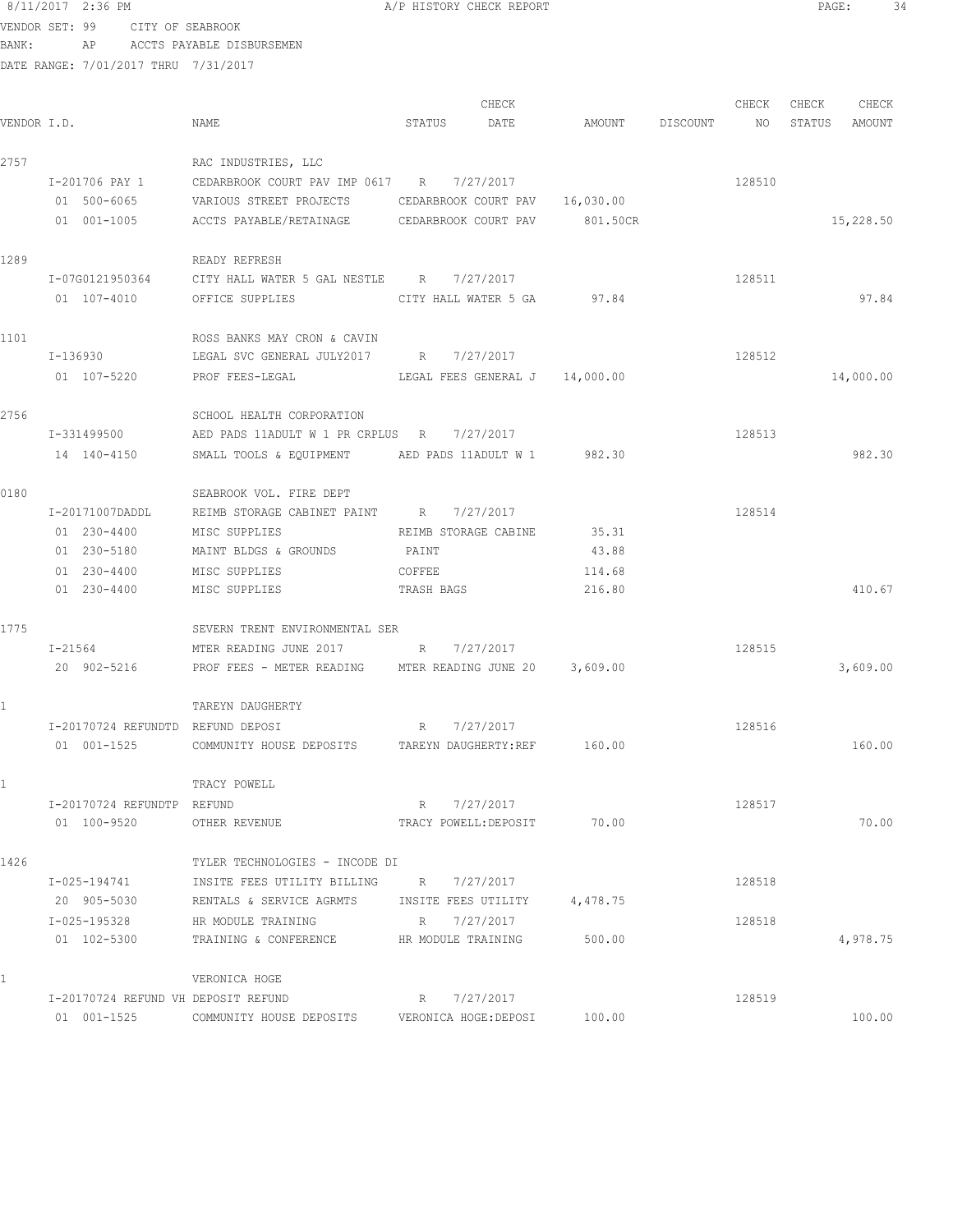8/11/2017 2:36 PM A/P HISTORY CHECK REPORT

VENDOR SET: 99 CITY OF SEABROOK
BANK: AP ACCTS PAYABLE DISBURSEMEN
DATE RANGE: 7/01/2017 THRU 7/31/2017

| VENDOR I.D. | NAME | STATUS | CHECK DATE | AMOUNT | DISCOUNT | CHECK NO | CHECK STATUS | CHECK AMOUNT |
|---|---|---|---|---|---|---|---|---|
| 2757 | RAC INDUSTRIES, LLC | | | | | | | |
| I-201706 PAY 1 | CEDARBROOK COURT PAV IMP 0617 | R | 7/27/2017 | | | 128510 | | |
| 01 500-6065 | VARIOUS STREET PROJECTS | CEDARBROOK COURT PAV | | 16,030.00 | | | | |
| 01 001-1005 | ACCTS PAYABLE/RETAINAGE | CEDARBROOK COURT PAV | | 801.50CR | | | | 15,228.50 |
| 1289 | READY REFRESH | | | | | | | |
| I-07G0121950364 | CITY HALL WATER 5 GAL NESTLE | R | 7/27/2017 | | | 128511 | | |
| 01 107-4010 | OFFICE SUPPLIES | CITY HALL WATER 5 GA | | 97.84 | | | | 97.84 |
| 1101 | ROSS BANKS MAY CRON & CAVIN | | | | | | | |
| I-136930 | LEGAL SVC GENERAL JULY2017 | R | 7/27/2017 | | | 128512 | | |
| 01 107-5220 | PROF FEES-LEGAL | LEGAL FEES GENERAL J | | 14,000.00 | | | | 14,000.00 |
| 2756 | SCHOOL HEALTH CORPORATION | | | | | | | |
| I-331499500 | AED PADS 11ADULT W 1 PR CRPLUS | R | 7/27/2017 | | | 128513 | | |
| 14 140-4150 | SMALL TOOLS & EQUIPMENT | AED PADS 11ADULT W 1 | | 982.30 | | | | 982.30 |
| 0180 | SEABROOK VOL. FIRE DEPT | | | | | | | |
| I-20171007DADDL | REIMB STORAGE CABINET PAINT | R | 7/27/2017 | | | 128514 | | |
| 01 230-4400 | MISC SUPPLIES | REIMB STORAGE CABINE | | 35.31 | | | | |
| 01 230-5180 | MAINT BLDGS & GROUNDS | PAINT | | 43.88 | | | | |
| 01 230-4400 | MISC SUPPLIES | COFFEE | | 114.68 | | | | |
| 01 230-4400 | MISC SUPPLIES | TRASH BAGS | | 216.80 | | | | 410.67 |
| 1775 | SEVERN TRENT ENVIRONMENTAL SER | | | | | | | |
| I-21564 | MTER READING JUNE 2017 | R | 7/27/2017 | | | 128515 | | |
| 20 902-5216 | PROF FEES - METER READING | MTER READING JUNE 20 | | 3,609.00 | | | | 3,609.00 |
| 1 | TAREYN DAUGHERTY | | | | | | | |
| I-20170724 REFUNDTD | REFUND DEPOSI | R | 7/27/2017 | | | 128516 | | |
| 01 001-1525 | COMMUNITY HOUSE DEPOSITS | TAREYN DAUGHERTY:REF | | 160.00 | | | | 160.00 |
| 1 | TRACY POWELL | | | | | | | |
| I-20170724 REFUNDTP | REFUND | R | 7/27/2017 | | | 128517 | | |
| 01 100-9520 | OTHER REVENUE | TRACY POWELL:DEPOSIT | | 70.00 | | | | 70.00 |
| 1426 | TYLER TECHNOLOGIES - INCODE DI | | | | | | | |
| I-025-194741 | INSITE FEES UTILITY BILLING | R | 7/27/2017 | | | 128518 | | |
| 20 905-5030 | RENTALS & SERVICE AGRMTS | INSITE FEES UTILITY | | 4,478.75 | | | | |
| I-025-195328 | HR MODULE TRAINING | R | 7/27/2017 | | | 128518 | | |
| 01 102-5300 | TRAINING & CONFERENCE | HR MODULE TRAINING | | 500.00 | | | | 4,978.75 |
| 1 | VERONICA HOGE | | | | | | | |
| I-20170724 REFUND VH | DEPOSIT REFUND | R | 7/27/2017 | | | 128519 | | |
| 01 001-1525 | COMMUNITY HOUSE DEPOSITS | VERONICA HOGE:DEPOSI | | 100.00 | | | | 100.00 |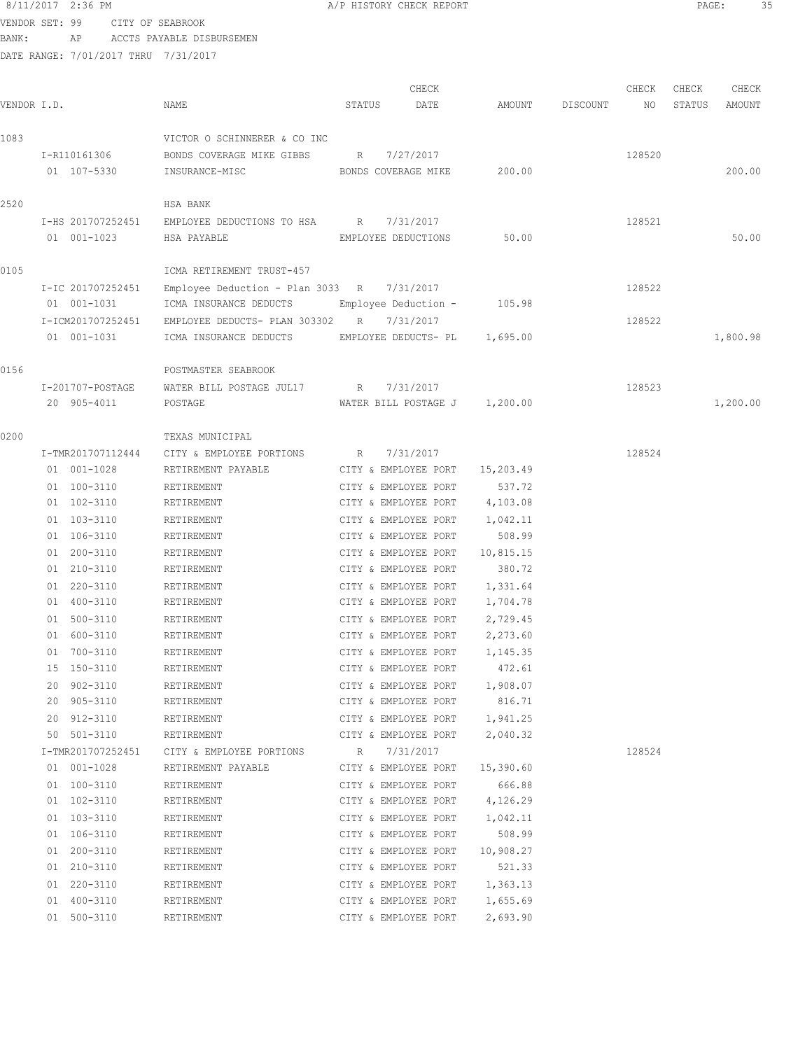VENDOR SET: 99 CITY OF SEABROOK

BANK: AP ACCTS PAYABLE DISBURSEMEN

DATE RANGE: 7/01/2017 THRU 7/31/2017

| VENDOR I.D. | NAME | STATUS | CHECK DATE | AMOUNT | DISCOUNT | CHECK NO | CHECK STATUS | CHECK AMOUNT |
|---|---|---|---|---|---|---|---|---|
| 1083 | VICTOR O SCHINNERER & CO INC | | | | | | | |
| I-R110161306 | BONDS COVERAGE MIKE GIBBS | R | 7/27/2017 | | | 128520 | | |
| 01 107-5330 | INSURANCE-MISC | BONDS COVERAGE MIKE | | 200.00 | | | | 200.00 |
| 2520 | HSA BANK | | | | | | | |
| I-HS 201707252451 | EMPLOYEE DEDUCTIONS TO HSA | R | 7/31/2017 | | | 128521 | | |
| 01 001-1023 | HSA PAYABLE | EMPLOYEE DEDUCTIONS | | 50.00 | | | | 50.00 |
| 0105 | ICMA RETIREMENT TRUST-457 | | | | | | | |
| I-IC 201707252451 | Employee Deduction - Plan 3033 | R | 7/31/2017 | | | 128522 | | |
| 01 001-1031 | ICMA INSURANCE DEDUCTS | Employee Deduction - | | 105.98 | | | | |
| I-ICM201707252451 | EMPLOYEE DEDUCTS- PLAN 303302 | R | 7/31/2017 | | | 128522 | | |
| 01 001-1031 | ICMA INSURANCE DEDUCTS | EMPLOYEE DEDUCTS- PL | | 1,695.00 | | | | 1,800.98 |
| 0156 | POSTMASTER SEABROOK | | | | | | | |
| I-201707-POSTAGE | WATER BILL POSTAGE JUL17 | R | 7/31/2017 | | | 128523 | | |
| 20 905-4011 | POSTAGE | WATER BILL POSTAGE J | | 1,200.00 | | | | 1,200.00 |
| 0200 | TEXAS MUNICIPAL | | | | | | | |
| I-TMR201707112444 | CITY & EMPLOYEE PORTIONS | R | 7/31/2017 | | | 128524 | | |
| 01 001-1028 | RETIREMENT PAYABLE | CITY & EMPLOYEE PORT | | 15,203.49 | | | | |
| 01 100-3110 | RETIREMENT | CITY & EMPLOYEE PORT | | 537.72 | | | | |
| 01 102-3110 | RETIREMENT | CITY & EMPLOYEE PORT | | 4,103.08 | | | | |
| 01 103-3110 | RETIREMENT | CITY & EMPLOYEE PORT | | 1,042.11 | | | | |
| 01 106-3110 | RETIREMENT | CITY & EMPLOYEE PORT | | 508.99 | | | | |
| 01 200-3110 | RETIREMENT | CITY & EMPLOYEE PORT | | 10,815.15 | | | | |
| 01 210-3110 | RETIREMENT | CITY & EMPLOYEE PORT | | 380.72 | | | | |
| 01 220-3110 | RETIREMENT | CITY & EMPLOYEE PORT | | 1,331.64 | | | | |
| 01 400-3110 | RETIREMENT | CITY & EMPLOYEE PORT | | 1,704.78 | | | | |
| 01 500-3110 | RETIREMENT | CITY & EMPLOYEE PORT | | 2,729.45 | | | | |
| 01 600-3110 | RETIREMENT | CITY & EMPLOYEE PORT | | 2,273.60 | | | | |
| 01 700-3110 | RETIREMENT | CITY & EMPLOYEE PORT | | 1,145.35 | | | | |
| 15 150-3110 | RETIREMENT | CITY & EMPLOYEE PORT | | 472.61 | | | | |
| 20 902-3110 | RETIREMENT | CITY & EMPLOYEE PORT | | 1,908.07 | | | | |
| 20 905-3110 | RETIREMENT | CITY & EMPLOYEE PORT | | 816.71 | | | | |
| 20 912-3110 | RETIREMENT | CITY & EMPLOYEE PORT | | 1,941.25 | | | | |
| 50 501-3110 | RETIREMENT | CITY & EMPLOYEE PORT | | 2,040.32 | | | | |
| I-TMR201707252451 | CITY & EMPLOYEE PORTIONS | R | 7/31/2017 | | | 128524 | | |
| 01 001-1028 | RETIREMENT PAYABLE | CITY & EMPLOYEE PORT | | 15,390.60 | | | | |
| 01 100-3110 | RETIREMENT | CITY & EMPLOYEE PORT | | 666.88 | | | | |
| 01 102-3110 | RETIREMENT | CITY & EMPLOYEE PORT | | 4,126.29 | | | | |
| 01 103-3110 | RETIREMENT | CITY & EMPLOYEE PORT | | 1,042.11 | | | | |
| 01 106-3110 | RETIREMENT | CITY & EMPLOYEE PORT | | 508.99 | | | | |
| 01 200-3110 | RETIREMENT | CITY & EMPLOYEE PORT | | 10,908.27 | | | | |
| 01 210-3110 | RETIREMENT | CITY & EMPLOYEE PORT | | 521.33 | | | | |
| 01 220-3110 | RETIREMENT | CITY & EMPLOYEE PORT | | 1,363.13 | | | | |
| 01 400-3110 | RETIREMENT | CITY & EMPLOYEE PORT | | 1,655.69 | | | | |
| 01 500-3110 | RETIREMENT | CITY & EMPLOYEE PORT | | 2,693.90 | | | | |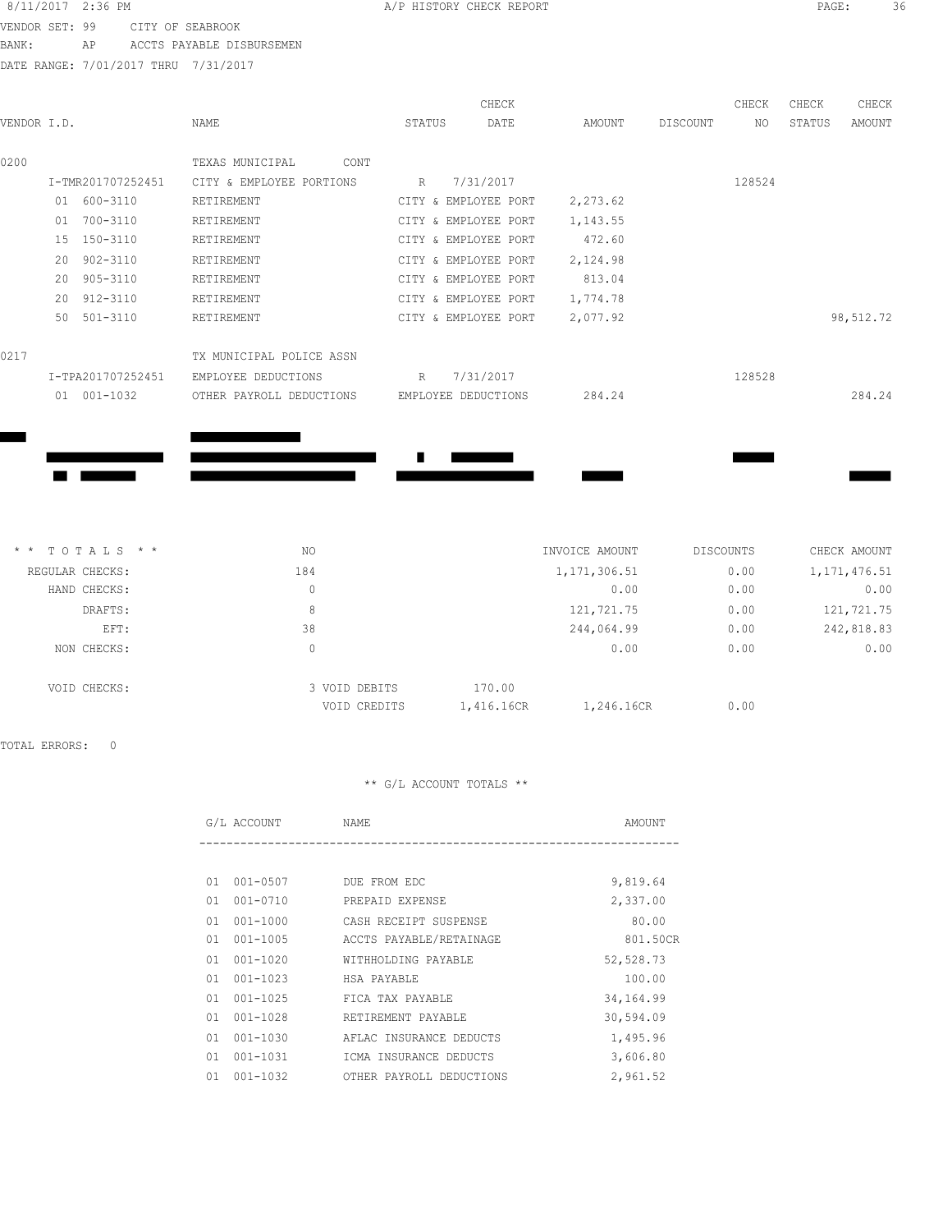8/11/2017 2:36 PM A/P HISTORY CHECK REPORT

VENDOR SET: 99 CITY OF SEABROOK
BANK: AP ACCTS PAYABLE DISBURSEMEN
DATE RANGE: 7/01/2017 THRU 7/31/2017

| VENDOR I.D. | NAME | STATUS | CHECK DATE | AMOUNT | DISCOUNT | CHECK NO | CHECK STATUS | CHECK AMOUNT |
|---|---|---|---|---|---|---|---|---|
| 0200 | TEXAS MUNICIPAL CONT | | | | | | | |
| I-TMR201707252451 | CITY & EMPLOYEE PORTIONS | R | 7/31/2017 | | | 128524 | | |
| 01 600-3110 | RETIREMENT | CITY & EMPLOYEE PORT | | 2,273.62 | | | | |
| 01 700-3110 | RETIREMENT | CITY & EMPLOYEE PORT | | 1,143.55 | | | | |
| 15 150-3110 | RETIREMENT | CITY & EMPLOYEE PORT | | 472.60 | | | | |
| 20 902-3110 | RETIREMENT | CITY & EMPLOYEE PORT | | 2,124.98 | | | | |
| 20 905-3110 | RETIREMENT | CITY & EMPLOYEE PORT | | 813.04 | | | | |
| 20 912-3110 | RETIREMENT | CITY & EMPLOYEE PORT | | 1,774.78 | | | | |
| 50 501-3110 | RETIREMENT | CITY & EMPLOYEE PORT | | 2,077.92 | | | | 98,512.72 |
| 0217 | TX MUNICIPAL POLICE ASSN | | | | | | | |
| I-TPA201707252451 | EMPLOYEE DEDUCTIONS | R | 7/31/2017 | | | 128528 | | |
| 01 001-1032 | OTHER PAYROLL DEDUCTIONS | EMPLOYEE DEDUCTIONS | | 284.24 | | | | 284.24 |

| * * TOTALS * * | NO | | INVOICE AMOUNT | DISCOUNTS | CHECK AMOUNT |
|---|---|---|---|---|---|
| REGULAR CHECKS: | 184 | | 1,171,306.51 | 0.00 | 1,171,476.51 |
| HAND CHECKS: | 0 | | 0.00 | 0.00 | 0.00 |
| DRAFTS: | 8 | | 121,721.75 | 0.00 | 121,721.75 |
| EFT: | 38 | | 244,064.99 | 0.00 | 242,818.83 |
| NON CHECKS: | 0 | | 0.00 | 0.00 | 0.00 |
| VOID CHECKS: | 3 VOID DEBITS | 170.00 | | | |
| | VOID CREDITS | 1,416.16CR | 1,246.16CR | 0.00 | |

TOTAL ERRORS: 0

** G/L ACCOUNT TOTALS **

| G/L ACCOUNT | NAME | AMOUNT |
|---|---|---|
| 01 001-0507 | DUE FROM EDC | 9,819.64 |
| 01 001-0710 | PREPAID EXPENSE | 2,337.00 |
| 01 001-1000 | CASH RECEIPT SUSPENSE | 80.00 |
| 01 001-1005 | ACCTS PAYABLE/RETAINAGE | 801.50CR |
| 01 001-1020 | WITHHOLDING PAYABLE | 52,528.73 |
| 01 001-1023 | HSA PAYABLE | 100.00 |
| 01 001-1025 | FICA TAX PAYABLE | 34,164.99 |
| 01 001-1028 | RETIREMENT PAYABLE | 30,594.09 |
| 01 001-1030 | AFLAC INSURANCE DEDUCTS | 1,495.96 |
| 01 001-1031 | ICMA INSURANCE DEDUCTS | 3,606.80 |
| 01 001-1032 | OTHER PAYROLL DEDUCTIONS | 2,961.52 |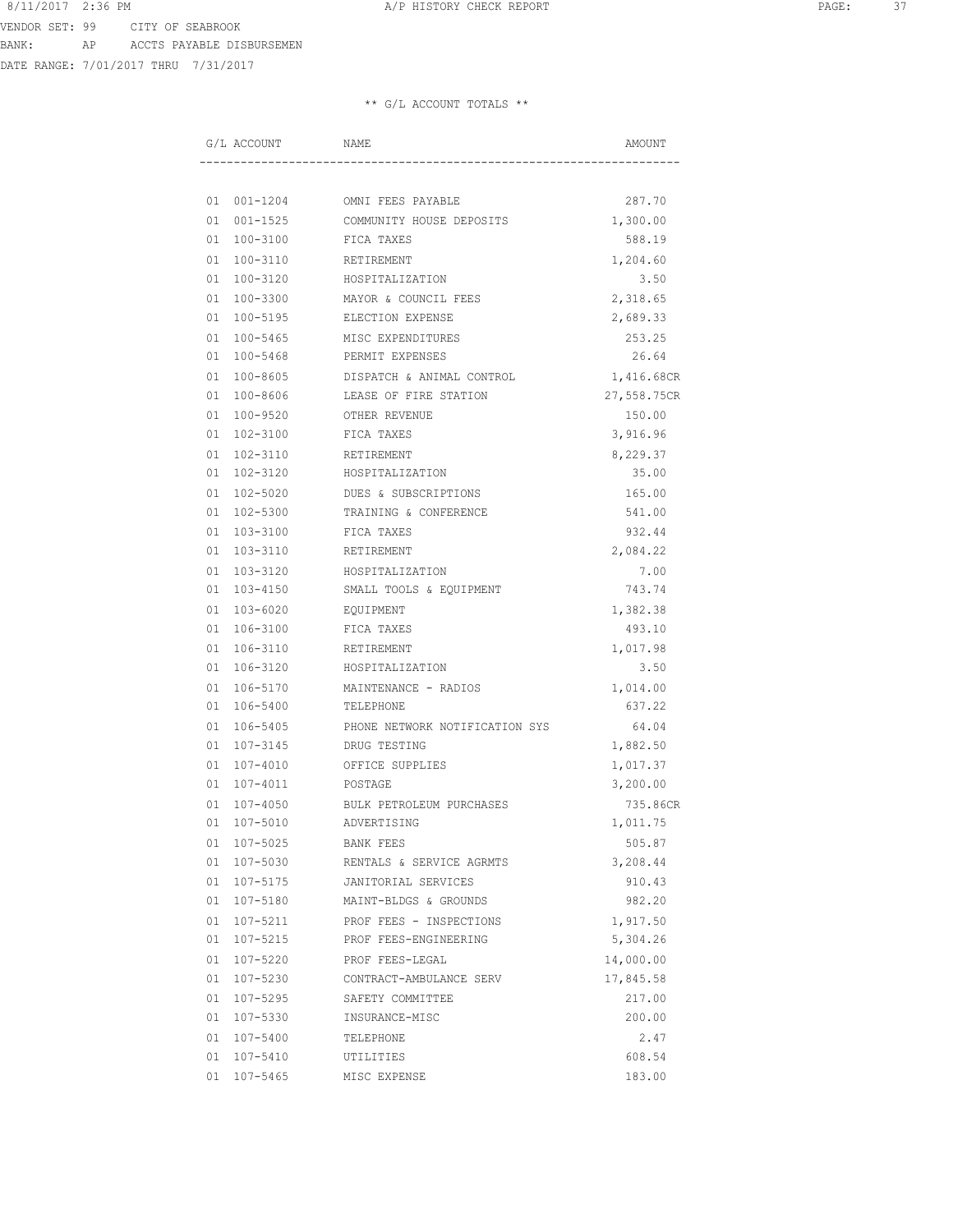VENDOR SET: 99 CITY OF SEABROOK
BANK: AP ACCTS PAYABLE DISBURSEMEN
DATE RANGE: 7/01/2017 THRU 7/31/2017

** G/L ACCOUNT TOTALS **

| G/L ACCOUNT | NAME | AMOUNT |
|---|---|---|
| 01 001-1204 | OMNI FEES PAYABLE | 287.70 |
| 01 001-1525 | COMMUNITY HOUSE DEPOSITS | 1,300.00 |
| 01 100-3100 | FICA TAXES | 588.19 |
| 01 100-3110 | RETIREMENT | 1,204.60 |
| 01 100-3120 | HOSPITALIZATION | 3.50 |
| 01 100-3300 | MAYOR & COUNCIL FEES | 2,318.65 |
| 01 100-5195 | ELECTION EXPENSE | 2,689.33 |
| 01 100-5465 | MISC EXPENDITURES | 253.25 |
| 01 100-5468 | PERMIT EXPENSES | 26.64 |
| 01 100-8605 | DISPATCH & ANIMAL CONTROL | 1,416.68CR |
| 01 100-8606 | LEASE OF FIRE STATION | 27,558.75CR |
| 01 100-9520 | OTHER REVENUE | 150.00 |
| 01 102-3100 | FICA TAXES | 3,916.96 |
| 01 102-3110 | RETIREMENT | 8,229.37 |
| 01 102-3120 | HOSPITALIZATION | 35.00 |
| 01 102-5020 | DUES & SUBSCRIPTIONS | 165.00 |
| 01 102-5300 | TRAINING & CONFERENCE | 541.00 |
| 01 103-3100 | FICA TAXES | 932.44 |
| 01 103-3110 | RETIREMENT | 2,084.22 |
| 01 103-3120 | HOSPITALIZATION | 7.00 |
| 01 103-4150 | SMALL TOOLS & EQUIPMENT | 743.74 |
| 01 103-6020 | EQUIPMENT | 1,382.38 |
| 01 106-3100 | FICA TAXES | 493.10 |
| 01 106-3110 | RETIREMENT | 1,017.98 |
| 01 106-3120 | HOSPITALIZATION | 3.50 |
| 01 106-5170 | MAINTENANCE - RADIOS | 1,014.00 |
| 01 106-5400 | TELEPHONE | 637.22 |
| 01 106-5405 | PHONE NETWORK NOTIFICATION SYS | 64.04 |
| 01 107-3145 | DRUG TESTING | 1,882.50 |
| 01 107-4010 | OFFICE SUPPLIES | 1,017.37 |
| 01 107-4011 | POSTAGE | 3,200.00 |
| 01 107-4050 | BULK PETROLEUM PURCHASES | 735.86CR |
| 01 107-5010 | ADVERTISING | 1,011.75 |
| 01 107-5025 | BANK FEES | 505.87 |
| 01 107-5030 | RENTALS & SERVICE AGRMTS | 3,208.44 |
| 01 107-5175 | JANITORIAL SERVICES | 910.43 |
| 01 107-5180 | MAINT-BLDGS & GROUNDS | 982.20 |
| 01 107-5211 | PROF FEES - INSPECTIONS | 1,917.50 |
| 01 107-5215 | PROF FEES-ENGINEERING | 5,304.26 |
| 01 107-5220 | PROF FEES-LEGAL | 14,000.00 |
| 01 107-5230 | CONTRACT-AMBULANCE SERV | 17,845.58 |
| 01 107-5295 | SAFETY COMMITTEE | 217.00 |
| 01 107-5330 | INSURANCE-MISC | 200.00 |
| 01 107-5400 | TELEPHONE | 2.47 |
| 01 107-5410 | UTILITIES | 608.54 |
| 01 107-5465 | MISC EXPENSE | 183.00 |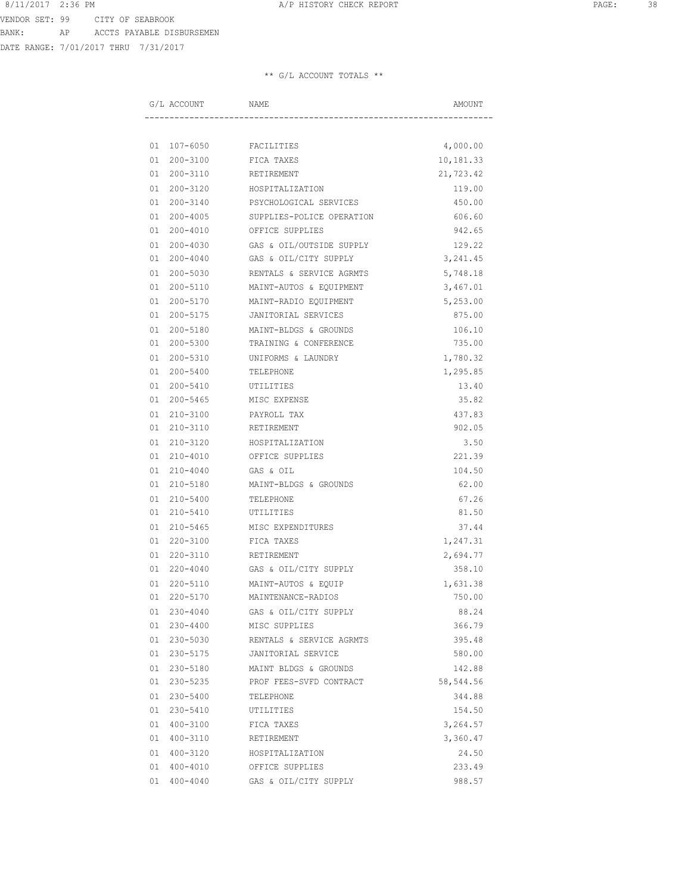VENDOR SET: 99 CITY OF SEABROOK
BANK: AP ACCTS PAYABLE DISBURSEMEN
DATE RANGE: 7/01/2017 THRU 7/31/2017

** G/L ACCOUNT TOTALS **

| G/L ACCOUNT | NAME | AMOUNT |
|---|---|---|
| 01 107-6050 | FACILITIES | 4,000.00 |
| 01 200-3100 | FICA TAXES | 10,181.33 |
| 01 200-3110 | RETIREMENT | 21,723.42 |
| 01 200-3120 | HOSPITALIZATION | 119.00 |
| 01 200-3140 | PSYCHOLOGICAL SERVICES | 450.00 |
| 01 200-4005 | SUPPLIES-POLICE OPERATION | 606.60 |
| 01 200-4010 | OFFICE SUPPLIES | 942.65 |
| 01 200-4030 | GAS & OIL/OUTSIDE SUPPLY | 129.22 |
| 01 200-4040 | GAS & OIL/CITY SUPPLY | 3,241.45 |
| 01 200-5030 | RENTALS & SERVICE AGRMTS | 5,748.18 |
| 01 200-5110 | MAINT-AUTOS & EQUIPMENT | 3,467.01 |
| 01 200-5170 | MAINT-RADIO EQUIPMENT | 5,253.00 |
| 01 200-5175 | JANITORIAL SERVICES | 875.00 |
| 01 200-5180 | MAINT-BLDGS & GROUNDS | 106.10 |
| 01 200-5300 | TRAINING & CONFERENCE | 735.00 |
| 01 200-5310 | UNIFORMS & LAUNDRY | 1,780.32 |
| 01 200-5400 | TELEPHONE | 1,295.85 |
| 01 200-5410 | UTILITIES | 13.40 |
| 01 200-5465 | MISC EXPENSE | 35.82 |
| 01 210-3100 | PAYROLL TAX | 437.83 |
| 01 210-3110 | RETIREMENT | 902.05 |
| 01 210-3120 | HOSPITALIZATION | 3.50 |
| 01 210-4010 | OFFICE SUPPLIES | 221.39 |
| 01 210-4040 | GAS & OIL | 104.50 |
| 01 210-5180 | MAINT-BLDGS & GROUNDS | 62.00 |
| 01 210-5400 | TELEPHONE | 67.26 |
| 01 210-5410 | UTILITIES | 81.50 |
| 01 210-5465 | MISC EXPENDITURES | 37.44 |
| 01 220-3100 | FICA TAXES | 1,247.31 |
| 01 220-3110 | RETIREMENT | 2,694.77 |
| 01 220-4040 | GAS & OIL/CITY SUPPLY | 358.10 |
| 01 220-5110 | MAINT-AUTOS & EQUIP | 1,631.38 |
| 01 220-5170 | MAINTENANCE-RADIOS | 750.00 |
| 01 230-4040 | GAS & OIL/CITY SUPPLY | 88.24 |
| 01 230-4400 | MISC SUPPLIES | 366.79 |
| 01 230-5030 | RENTALS & SERVICE AGRMTS | 395.48 |
| 01 230-5175 | JANITORIAL SERVICE | 580.00 |
| 01 230-5180 | MAINT BLDGS & GROUNDS | 142.88 |
| 01 230-5235 | PROF FEES-SVFD CONTRACT | 58,544.56 |
| 01 230-5400 | TELEPHONE | 344.88 |
| 01 230-5410 | UTILITIES | 154.50 |
| 01 400-3100 | FICA TAXES | 3,264.57 |
| 01 400-3110 | RETIREMENT | 3,360.47 |
| 01 400-3120 | HOSPITALIZATION | 24.50 |
| 01 400-4010 | OFFICE SUPPLIES | 233.49 |
| 01 400-4040 | GAS & OIL/CITY SUPPLY | 988.57 |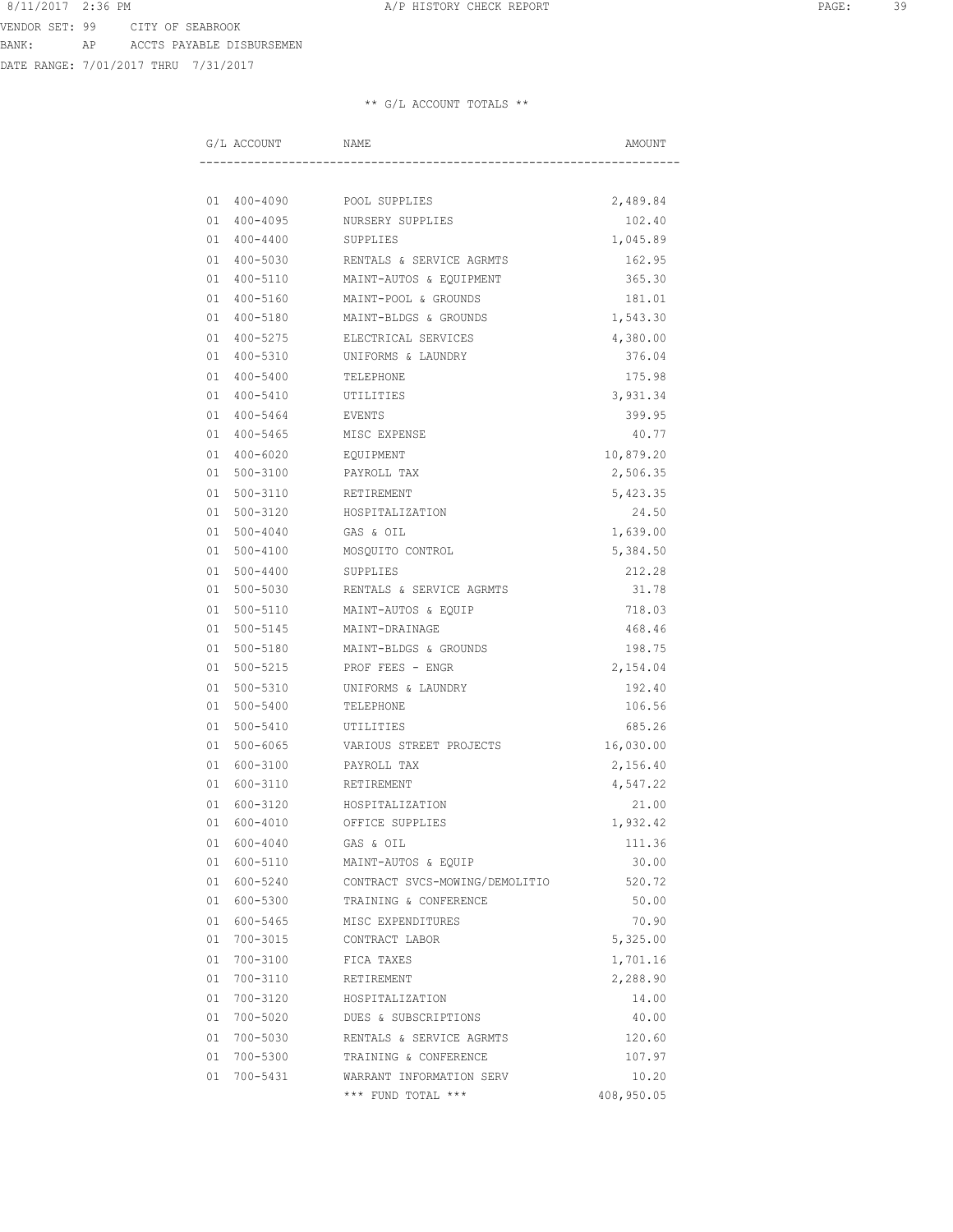VENDOR SET: 99 CITY OF SEABROOK
BANK: AP ACCTS PAYABLE DISBURSEMEN
DATE RANGE: 7/01/2017 THRU 7/31/2017

** G/L ACCOUNT TOTALS **

| G/L ACCOUNT | NAME | AMOUNT |
|---|---|---|
| 01 400-4090 | POOL SUPPLIES | 2,489.84 |
| 01 400-4095 | NURSERY SUPPLIES | 102.40 |
| 01 400-4400 | SUPPLIES | 1,045.89 |
| 01 400-5030 | RENTALS & SERVICE AGRMTS | 162.95 |
| 01 400-5110 | MAINT-AUTOS & EQUIPMENT | 365.30 |
| 01 400-5160 | MAINT-POOL & GROUNDS | 181.01 |
| 01 400-5180 | MAINT-BLDGS & GROUNDS | 1,543.30 |
| 01 400-5275 | ELECTRICAL SERVICES | 4,380.00 |
| 01 400-5310 | UNIFORMS & LAUNDRY | 376.04 |
| 01 400-5400 | TELEPHONE | 175.98 |
| 01 400-5410 | UTILITIES | 3,931.34 |
| 01 400-5464 | EVENTS | 399.95 |
| 01 400-5465 | MISC EXPENSE | 40.77 |
| 01 400-6020 | EQUIPMENT | 10,879.20 |
| 01 500-3100 | PAYROLL TAX | 2,506.35 |
| 01 500-3110 | RETIREMENT | 5,423.35 |
| 01 500-3120 | HOSPITALIZATION | 24.50 |
| 01 500-4040 | GAS & OIL | 1,639.00 |
| 01 500-4100 | MOSQUITO CONTROL | 5,384.50 |
| 01 500-4400 | SUPPLIES | 212.28 |
| 01 500-5030 | RENTALS & SERVICE AGRMTS | 31.78 |
| 01 500-5110 | MAINT-AUTOS & EQUIP | 718.03 |
| 01 500-5145 | MAINT-DRAINAGE | 468.46 |
| 01 500-5180 | MAINT-BLDGS & GROUNDS | 198.75 |
| 01 500-5215 | PROF FEES - ENGR | 2,154.04 |
| 01 500-5310 | UNIFORMS & LAUNDRY | 192.40 |
| 01 500-5400 | TELEPHONE | 106.56 |
| 01 500-5410 | UTILITIES | 685.26 |
| 01 500-6065 | VARIOUS STREET PROJECTS | 16,030.00 |
| 01 600-3100 | PAYROLL TAX | 2,156.40 |
| 01 600-3110 | RETIREMENT | 4,547.22 |
| 01 600-3120 | HOSPITALIZATION | 21.00 |
| 01 600-4010 | OFFICE SUPPLIES | 1,932.42 |
| 01 600-4040 | GAS & OIL | 111.36 |
| 01 600-5110 | MAINT-AUTOS & EQUIP | 30.00 |
| 01 600-5240 | CONTRACT SVCS-MOWING/DEMOLITIO | 520.72 |
| 01 600-5300 | TRAINING & CONFERENCE | 50.00 |
| 01 600-5465 | MISC EXPENDITURES | 70.90 |
| 01 700-3015 | CONTRACT LABOR | 5,325.00 |
| 01 700-3100 | FICA TAXES | 1,701.16 |
| 01 700-3110 | RETIREMENT | 2,288.90 |
| 01 700-3120 | HOSPITALIZATION | 14.00 |
| 01 700-5020 | DUES & SUBSCRIPTIONS | 40.00 |
| 01 700-5030 | RENTALS & SERVICE AGRMTS | 120.60 |
| 01 700-5300 | TRAINING & CONFERENCE | 107.97 |
| 01 700-5431 | WARRANT INFORMATION SERV | 10.20 |
| | *** FUND TOTAL *** | 408,950.05 |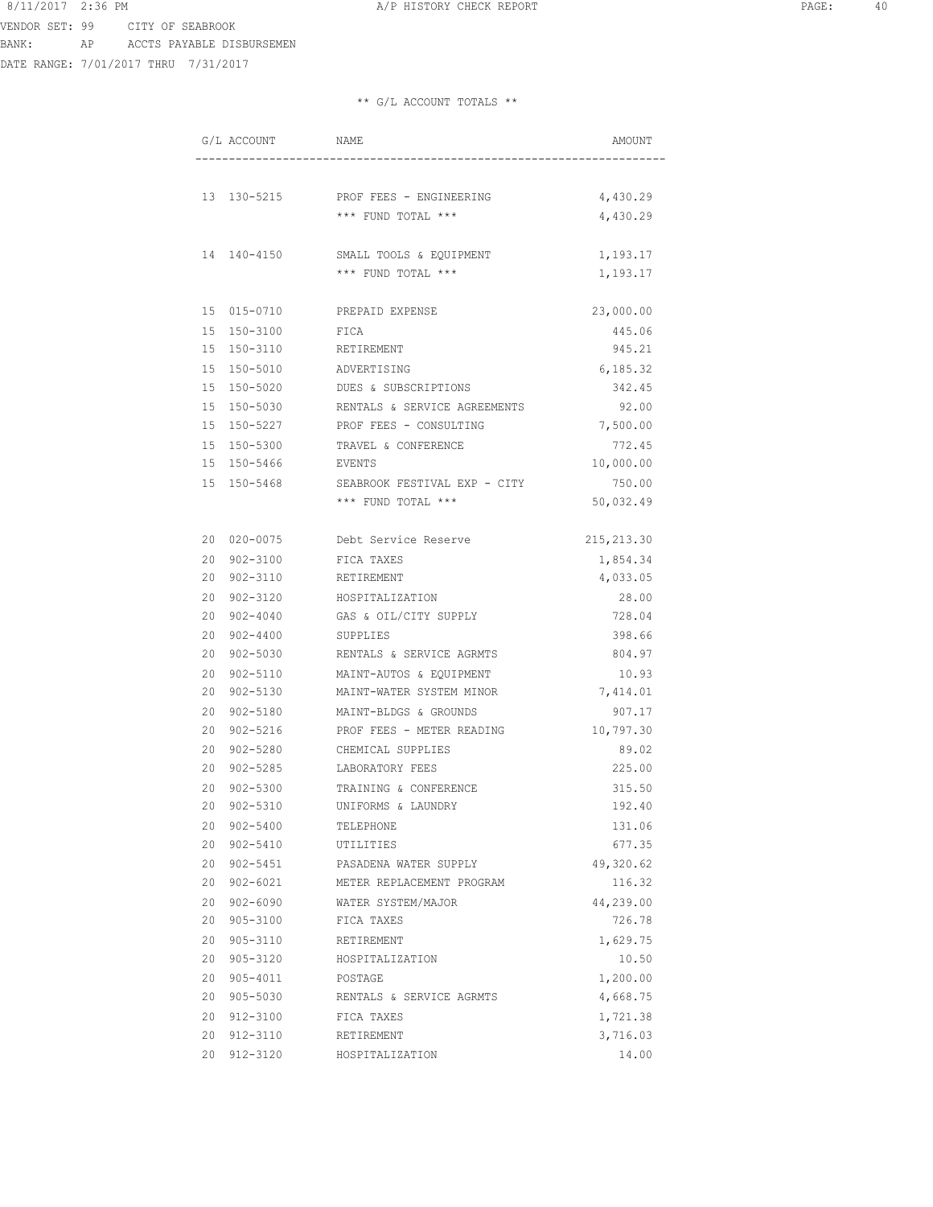VENDOR SET: 99 CITY OF SEABROOK
BANK: AP ACCTS PAYABLE DISBURSEMEN
DATE RANGE: 7/01/2017 THRU 7/31/2017

** G/L ACCOUNT TOTALS **

| G/L ACCOUNT | NAME | AMOUNT |
|---|---|---|
| 13 130-5215 | PROF FEES - ENGINEERING | 4,430.29 |
| | *** FUND TOTAL *** | 4,430.29 |
| 14 140-4150 | SMALL TOOLS & EQUIPMENT | 1,193.17 |
| | *** FUND TOTAL *** | 1,193.17 |
| 15 015-0710 | PREPAID EXPENSE | 23,000.00 |
| 15 150-3100 | FICA | 445.06 |
| 15 150-3110 | RETIREMENT | 945.21 |
| 15 150-5010 | ADVERTISING | 6,185.32 |
| 15 150-5020 | DUES & SUBSCRIPTIONS | 342.45 |
| 15 150-5030 | RENTALS & SERVICE AGREEMENTS | 92.00 |
| 15 150-5227 | PROF FEES - CONSULTING | 7,500.00 |
| 15 150-5300 | TRAVEL & CONFERENCE | 772.45 |
| 15 150-5466 | EVENTS | 10,000.00 |
| 15 150-5468 | SEABROOK FESTIVAL EXP - CITY | 750.00 |
| | *** FUND TOTAL *** | 50,032.49 |
| 20 020-0075 | Debt Service Reserve | 215,213.30 |
| 20 902-3100 | FICA TAXES | 1,854.34 |
| 20 902-3110 | RETIREMENT | 4,033.05 |
| 20 902-3120 | HOSPITALIZATION | 28.00 |
| 20 902-4040 | GAS & OIL/CITY SUPPLY | 728.04 |
| 20 902-4400 | SUPPLIES | 398.66 |
| 20 902-5030 | RENTALS & SERVICE AGRMTS | 804.97 |
| 20 902-5110 | MAINT-AUTOS & EQUIPMENT | 10.93 |
| 20 902-5130 | MAINT-WATER SYSTEM MINOR | 7,414.01 |
| 20 902-5180 | MAINT-BLDGS & GROUNDS | 907.17 |
| 20 902-5216 | PROF FEES - METER READING | 10,797.30 |
| 20 902-5280 | CHEMICAL SUPPLIES | 89.02 |
| 20 902-5285 | LABORATORY FEES | 225.00 |
| 20 902-5300 | TRAINING & CONFERENCE | 315.50 |
| 20 902-5310 | UNIFORMS & LAUNDRY | 192.40 |
| 20 902-5400 | TELEPHONE | 131.06 |
| 20 902-5410 | UTILITIES | 677.35 |
| 20 902-5451 | PASADENA WATER SUPPLY | 49,320.62 |
| 20 902-6021 | METER REPLACEMENT PROGRAM | 116.32 |
| 20 902-6090 | WATER SYSTEM/MAJOR | 44,239.00 |
| 20 905-3100 | FICA TAXES | 726.78 |
| 20 905-3110 | RETIREMENT | 1,629.75 |
| 20 905-3120 | HOSPITALIZATION | 10.50 |
| 20 905-4011 | POSTAGE | 1,200.00 |
| 20 905-5030 | RENTALS & SERVICE AGRMTS | 4,668.75 |
| 20 912-3100 | FICA TAXES | 1,721.38 |
| 20 912-3110 | RETIREMENT | 3,716.03 |
| 20 912-3120 | HOSPITALIZATION | 14.00 |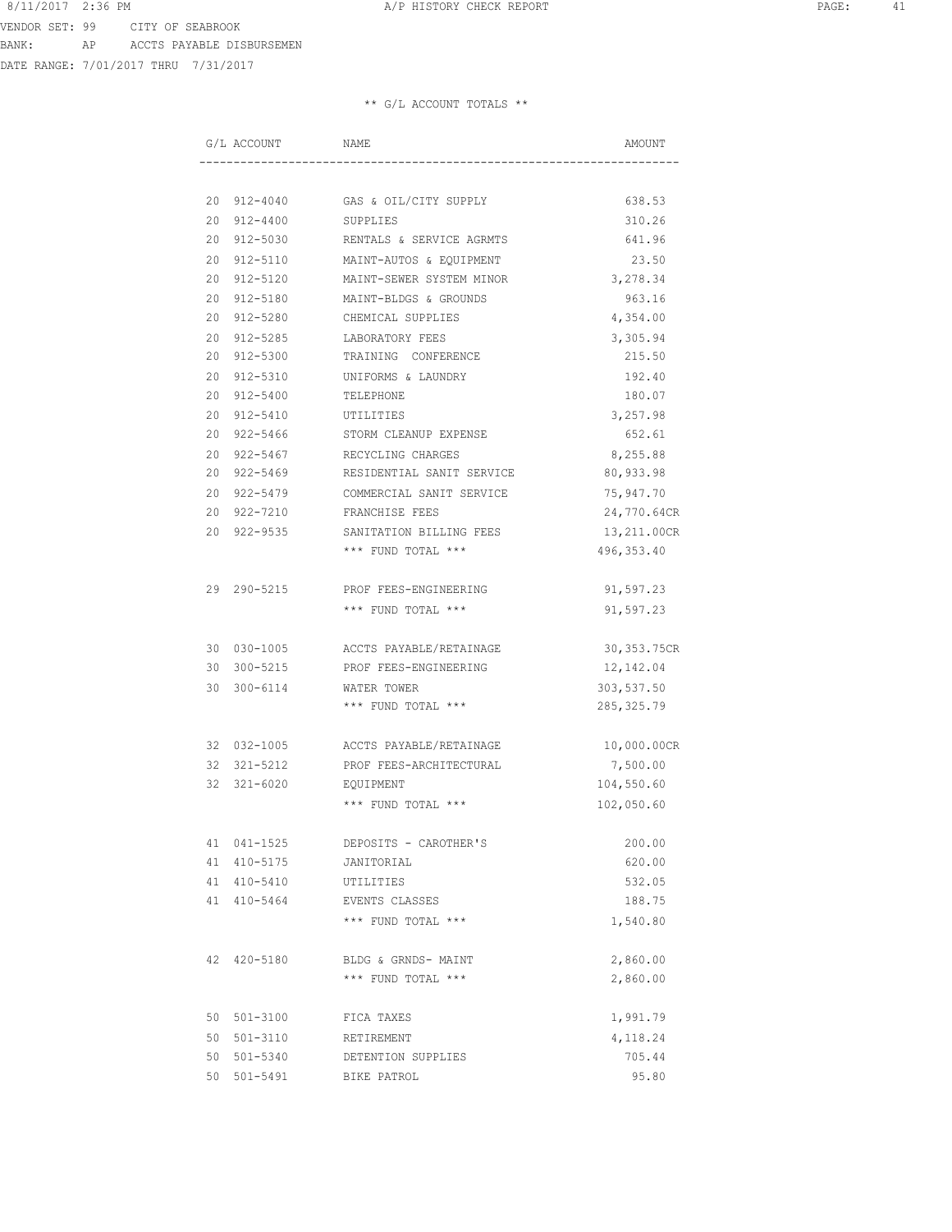VENDOR SET: 99 CITY OF SEABROOK
BANK: AP ACCTS PAYABLE DISBURSEMEN
DATE RANGE: 7/01/2017 THRU 7/31/2017

** G/L ACCOUNT TOTALS **

| G/L ACCOUNT | NAME | AMOUNT |
|---|---|---|
| 20 912-4040 | GAS & OIL/CITY SUPPLY | 638.53 |
| 20 912-4400 | SUPPLIES | 310.26 |
| 20 912-5030 | RENTALS & SERVICE AGRMTS | 641.96 |
| 20 912-5110 | MAINT-AUTOS & EQUIPMENT | 23.50 |
| 20 912-5120 | MAINT-SEWER SYSTEM MINOR | 3,278.34 |
| 20 912-5180 | MAINT-BLDGS & GROUNDS | 963.16 |
| 20 912-5280 | CHEMICAL SUPPLIES | 4,354.00 |
| 20 912-5285 | LABORATORY FEES | 3,305.94 |
| 20 912-5300 | TRAINING CONFERENCE | 215.50 |
| 20 912-5310 | UNIFORMS & LAUNDRY | 192.40 |
| 20 912-5400 | TELEPHONE | 180.07 |
| 20 912-5410 | UTILITIES | 3,257.98 |
| 20 922-5466 | STORM CLEANUP EXPENSE | 652.61 |
| 20 922-5467 | RECYCLING CHARGES | 8,255.88 |
| 20 922-5469 | RESIDENTIAL SANIT SERVICE | 80,933.98 |
| 20 922-5479 | COMMERCIAL SANIT SERVICE | 75,947.70 |
| 20 922-7210 | FRANCHISE FEES | 24,770.64CR |
| 20 922-9535 | SANITATION BILLING FEES | 13,211.00CR |
| | *** FUND TOTAL *** | 496,353.40 |
| 29 290-5215 | PROF FEES-ENGINEERING | 91,597.23 |
| | *** FUND TOTAL *** | 91,597.23 |
| 30 030-1005 | ACCTS PAYABLE/RETAINAGE | 30,353.75CR |
| 30 300-5215 | PROF FEES-ENGINEERING | 12,142.04 |
| 30 300-6114 | WATER TOWER | 303,537.50 |
| | *** FUND TOTAL *** | 285,325.79 |
| 32 032-1005 | ACCTS PAYABLE/RETAINAGE | 10,000.00CR |
| 32 321-5212 | PROF FEES-ARCHITECTURAL | 7,500.00 |
| 32 321-6020 | EQUIPMENT | 104,550.60 |
| | *** FUND TOTAL *** | 102,050.60 |
| 41 041-1525 | DEPOSITS - CAROTHER'S | 200.00 |
| 41 410-5175 | JANITORIAL | 620.00 |
| 41 410-5410 | UTILITIES | 532.05 |
| 41 410-5464 | EVENTS CLASSES | 188.75 |
| | *** FUND TOTAL *** | 1,540.80 |
| 42 420-5180 | BLDG & GRNDS- MAINT | 2,860.00 |
| | *** FUND TOTAL *** | 2,860.00 |
| 50 501-3100 | FICA TAXES | 1,991.79 |
| 50 501-3110 | RETIREMENT | 4,118.24 |
| 50 501-5340 | DETENTION SUPPLIES | 705.44 |
| 50 501-5491 | BIKE PATROL | 95.80 |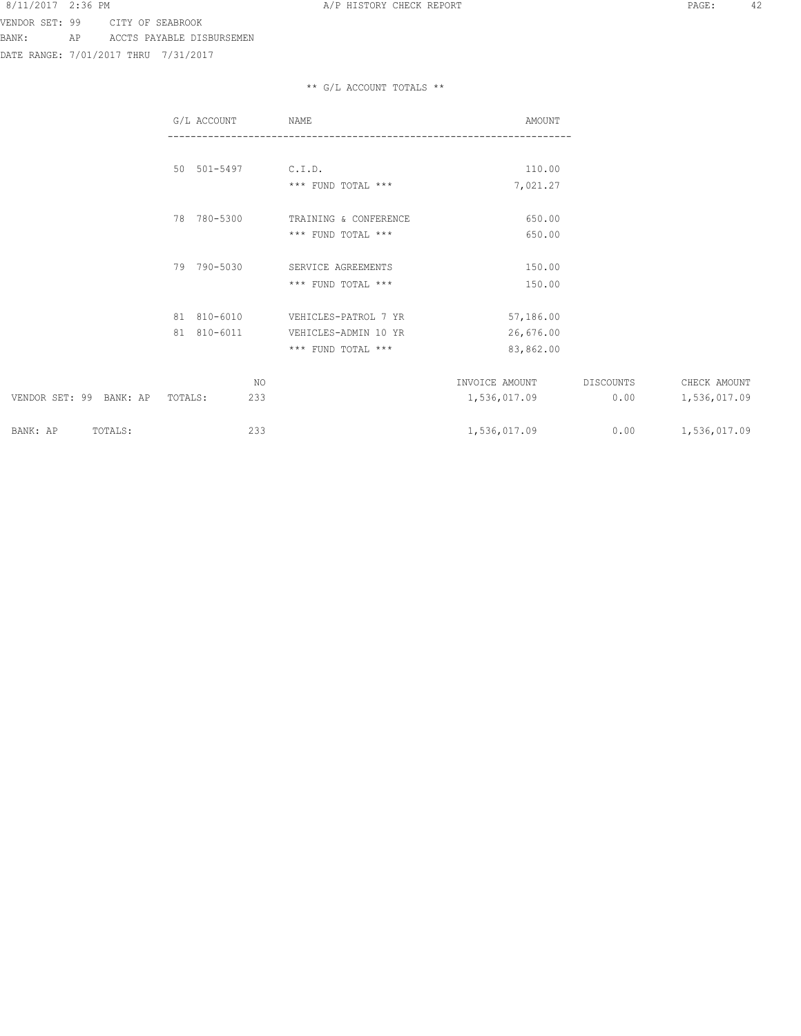8/11/2017 2:36 PM A/P HISTORY CHECK REPORT

VENDOR SET: 99 CITY OF SEABROOK
BANK: AP ACCTS PAYABLE DISBURSEMEN
DATE RANGE: 7/01/2017 THRU 7/31/2017

** G/L ACCOUNT TOTALS **

| G/L ACCOUNT | NAME | AMOUNT |
|---|---|---|
| 50 501-5497 | C.I.D. | 110.00 |
| | *** FUND TOTAL *** | 7,021.27 |
| 78 780-5300 | TRAINING & CONFERENCE | 650.00 |
| | *** FUND TOTAL *** | 650.00 |
| 79 790-5030 | SERVICE AGREEMENTS | 150.00 |
| | *** FUND TOTAL *** | 150.00 |
| 81 810-6010 | VEHICLES-PATROL 7 YR | 57,186.00 |
| 81 810-6011 | VEHICLES-ADMIN 10 YR | 26,676.00 |
| | *** FUND TOTAL *** | 83,862.00 |

| | NO | INVOICE AMOUNT | DISCOUNTS | CHECK AMOUNT |
|---|---|---|---|---|
| VENDOR SET: 99 BANK: AP TOTALS: | 233 | 1,536,017.09 | 0.00 | 1,536,017.09 |
| BANK: AP TOTALS: | 233 | 1,536,017.09 | 0.00 | 1,536,017.09 |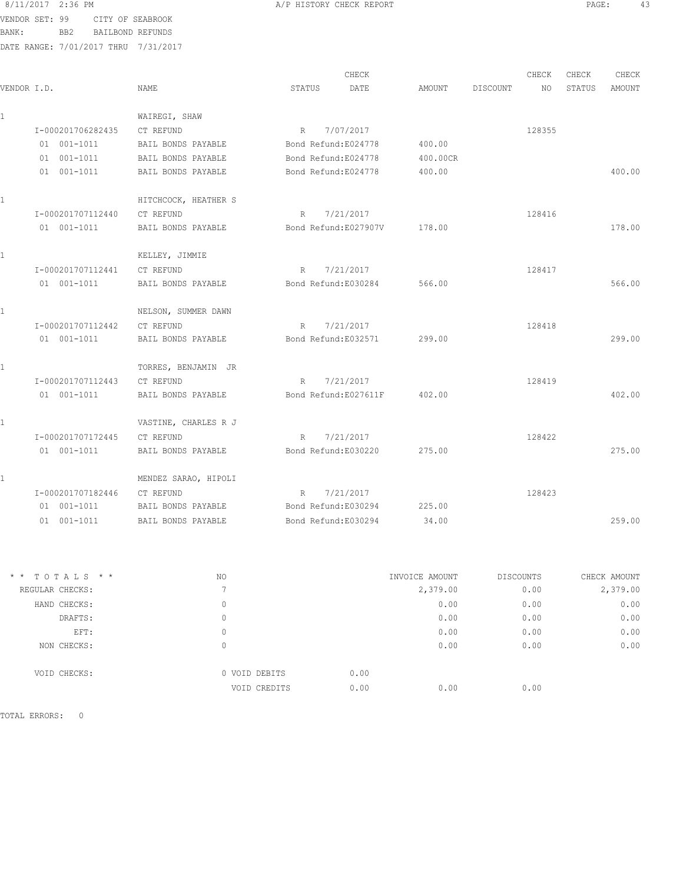8/11/2017 2:36 PM A/P HISTORY CHECK REPORT

VENDOR SET: 99 CITY OF SEABROOK
BANK: BB2 BAILBOND REFUNDS
DATE RANGE: 7/01/2017 THRU 7/31/2017

| VENDOR I.D. | NAME | STATUS | CHECK DATE | AMOUNT | DISCOUNT | CHECK NO | CHECK STATUS | CHECK AMOUNT |
|---|---|---|---|---|---|---|---|---|
| 1 | WAIREGI, SHAW | | | | | | | |
| I-000201706282435 | CT REFUND | R | 7/07/2017 | | | 128355 | | |
| 01 001-1011 | BAIL BONDS PAYABLE | Bond Refund:E024778 | | 400.00 | | | | |
| 01 001-1011 | BAIL BONDS PAYABLE | Bond Refund:E024778 | | 400.00CR | | | | |
| 01 001-1011 | BAIL BONDS PAYABLE | Bond Refund:E024778 | | 400.00 | | | | 400.00 |
| 1 | HITCHCOCK, HEATHER S | | | | | | | |
| I-000201707112440 | CT REFUND | R | 7/21/2017 | | | 128416 | | |
| 01 001-1011 | BAIL BONDS PAYABLE | Bond Refund:E027907V | | 178.00 | | | | 178.00 |
| 1 | KELLEY, JIMMIE | | | | | | | |
| I-000201707112441 | CT REFUND | R | 7/21/2017 | | | 128417 | | |
| 01 001-1011 | BAIL BONDS PAYABLE | Bond Refund:E030284 | | 566.00 | | | | 566.00 |
| 1 | NELSON, SUMMER DAWN | | | | | | | |
| I-000201707112442 | CT REFUND | R | 7/21/2017 | | | 128418 | | |
| 01 001-1011 | BAIL BONDS PAYABLE | Bond Refund:E032571 | | 299.00 | | | | 299.00 |
| 1 | TORRES, BENJAMIN JR | | | | | | | |
| I-000201707112443 | CT REFUND | R | 7/21/2017 | | | 128419 | | |
| 01 001-1011 | BAIL BONDS PAYABLE | Bond Refund:E027611F | | 402.00 | | | | 402.00 |
| 1 | VASTINE, CHARLES R J | | | | | | | |
| I-000201707172445 | CT REFUND | R | 7/21/2017 | | | 128422 | | |
| 01 001-1011 | BAIL BONDS PAYABLE | Bond Refund:E030220 | | 275.00 | | | | 275.00 |
| 1 | MENDEZ SARAO, HIPOLI | | | | | | | |
| I-000201707182446 | CT REFUND | R | 7/21/2017 | | | 128423 | | |
| 01 001-1011 | BAIL BONDS PAYABLE | Bond Refund:E030294 | | 225.00 | | | | |
| 01 001-1011 | BAIL BONDS PAYABLE | Bond Refund:E030294 | | 34.00 | | | | 259.00 |

| * * T O T A L S * * | NO | | INVOICE AMOUNT | DISCOUNTS | CHECK AMOUNT |
|---|---|---|---|---|---|
| REGULAR CHECKS: | 7 | | 2,379.00 | 0.00 | 2,379.00 |
| HAND CHECKS: | 0 | | 0.00 | 0.00 | 0.00 |
| DRAFTS: | 0 | | 0.00 | 0.00 | 0.00 |
| EFT: | 0 | | 0.00 | 0.00 | 0.00 |
| NON CHECKS: | 0 | | 0.00 | 0.00 | 0.00 |
| VOID CHECKS: | 0 VOID DEBITS | 0.00 | | | |
| | VOID CREDITS | 0.00 | 0.00 | 0.00 | |

TOTAL ERRORS: 0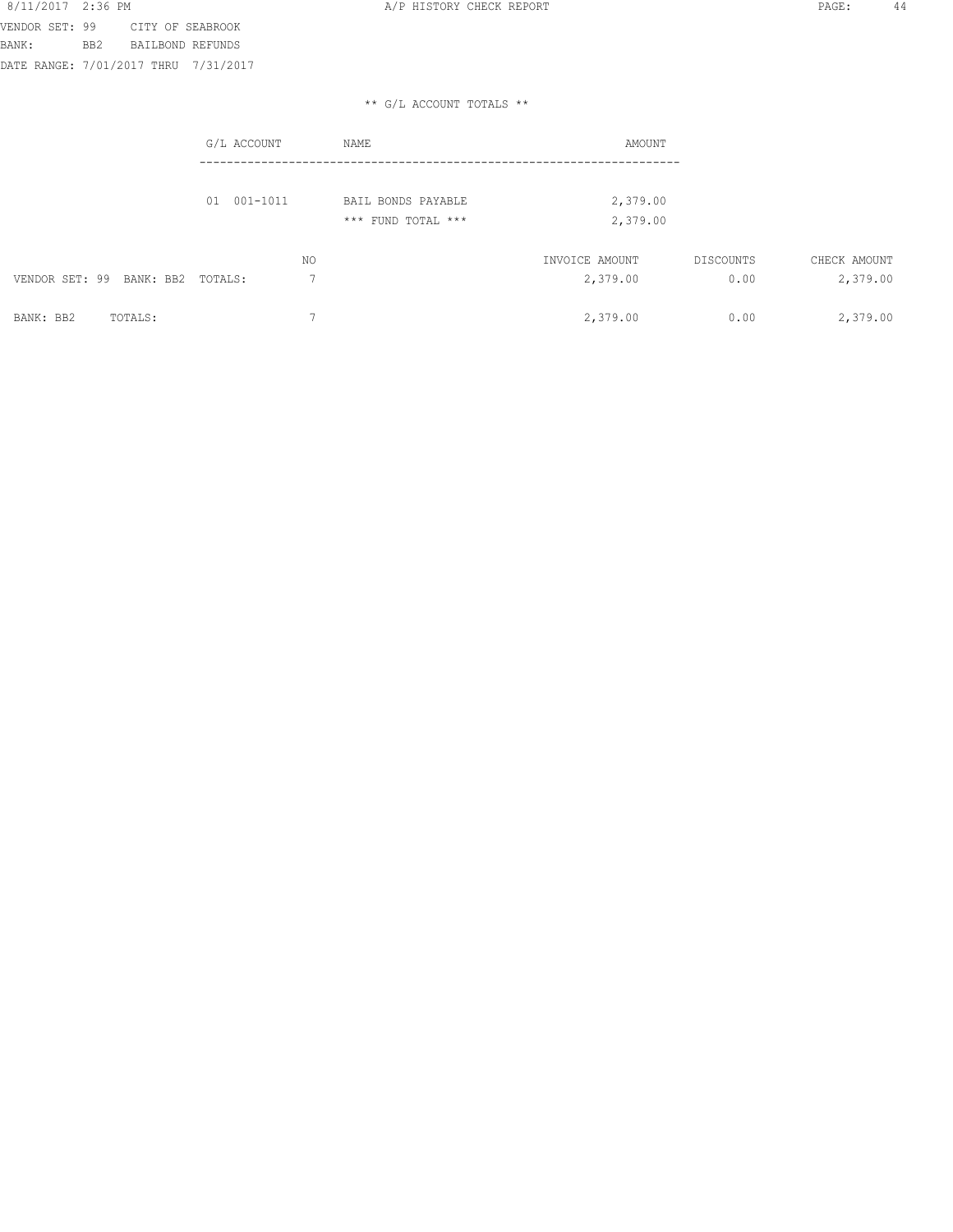VENDOR SET: 99 CITY OF SEABROOK
BANK: BB2 BAILBOND REFUNDS
DATE RANGE: 7/01/2017 THRU 7/31/2017

** G/L ACCOUNT TOTALS **

| G/L ACCOUNT | NAME | AMOUNT |
|---|---|---|
| 01 001-1011 | BAIL BONDS PAYABLE | 2,379.00 |
| | *** FUND TOTAL *** | 2,379.00 |

| | NO | INVOICE AMOUNT | DISCOUNTS | CHECK AMOUNT |
|---|---|---|---|---|
| VENDOR SET: 99 BANK: BB2 TOTALS: | 7 | 2,379.00 | 0.00 | 2,379.00 |
| BANK: BB2 TOTALS: | 7 | 2,379.00 | 0.00 | 2,379.00 |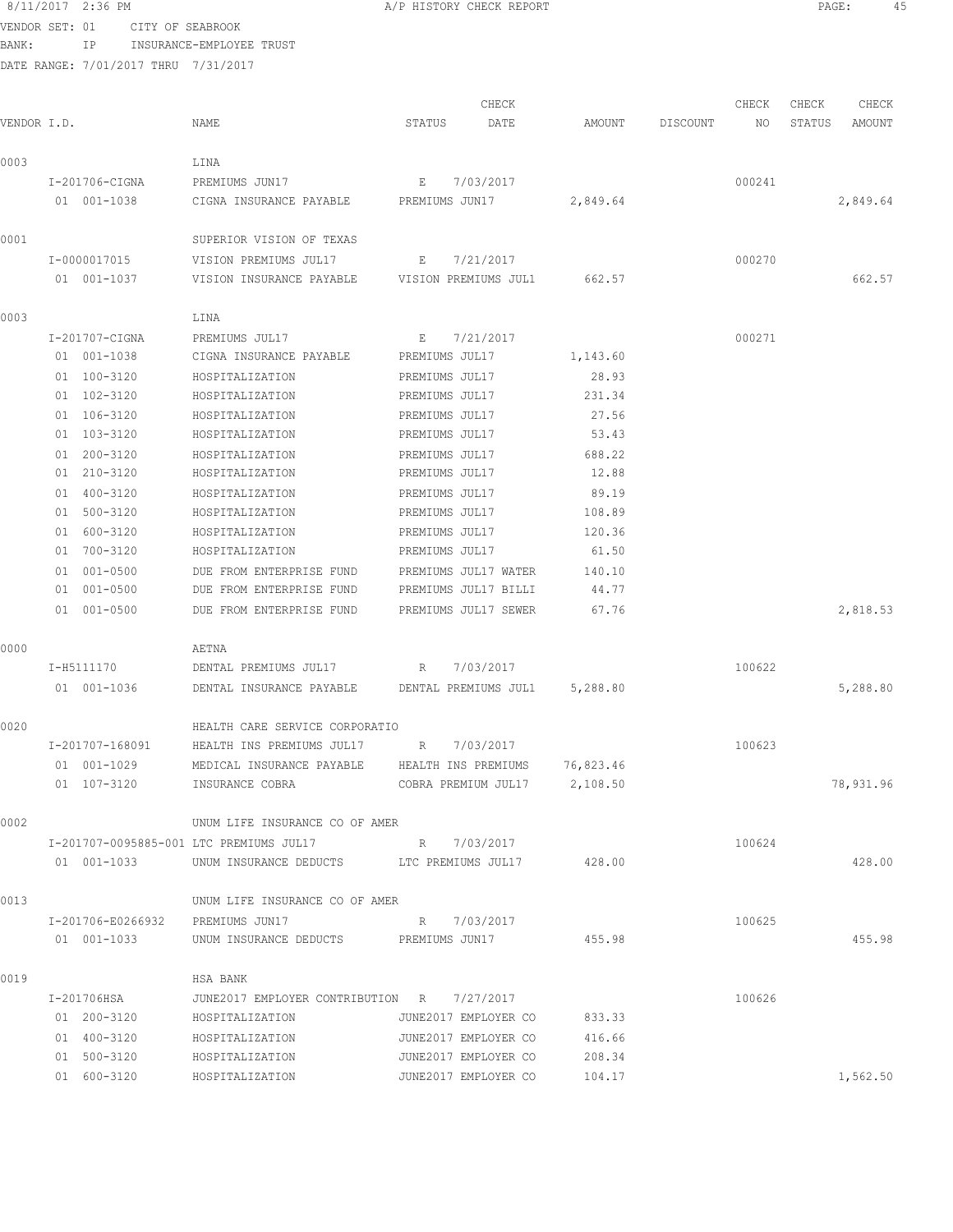8/11/2017 2:36 PM A/P HISTORY CHECK REPORT

VENDOR SET: 01 CITY OF SEABROOK
BANK: IP INSURANCE-EMPLOYEE TRUST
DATE RANGE: 7/01/2017 THRU 7/31/2017

| VENDOR I.D. | NAME | STATUS | CHECK DATE | AMOUNT | DISCOUNT | CHECK NO | CHECK STATUS | CHECK AMOUNT |
|---|---|---|---|---|---|---|---|---|
| 0003 | LINA | | | | | | | |
| I-201706-CIGNA | PREMIUMS JUN17 | E | 7/03/2017 | | | 000241 | | |
| 01 001-1038 | CIGNA INSURANCE PAYABLE | PREMIUMS JUN17 | | 2,849.64 | | | | 2,849.64 |
| 0001 | SUPERIOR VISION OF TEXAS | | | | | | | |
| I-0000017015 | VISION PREMIUMS JUL17 | E | 7/21/2017 | | | 000270 | | |
| 01 001-1037 | VISION INSURANCE PAYABLE | VISION PREMIUMS JUL1 | | 662.57 | | | | 662.57 |
| 0003 | LINA | | | | | | | |
| I-201707-CIGNA | PREMIUMS JUL17 | E | 7/21/2017 | | | 000271 | | |
| 01 001-1038 | CIGNA INSURANCE PAYABLE | PREMIUMS JUL17 | | 1,143.60 | | | | |
| 01 100-3120 | HOSPITALIZATION | PREMIUMS JUL17 | | 28.93 | | | | |
| 01 102-3120 | HOSPITALIZATION | PREMIUMS JUL17 | | 231.34 | | | | |
| 01 106-3120 | HOSPITALIZATION | PREMIUMS JUL17 | | 27.56 | | | | |
| 01 103-3120 | HOSPITALIZATION | PREMIUMS JUL17 | | 53.43 | | | | |
| 01 200-3120 | HOSPITALIZATION | PREMIUMS JUL17 | | 688.22 | | | | |
| 01 210-3120 | HOSPITALIZATION | PREMIUMS JUL17 | | 12.88 | | | | |
| 01 400-3120 | HOSPITALIZATION | PREMIUMS JUL17 | | 89.19 | | | | |
| 01 500-3120 | HOSPITALIZATION | PREMIUMS JUL17 | | 108.89 | | | | |
| 01 600-3120 | HOSPITALIZATION | PREMIUMS JUL17 | | 120.36 | | | | |
| 01 700-3120 | HOSPITALIZATION | PREMIUMS JUL17 | | 61.50 | | | | |
| 01 001-0500 | DUE FROM ENTERPRISE FUND | PREMIUMS JUL17 WATER | | 140.10 | | | | |
| 01 001-0500 | DUE FROM ENTERPRISE FUND | PREMIUMS JUL17 BILLI | | 44.77 | | | | |
| 01 001-0500 | DUE FROM ENTERPRISE FUND | PREMIUMS JUL17 SEWER | | 67.76 | | | | 2,818.53 |
| 0000 | AETNA | | | | | | | |
| I-H5111170 | DENTAL PREMIUMS JUL17 | R | 7/03/2017 | | | 100622 | | |
| 01 001-1036 | DENTAL INSURANCE PAYABLE | DENTAL PREMIUMS JUL1 | | 5,288.80 | | | | 5,288.80 |
| 0020 | HEALTH CARE SERVICE CORPORATIO | | | | | | | |
| I-201707-168091 | HEALTH INS PREMIUMS JUL17 | R | 7/03/2017 | | | 100623 | | |
| 01 001-1029 | MEDICAL INSURANCE PAYABLE | HEALTH INS PREMIUMS | | 76,823.46 | | | | |
| 01 107-3120 | INSURANCE COBRA | COBRA PREMIUM JUL17 | | 2,108.50 | | | | 78,931.96 |
| 0002 | UNUM LIFE INSURANCE CO OF AMER | | | | | | | |
| I-201707-0095885-001 | LTC PREMIUMS JUL17 | R | 7/03/2017 | | | 100624 | | |
| 01 001-1033 | UNUM INSURANCE DEDUCTS | LTC PREMIUMS JUL17 | | 428.00 | | | | 428.00 |
| 0013 | UNUM LIFE INSURANCE CO OF AMER | | | | | | | |
| I-201706-E0266932 | PREMIUMS JUN17 | R | 7/03/2017 | | | 100625 | | |
| 01 001-1033 | UNUM INSURANCE DEDUCTS | PREMIUMS JUN17 | | 455.98 | | | | 455.98 |
| 0019 | HSA BANK | | | | | | | |
| I-201706HSA | JUNE2017 EMPLOYER CONTRIBUTION | R | 7/27/2017 | | | 100626 | | |
| 01 200-3120 | HOSPITALIZATION | JUNE2017 EMPLOYER CO | | 833.33 | | | | |
| 01 400-3120 | HOSPITALIZATION | JUNE2017 EMPLOYER CO | | 416.66 | | | | |
| 01 500-3120 | HOSPITALIZATION | JUNE2017 EMPLOYER CO | | 208.34 | | | | |
| 01 600-3120 | HOSPITALIZATION | JUNE2017 EMPLOYER CO | | 104.17 | | | | 1,562.50 |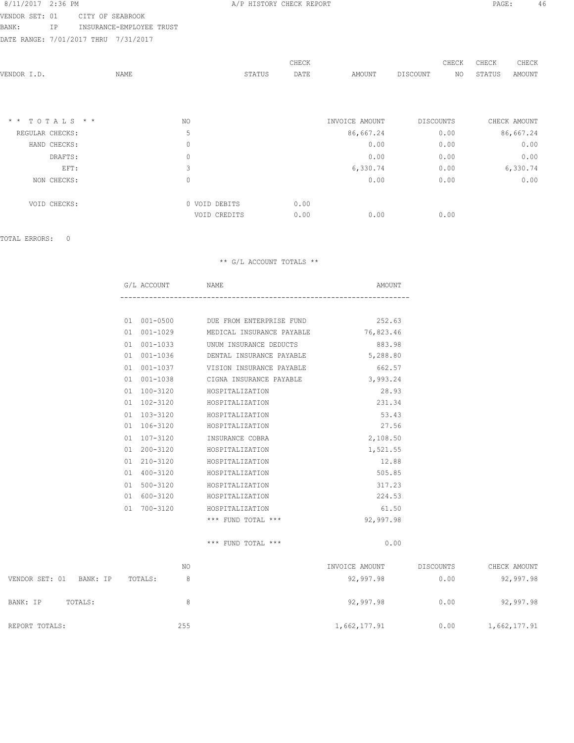8/11/2017 2:36 PM A/P HISTORY CHECK REPORT

VENDOR SET: 01 CITY OF SEABROOK
BANK: IP INSURANCE-EMPLOYEE TRUST
DATE RANGE: 7/01/2017 THRU 7/31/2017

| VENDOR I.D. | NAME | STATUS | CHECK DATE | AMOUNT | DISCOUNT | CHECK NO | CHECK STATUS | CHECK AMOUNT |
|---|---|---|---|---|---|---|---|---|

| * * TOTALS * * | NO | | | INVOICE AMOUNT | DISCOUNTS | CHECK AMOUNT |
|---|---|---|---|---|---|---|
| REGULAR CHECKS: | 5 | | | 86,667.24 | 0.00 | 86,667.24 |
| HAND CHECKS: | 0 | | | 0.00 | 0.00 | 0.00 |
| DRAFTS: | 0 | | | 0.00 | 0.00 | 0.00 |
| EFT: | 3 | | | 6,330.74 | 0.00 | 6,330.74 |
| NON CHECKS: | 0 | | | 0.00 | 0.00 | 0.00 |
| VOID CHECKS: | 0 | VOID DEBITS | 0.00 | | | |
| | | VOID CREDITS | 0.00 | 0.00 | 0.00 | |

TOTAL ERRORS: 0

** G/L ACCOUNT TOTALS **

| G/L ACCOUNT | NAME | AMOUNT |
|---|---|---|
| 01 001-0500 | DUE FROM ENTERPRISE FUND | 252.63 |
| 01 001-1029 | MEDICAL INSURANCE PAYABLE | 76,823.46 |
| 01 001-1033 | UNUM INSURANCE DEDUCTS | 883.98 |
| 01 001-1036 | DENTAL INSURANCE PAYABLE | 5,288.80 |
| 01 001-1037 | VISION INSURANCE PAYABLE | 662.57 |
| 01 001-1038 | CIGNA INSURANCE PAYABLE | 3,993.24 |
| 01 100-3120 | HOSPITALIZATION | 28.93 |
| 01 102-3120 | HOSPITALIZATION | 231.34 |
| 01 103-3120 | HOSPITALIZATION | 53.43 |
| 01 106-3120 | HOSPITALIZATION | 27.56 |
| 01 107-3120 | INSURANCE COBRA | 2,108.50 |
| 01 200-3120 | HOSPITALIZATION | 1,521.55 |
| 01 210-3120 | HOSPITALIZATION | 12.88 |
| 01 400-3120 | HOSPITALIZATION | 505.85 |
| 01 500-3120 | HOSPITALIZATION | 317.23 |
| 01 600-3120 | HOSPITALIZATION | 224.53 |
| 01 700-3120 | HOSPITALIZATION | 61.50 |
| | *** FUND TOTAL *** | 92,997.98 |
| | *** FUND TOTAL *** | 0.00 |

| | NO | INVOICE AMOUNT | DISCOUNTS | CHECK AMOUNT |
|---|---|---|---|---|
| VENDOR SET: 01 BANK: IP TOTALS: | 8 | 92,997.98 | 0.00 | 92,997.98 |
| BANK: IP TOTALS: | 8 | 92,997.98 | 0.00 | 92,997.98 |
| REPORT TOTALS: | 255 | 1,662,177.91 | 0.00 | 1,662,177.91 |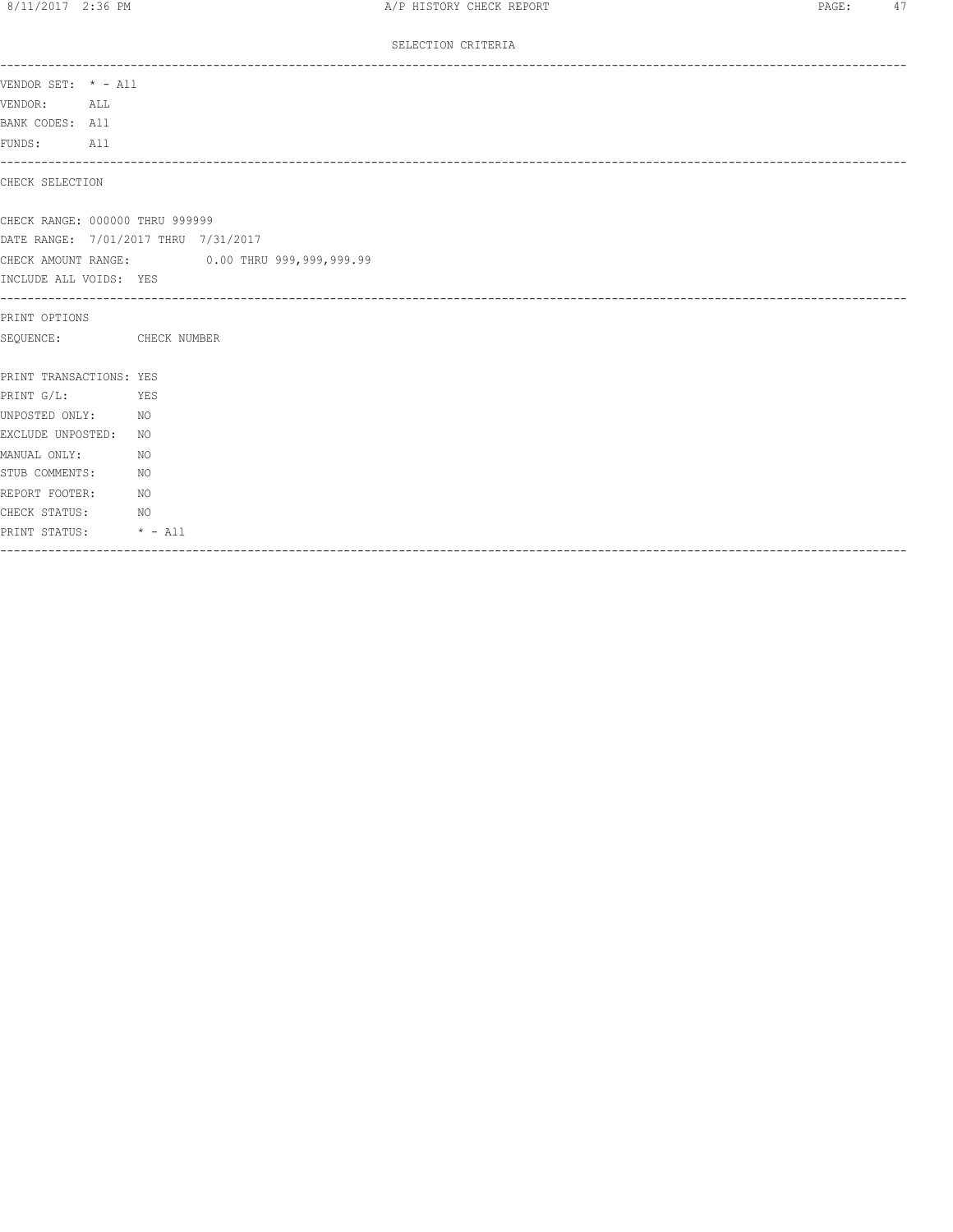SELECTION CRITERIA

VENDOR SET: * - All
VENDOR: ALL
BANK CODES: All
FUNDS: All

CHECK SELECTION

CHECK RANGE: 000000 THRU 999999
DATE RANGE: 7/01/2017 THRU 7/31/2017
CHECK AMOUNT RANGE: 0.00 THRU 999,999,999.99
INCLUDE ALL VOIDS: YES

PRINT OPTIONS
SEQUENCE: CHECK NUMBER

PRINT TRANSACTIONS: YES
PRINT G/L: YES
UNPOSTED ONLY: NO
EXCLUDE UNPOSTED: NO
MANUAL ONLY: NO
STUB COMMENTS: NO
REPORT FOOTER: NO
CHECK STATUS: NO
PRINT STATUS: * - All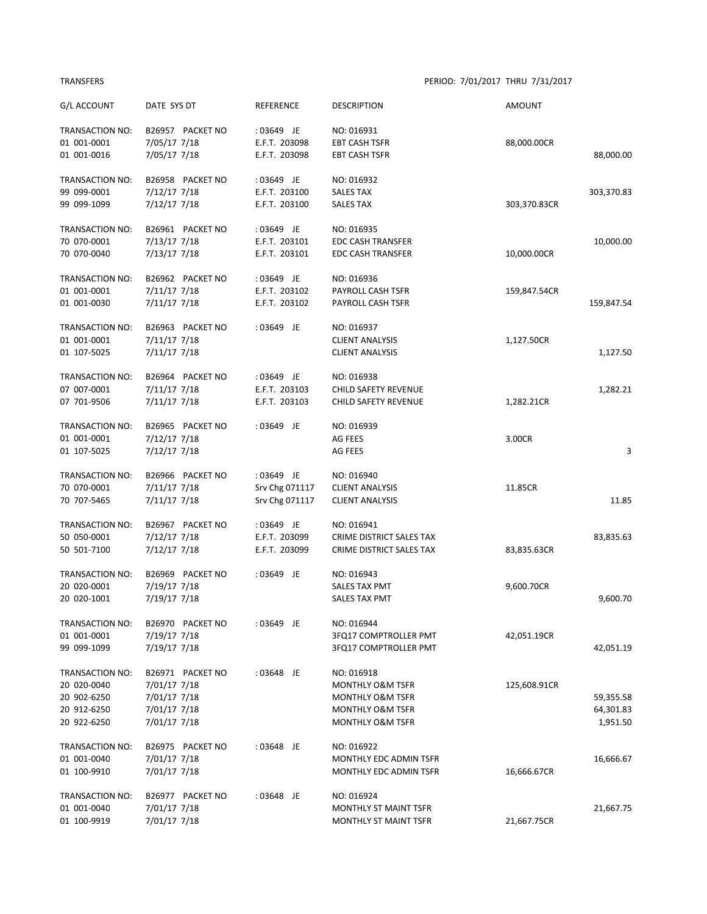TRANSFERS PERIOD: 7/01/2017 THRU 7/31/2017

| G/L ACCOUNT | DATE SYS DT | REFERENCE | DESCRIPTION | AMOUNT | |
|---|---|---|---|---|---|
| TRANSACTION NO: | B26957 PACKET NO | :03649 JE | NO: 016931 | | |
| 01 001-0001 | 7/05/17 7/18 | E.F.T. 203098 | EBT CASH TSFR | 88,000.00CR | |
| 01 001-0016 | 7/05/17 7/18 | E.F.T. 203098 | EBT CASH TSFR | | 88,000.00 |
| TRANSACTION NO: | B26958 PACKET NO | :03649 JE | NO: 016932 | | |
| 99 099-0001 | 7/12/17 7/18 | E.F.T. 203100 | SALES TAX | | 303,370.83 |
| 99 099-1099 | 7/12/17 7/18 | E.F.T. 203100 | SALES TAX | 303,370.83CR | |
| TRANSACTION NO: | B26961 PACKET NO | :03649 JE | NO: 016935 | | |
| 70 070-0001 | 7/13/17 7/18 | E.F.T. 203101 | EDC CASH TRANSFER | | 10,000.00 |
| 70 070-0040 | 7/13/17 7/18 | E.F.T. 203101 | EDC CASH TRANSFER | 10,000.00CR | |
| TRANSACTION NO: | B26962 PACKET NO | :03649 JE | NO: 016936 | | |
| 01 001-0001 | 7/11/17 7/18 | E.F.T. 203102 | PAYROLL CASH TSFR | 159,847.54CR | |
| 01 001-0030 | 7/11/17 7/18 | E.F.T. 203102 | PAYROLL CASH TSFR | | 159,847.54 |
| TRANSACTION NO: | B26963 PACKET NO | :03649 JE | NO: 016937 | | |
| 01 001-0001 | 7/11/17 7/18 | | CLIENT ANALYSIS | 1,127.50CR | |
| 01 107-5025 | 7/11/17 7/18 | | CLIENT ANALYSIS | | 1,127.50 |
| TRANSACTION NO: | B26964 PACKET NO | :03649 JE | NO: 016938 | | |
| 07 007-0001 | 7/11/17 7/18 | E.F.T. 203103 | CHILD SAFETY REVENUE | | 1,282.21 |
| 07 701-9506 | 7/11/17 7/18 | E.F.T. 203103 | CHILD SAFETY REVENUE | 1,282.21CR | |
| TRANSACTION NO: | B26965 PACKET NO | :03649 JE | NO: 016939 | | |
| 01 001-0001 | 7/12/17 7/18 | | AG FEES | 3.00CR | |
| 01 107-5025 | 7/12/17 7/18 | | AG FEES | | 3 |
| TRANSACTION NO: | B26966 PACKET NO | :03649 JE | NO: 016940 | | |
| 70 070-0001 | 7/11/17 7/18 | Srv Chg 071117 | CLIENT ANALYSIS | 11.85CR | |
| 70 707-5465 | 7/11/17 7/18 | Srv Chg 071117 | CLIENT ANALYSIS | | 11.85 |
| TRANSACTION NO: | B26967 PACKET NO | :03649 JE | NO: 016941 | | |
| 50 050-0001 | 7/12/17 7/18 | E.F.T. 203099 | CRIME DISTRICT SALES TAX | | 83,835.63 |
| 50 501-7100 | 7/12/17 7/18 | E.F.T. 203099 | CRIME DISTRICT SALES TAX | 83,835.63CR | |
| TRANSACTION NO: | B26969 PACKET NO | :03649 JE | NO: 016943 | | |
| 20 020-0001 | 7/19/17 7/18 | | SALES TAX PMT | 9,600.70CR | |
| 20 020-1001 | 7/19/17 7/18 | | SALES TAX PMT | | 9,600.70 |
| TRANSACTION NO: | B26970 PACKET NO | :03649 JE | NO: 016944 | | |
| 01 001-0001 | 7/19/17 7/18 | | 3FQ17 COMPTROLLER PMT | 42,051.19CR | |
| 99 099-1099 | 7/19/17 7/18 | | 3FQ17 COMPTROLLER PMT | | 42,051.19 |
| TRANSACTION NO: | B26971 PACKET NO | :03648 JE | NO: 016918 | | |
| 20 020-0040 | 7/01/17 7/18 | | MONTHLY O&M TSFR | 125,608.91CR | |
| 20 902-6250 | 7/01/17 7/18 | | MONTHLY O&M TSFR | | 59,355.58 |
| 20 912-6250 | 7/01/17 7/18 | | MONTHLY O&M TSFR | | 64,301.83 |
| 20 922-6250 | 7/01/17 7/18 | | MONTHLY O&M TSFR | | 1,951.50 |
| TRANSACTION NO: | B26975 PACKET NO | :03648 JE | NO: 016922 | | |
| 01 001-0040 | 7/01/17 7/18 | | MONTHLY EDC ADMIN TSFR | | 16,666.67 |
| 01 100-9910 | 7/01/17 7/18 | | MONTHLY EDC ADMIN TSFR | 16,666.67CR | |
| TRANSACTION NO: | B26977 PACKET NO | :03648 JE | NO: 016924 | | |
| 01 001-0040 | 7/01/17 7/18 | | MONTHLY ST MAINT TSFR | | 21,667.75 |
| 01 100-9919 | 7/01/17 7/18 | | MONTHLY ST MAINT TSFR | 21,667.75CR | |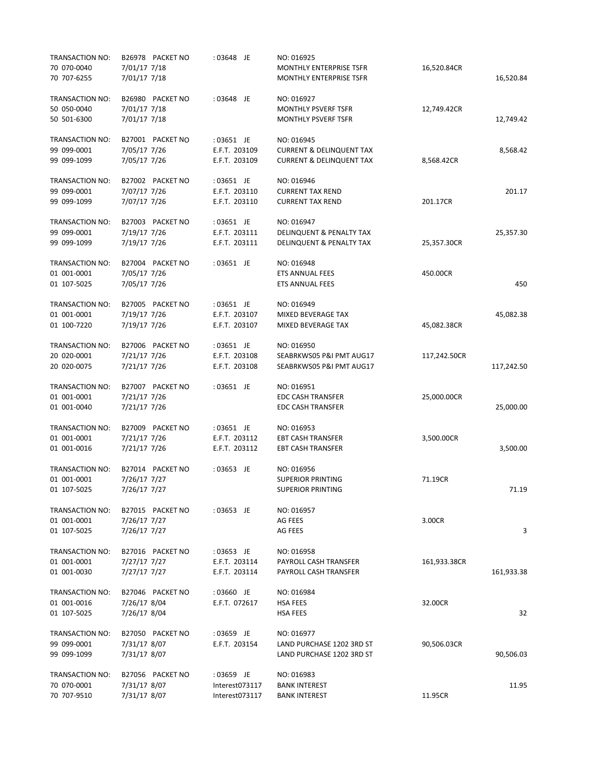| | | | | | |
|---|---|---|---|---|---|
| TRANSACTION NO: | B26978 PACKET NO | : 03648 JE | NO: 016925 | | |
| 70 070-0040 | 7/01/17 7/18 | | MONTHLY ENTERPRISE TSFR | 16,520.84CR | |
| 70 707-6255 | 7/01/17 7/18 | | MONTHLY ENTERPRISE TSFR | | 16,520.84 |
| TRANSACTION NO: | B26980 PACKET NO | : 03648 JE | NO: 016927 | | |
| 50 050-0040 | 7/01/17 7/18 | | MONTHLY PSVERF TSFR | 12,749.42CR | |
| 50 501-6300 | 7/01/17 7/18 | | MONTHLY PSVERF TSFR | | 12,749.42 |
| TRANSACTION NO: | B27001 PACKET NO | : 03651 JE | NO: 016945 | | |
| 99 099-0001 | 7/05/17 7/26 | E.F.T. 203109 | CURRENT & DELINQUENT TAX | | 8,568.42 |
| 99 099-1099 | 7/05/17 7/26 | E.F.T. 203109 | CURRENT & DELINQUENT TAX | 8,568.42CR | |
| TRANSACTION NO: | B27002 PACKET NO | : 03651 JE | NO: 016946 | | |
| 99 099-0001 | 7/07/17 7/26 | E.F.T. 203110 | CURRENT TAX REND | | 201.17 |
| 99 099-1099 | 7/07/17 7/26 | E.F.T. 203110 | CURRENT TAX REND | 201.17CR | |
| TRANSACTION NO: | B27003 PACKET NO | : 03651 JE | NO: 016947 | | |
| 99 099-0001 | 7/19/17 7/26 | E.F.T. 203111 | DELINQUENT & PENALTY TAX | | 25,357.30 |
| 99 099-1099 | 7/19/17 7/26 | E.F.T. 203111 | DELINQUENT & PENALTY TAX | 25,357.30CR | |
| TRANSACTION NO: | B27004 PACKET NO | : 03651 JE | NO: 016948 | | |
| 01 001-0001 | 7/05/17 7/26 | | ETS ANNUAL FEES | 450.00CR | |
| 01 107-5025 | 7/05/17 7/26 | | ETS ANNUAL FEES | | 450 |
| TRANSACTION NO: | B27005 PACKET NO | : 03651 JE | NO: 016949 | | |
| 01 001-0001 | 7/19/17 7/26 | E.F.T. 203107 | MIXED BEVERAGE TAX | | 45,082.38 |
| 01 100-7220 | 7/19/17 7/26 | E.F.T. 203107 | MIXED BEVERAGE TAX | 45,082.38CR | |
| TRANSACTION NO: | B27006 PACKET NO | : 03651 JE | NO: 016950 | | |
| 20 020-0001 | 7/21/17 7/26 | E.F.T. 203108 | SEABRKWS05 P&I PMT AUG17 | 117,242.50CR | |
| 20 020-0075 | 7/21/17 7/26 | E.F.T. 203108 | SEABRKWS05 P&I PMT AUG17 | | 117,242.50 |
| TRANSACTION NO: | B27007 PACKET NO | : 03651 JE | NO: 016951 | | |
| 01 001-0001 | 7/21/17 7/26 | | EDC CASH TRANSFER | 25,000.00CR | |
| 01 001-0040 | 7/21/17 7/26 | | EDC CASH TRANSFER | | 25,000.00 |
| TRANSACTION NO: | B27009 PACKET NO | : 03651 JE | NO: 016953 | | |
| 01 001-0001 | 7/21/17 7/26 | E.F.T. 203112 | EBT CASH TRANSFER | 3,500.00CR | |
| 01 001-0016 | 7/21/17 7/26 | E.F.T. 203112 | EBT CASH TRANSFER | | 3,500.00 |
| TRANSACTION NO: | B27014 PACKET NO | : 03653 JE | NO: 016956 | | |
| 01 001-0001 | 7/26/17 7/27 | | SUPERIOR PRINTING | 71.19CR | |
| 01 107-5025 | 7/26/17 7/27 | | SUPERIOR PRINTING | | 71.19 |
| TRANSACTION NO: | B27015 PACKET NO | : 03653 JE | NO: 016957 | | |
| 01 001-0001 | 7/26/17 7/27 | | AG FEES | 3.00CR | |
| 01 107-5025 | 7/26/17 7/27 | | AG FEES | | 3 |
| TRANSACTION NO: | B27016 PACKET NO | : 03653 JE | NO: 016958 | | |
| 01 001-0001 | 7/27/17 7/27 | E.F.T. 203114 | PAYROLL CASH TRANSFER | 161,933.38CR | |
| 01 001-0030 | 7/27/17 7/27 | E.F.T. 203114 | PAYROLL CASH TRANSFER | | 161,933.38 |
| TRANSACTION NO: | B27046 PACKET NO | : 03660 JE | NO: 016984 | | |
| 01 001-0016 | 7/26/17 8/04 | E.F.T. 072617 | HSA FEES | 32.00CR | |
| 01 107-5025 | 7/26/17 8/04 | | HSA FEES | | 32 |
| TRANSACTION NO: | B27050 PACKET NO | : 03659 JE | NO: 016977 | | |
| 99 099-0001 | 7/31/17 8/07 | E.F.T. 203154 | LAND PURCHASE 1202 3RD ST | 90,506.03CR | |
| 99 099-1099 | 7/31/17 8/07 | | LAND PURCHASE 1202 3RD ST | | 90,506.03 |
| TRANSACTION NO: | B27056 PACKET NO | : 03659 JE | NO: 016983 | | |
| 70 070-0001 | 7/31/17 8/07 | Interest073117 | BANK INTEREST | | 11.95 |
| 70 707-9510 | 7/31/17 8/07 | Interest073117 | BANK INTEREST | 11.95CR | |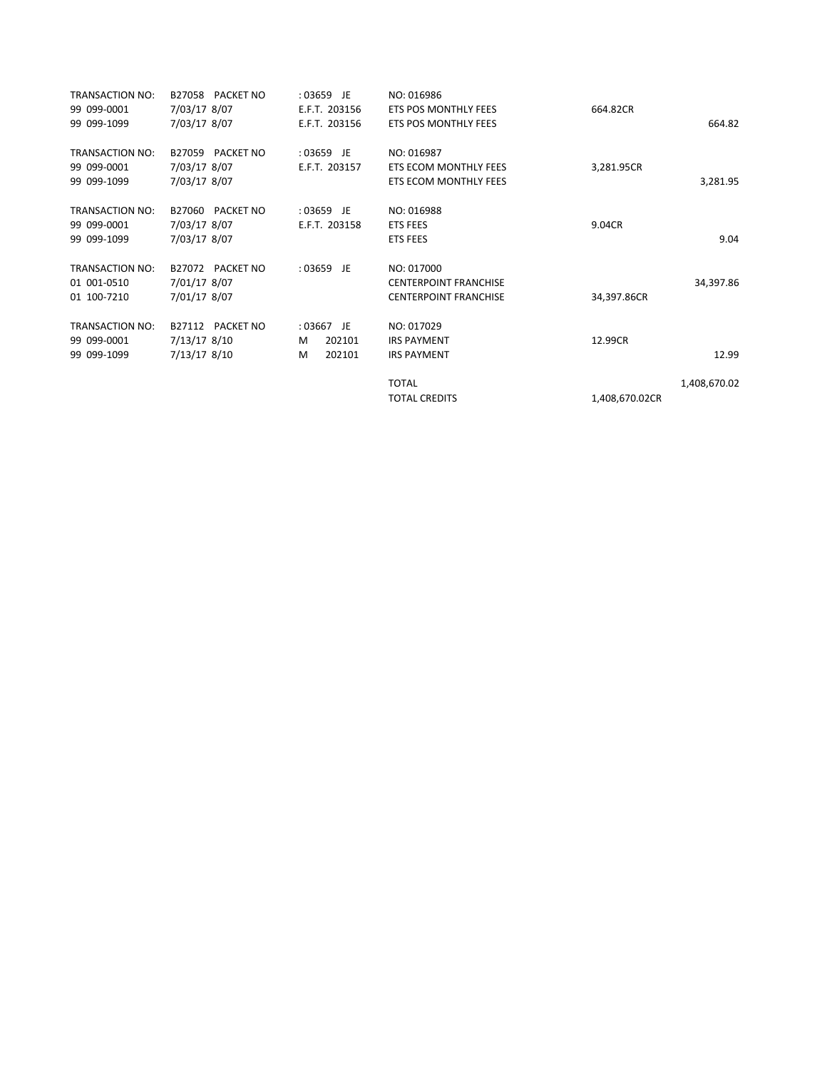| | | | | | |
|---|---|---|---|---|---|
| TRANSACTION NO: | B27058 PACKET NO | : 03659 JE | NO: 016986 | | |
| 99 099-0001 | 7/03/17 8/07 | E.F.T. 203156 | ETS POS MONTHLY FEES | 664.82CR | |
| 99 099-1099 | 7/03/17 8/07 | E.F.T. 203156 | ETS POS MONTHLY FEES | | 664.82 |
| TRANSACTION NO: | B27059 PACKET NO | : 03659 JE | NO: 016987 | | |
| 99 099-0001 | 7/03/17 8/07 | E.F.T. 203157 | ETS ECOM MONTHLY FEES | 3,281.95CR | |
| 99 099-1099 | 7/03/17 8/07 | | ETS ECOM MONTHLY FEES | | 3,281.95 |
| TRANSACTION NO: | B27060 PACKET NO | : 03659 JE | NO: 016988 | | |
| 99 099-0001 | 7/03/17 8/07 | E.F.T. 203158 | ETS FEES | 9.04CR | |
| 99 099-1099 | 7/03/17 8/07 | | ETS FEES | | 9.04 |
| TRANSACTION NO: | B27072 PACKET NO | : 03659 JE | NO: 017000 | | |
| 01 001-0510 | 7/01/17 8/07 | | CENTERPOINT FRANCHISE | | 34,397.86 |
| 01 100-7210 | 7/01/17 8/07 | | CENTERPOINT FRANCHISE | 34,397.86CR | |
| TRANSACTION NO: | B27112 PACKET NO | : 03667 JE | NO: 017029 | | |
| 99 099-0001 | 7/13/17 8/10 | M 202101 | IRS PAYMENT | 12.99CR | |
| 99 099-1099 | 7/13/17 8/10 | M 202101 | IRS PAYMENT | | 12.99 |
| | | | TOTAL | | 1,408,670.02 |
| | | | TOTAL CREDITS | 1,408,670.02CR | |